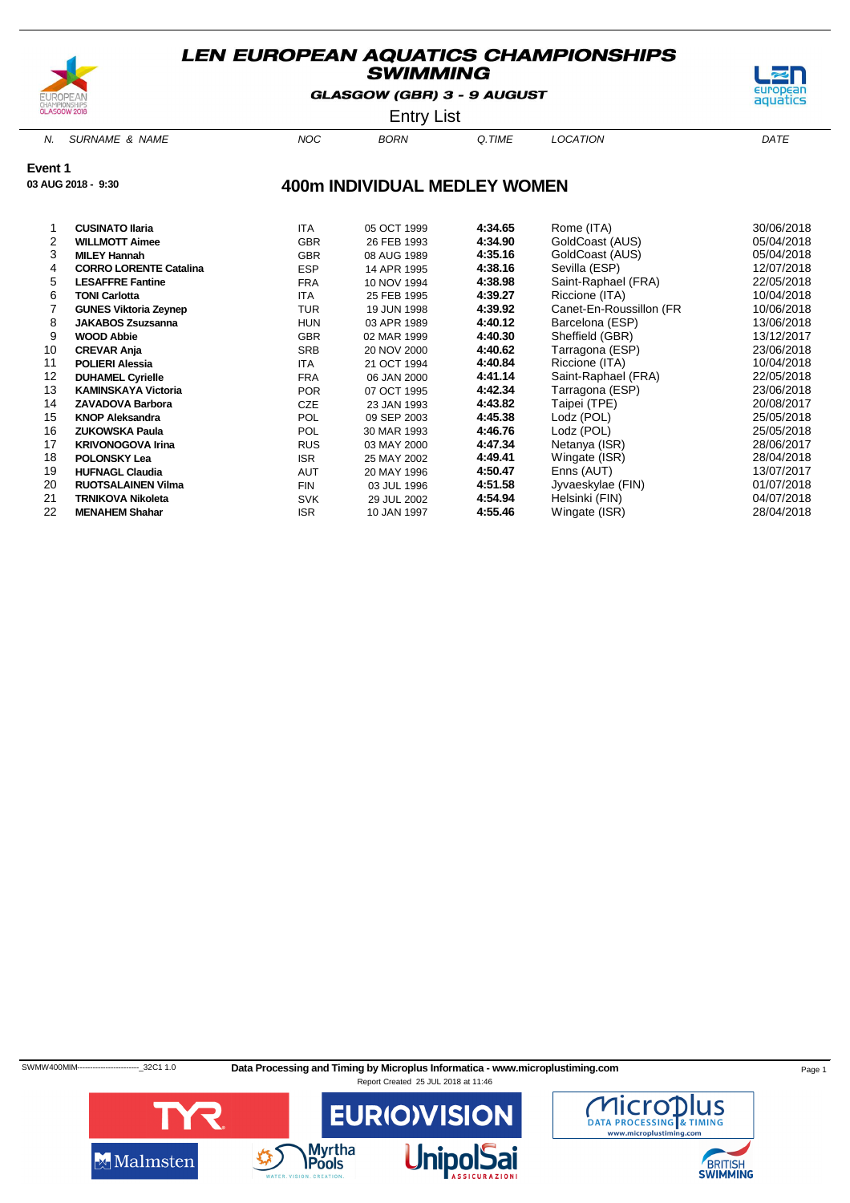# LEN EUROPEAN AQUATICS CHAMPIONSHIPS SWIMMING

**GLASGOW (GBR) 3 - 9 AUGUST**

Entry List

**Event 1**

**03 AUG 2018 - 9:30**

## 400m INDIVIDUAL MEDLEY WOMEN

| N. | SURNAME & NAME | NOC | BORN | Q.TIME | LOCATION | DATE |
|---|---|---|---|---|---|---|
| 1 | **CUSINATO Ilaria** | ITA | 05 OCT 1999 | **4:34.65** | Rome (ITA) | 30/06/2018 |
| 2 | **WILLMOTT Aimee** | GBR | 26 FEB 1993 | **4:34.90** | GoldCoast (AUS) | 05/04/2018 |
| 3 | **MILEY Hannah** | GBR | 08 AUG 1989 | **4:35.16** | GoldCoast (AUS) | 05/04/2018 |
| 4 | **CORRO LORENTE Catalina** | ESP | 14 APR 1995 | **4:38.16** | Sevilla (ESP) | 12/07/2018 |
| 5 | **LESAFFRE Fantine** | FRA | 10 NOV 1994 | **4:38.98** | Saint-Raphael (FRA) | 22/05/2018 |
| 6 | **TONI Carlotta** | ITA | 25 FEB 1995 | **4:39.27** | Riccione (ITA) | 10/04/2018 |
| 7 | **GUNES Viktoria Zeynep** | TUR | 19 JUN 1998 | **4:39.92** | Canet-En-Roussillon (FR | 10/06/2018 |
| 8 | **JAKABOS Zsuzsanna** | HUN | 03 APR 1989 | **4:40.12** | Barcelona (ESP) | 13/06/2018 |
| 9 | **WOOD Abbie** | GBR | 02 MAR 1999 | **4:40.30** | Sheffield (GBR) | 13/12/2017 |
| 10 | **CREVAR Anja** | SRB | 20 NOV 2000 | **4:40.62** | Tarragona (ESP) | 23/06/2018 |
| 11 | **POLIERI Alessia** | ITA | 21 OCT 1994 | **4:40.84** | Riccione (ITA) | 10/04/2018 |
| 12 | **DUHAMEL Cyrielle** | FRA | 06 JAN 2000 | **4:41.14** | Saint-Raphael (FRA) | 22/05/2018 |
| 13 | **KAMINSKAYA Victoria** | POR | 07 OCT 1995 | **4:42.34** | Tarragona (ESP) | 23/06/2018 |
| 14 | **ZAVADOVA Barbora** | CZE | 23 JAN 1993 | **4:43.82** | Taipei (TPE) | 20/08/2017 |
| 15 | **KNOP Aleksandra** | POL | 09 SEP 2003 | **4:45.38** | Lodz (POL) | 25/05/2018 |
| 16 | **ZUKOWSKA Paula** | POL | 30 MAR 1993 | **4:46.76** | Lodz (POL) | 25/05/2018 |
| 17 | **KRIVONOGOVA Irina** | RUS | 03 MAY 2000 | **4:47.34** | Netanya (ISR) | 28/06/2017 |
| 18 | **POLONSKY Lea** | ISR | 25 MAY 2002 | **4:49.41** | Wingate (ISR) | 28/04/2018 |
| 19 | **HUFNAGL Claudia** | AUT | 20 MAY 1996 | **4:50.47** | Enns (AUT) | 13/07/2017 |
| 20 | **RUOTSALAINEN Vilma** | FIN | 03 JUL 1996 | **4:51.58** | Jyvaeskylae (FIN) | 01/07/2018 |
| 21 | **TRNIKOVA Nikoleta** | SVK | 29 JUL 2002 | **4:54.94** | Helsinki (FIN) | 04/07/2018 |
| 22 | **MENAHEM Shahar** | ISR | 10 JAN 1997 | **4:55.46** | Wingate (ISR) | 28/04/2018 |

SWMW400MIM------------------------_32C1 1.0 **Data Processing and Timing by Microplus Informatica - www.microplustiming.com**

Report Created 25 JUL 2018 at 11:46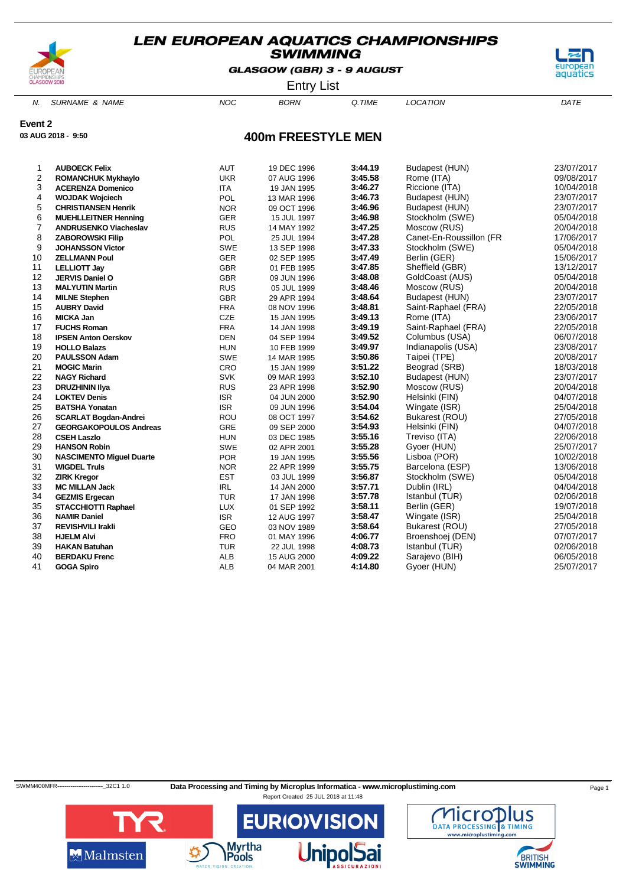# LEN EUROPEAN AQUATICS CHAMPIONSHIPS
## SWIMMING

**GLASGOW (GBR) 3 - 9 AUGUST**

Entry List

**Event 2**

**03 AUG 2018 - 9:50**

## 400m FREESTYLE MEN

| N. | SURNAME & NAME | NOC | BORN | Q.TIME | LOCATION | DATE |
|---|---|---|---|---|---|---|
| 1 | **AUBOECK Felix** | AUT | 19 DEC 1996 | **3:44.19** | Budapest (HUN) | 23/07/2017 |
| 2 | **ROMANCHUK Mykhaylo** | UKR | 07 AUG 1996 | **3:45.58** | Rome (ITA) | 09/08/2017 |
| 3 | **ACERENZA Domenico** | ITA | 19 JAN 1995 | **3:46.27** | Riccione (ITA) | 10/04/2018 |
| 4 | **WOJDAK Wojciech** | POL | 13 MAR 1996 | **3:46.73** | Budapest (HUN) | 23/07/2017 |
| 5 | **CHRISTIANSEN Henrik** | NOR | 09 OCT 1996 | **3:46.96** | Budapest (HUN) | 23/07/2017 |
| 6 | **MUEHLLEITNER Henning** | GER | 15 JUL 1997 | **3:46.98** | Stockholm (SWE) | 05/04/2018 |
| 7 | **ANDRUSENKO Viacheslav** | RUS | 14 MAY 1992 | **3:47.25** | Moscow (RUS) | 20/04/2018 |
| 8 | **ZABOROWSKI Filip** | POL | 25 JUL 1994 | **3:47.28** | Canet-En-Roussillon (FR | 17/06/2017 |
| 9 | **JOHANSSON Victor** | SWE | 13 SEP 1998 | **3:47.33** | Stockholm (SWE) | 05/04/2018 |
| 10 | **ZELLMANN Poul** | GER | 02 SEP 1995 | **3:47.49** | Berlin (GER) | 15/06/2017 |
| 11 | **LELLIOTT Jay** | GBR | 01 FEB 1995 | **3:47.85** | Sheffield (GBR) | 13/12/2017 |
| 12 | **JERVIS Daniel O** | GBR | 09 JUN 1996 | **3:48.08** | GoldCoast (AUS) | 05/04/2018 |
| 13 | **MALYUTIN Martin** | RUS | 05 JUL 1999 | **3:48.46** | Moscow (RUS) | 20/04/2018 |
| 14 | **MILNE Stephen** | GBR | 29 APR 1994 | **3:48.64** | Budapest (HUN) | 23/07/2017 |
| 15 | **AUBRY David** | FRA | 08 NOV 1996 | **3:48.81** | Saint-Raphael (FRA) | 22/05/2018 |
| 16 | **MICKA Jan** | CZE | 15 JAN 1995 | **3:49.13** | Rome (ITA) | 23/06/2017 |
| 17 | **FUCHS Roman** | FRA | 14 JAN 1998 | **3:49.19** | Saint-Raphael (FRA) | 22/05/2018 |
| 18 | **IPSEN Anton Oerskov** | DEN | 04 SEP 1994 | **3:49.52** | Columbus (USA) | 06/07/2018 |
| 19 | **HOLLO Balazs** | HUN | 10 FEB 1999 | **3:49.97** | Indianapolis (USA) | 23/08/2017 |
| 20 | **PAULSSON Adam** | SWE | 14 MAR 1995 | **3:50.86** | Taipei (TPE) | 20/08/2017 |
| 21 | **MOGIC Marin** | CRO | 15 JAN 1999 | **3:51.22** | Beograd (SRB) | 18/03/2018 |
| 22 | **NAGY Richard** | SVK | 09 MAR 1993 | **3:52.10** | Budapest (HUN) | 23/07/2017 |
| 23 | **DRUZHININ Ilya** | RUS | 23 APR 1998 | **3:52.90** | Moscow (RUS) | 20/04/2018 |
| 24 | **LOKTEV Denis** | ISR | 04 JUN 2000 | **3:52.90** | Helsinki (FIN) | 04/07/2018 |
| 25 | **BATSHA Yonatan** | ISR | 09 JUN 1996 | **3:54.04** | Wingate (ISR) | 25/04/2018 |
| 26 | **SCARLAT Bogdan-Andrei** | ROU | 08 OCT 1997 | **3:54.62** | Bukarest (ROU) | 27/05/2018 |
| 27 | **GEORGAKOPOULOS Andreas** | GRE | 09 SEP 2000 | **3:54.93** | Helsinki (FIN) | 04/07/2018 |
| 28 | **CSEH Laszlo** | HUN | 03 DEC 1985 | **3:55.16** | Treviso (ITA) | 22/06/2018 |
| 29 | **HANSON Robin** | SWE | 02 APR 2001 | **3:55.28** | Gyoer (HUN) | 25/07/2017 |
| 30 | **NASCIMENTO Miguel Duarte** | POR | 19 JAN 1995 | **3:55.56** | Lisboa (POR) | 10/02/2018 |
| 31 | **WIGDEL Truls** | NOR | 22 APR 1999 | **3:55.75** | Barcelona (ESP) | 13/06/2018 |
| 32 | **ZIRK Kregor** | EST | 03 JUL 1999 | **3:56.87** | Stockholm (SWE) | 05/04/2018 |
| 33 | **MC MILLAN Jack** | IRL | 14 JAN 2000 | **3:57.71** | Dublin (IRL) | 04/04/2018 |
| 34 | **GEZMIS Ergecan** | TUR | 17 JAN 1998 | **3:57.78** | Istanbul (TUR) | 02/06/2018 |
| 35 | **STACCHIOTTI Raphael** | LUX | 01 SEP 1992 | **3:58.11** | Berlin (GER) | 19/07/2018 |
| 36 | **NAMIR Daniel** | ISR | 12 AUG 1997 | **3:58.47** | Wingate (ISR) | 25/04/2018 |
| 37 | **REVISHVILI Irakli** | GEO | 03 NOV 1989 | **3:58.64** | Bukarest (ROU) | 27/05/2018 |
| 38 | **HJELM Alvi** | FRO | 01 MAY 1996 | **4:06.77** | Broenshoej (DEN) | 07/07/2017 |
| 39 | **HAKAN Batuhan** | TUR | 22 JUL 1998 | **4:08.73** | Istanbul (TUR) | 02/06/2018 |
| 40 | **BERDAKU Frenc** | ALB | 15 AUG 2000 | **4:09.22** | Sarajevo (BIH) | 06/05/2018 |
| 41 | **GOGA Spiro** | ALB | 04 MAR 2001 | **4:14.80** | Gyoer (HUN) | 25/07/2017 |

SWMM400MFR------------------------_32C1 1.0 **Data Processing and Timing by Microplus Informatica - www.microplustiming.com**

Report Created 25 JUL 2018 at 11:48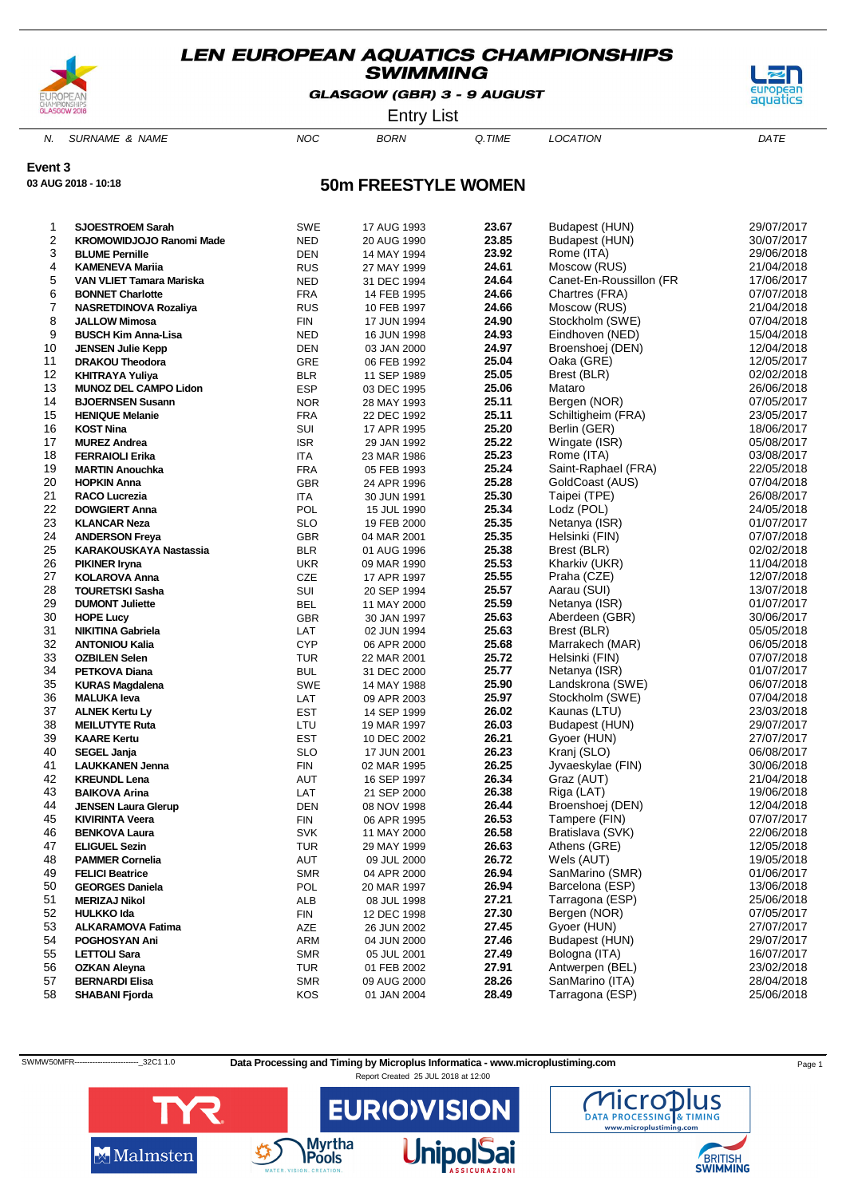# LEN EUROPEAN AQUATICS CHAMPIONSHIPS
## SWIMMING

GLASGOW (GBR) 3 - 9 AUGUST

Entry List

**Event 3**

**03 AUG 2018 - 10:18**

## 50m FREESTYLE WOMEN

| N. | SURNAME & NAME | NOC | BORN | Q.TIME | LOCATION | DATE |
|---|---|---|---|---|---|---|
| 1 | **SJOESTROEM Sarah** | SWE | 17 AUG 1993 | **23.67** | Budapest (HUN) | 29/07/2017 |
| 2 | **KROMOWIDJOJO Ranomi Made** | NED | 20 AUG 1990 | **23.85** | Budapest (HUN) | 30/07/2017 |
| 3 | **BLUME Pernille** | DEN | 14 MAY 1994 | **23.92** | Rome (ITA) | 29/06/2018 |
| 4 | **KAMENEVA Mariia** | RUS | 27 MAY 1999 | **24.61** | Moscow (RUS) | 21/04/2018 |
| 5 | **VAN VLIET Tamara Mariska** | NED | 31 DEC 1994 | **24.64** | Canet-En-Roussillon (FR | 17/06/2017 |
| 6 | **BONNET Charlotte** | FRA | 14 FEB 1995 | **24.66** | Chartres (FRA) | 07/07/2018 |
| 7 | **NASRETDINOVA Rozaliya** | RUS | 10 FEB 1997 | **24.66** | Moscow (RUS) | 21/04/2018 |
| 8 | **JALLOW Mimosa** | FIN | 17 JUN 1994 | **24.90** | Stockholm (SWE) | 07/04/2018 |
| 9 | **BUSCH Kim Anna-Lisa** | NED | 16 JUN 1998 | **24.93** | Eindhoven (NED) | 15/04/2018 |
| 10 | **JENSEN Julie Kepp** | DEN | 03 JAN 2000 | **24.97** | Broenshoej (DEN) | 12/04/2018 |
| 11 | **DRAKOU Theodora** | GRE | 06 FEB 1992 | **25.04** | Oaka (GRE) | 12/05/2017 |
| 12 | **KHITRAYA Yuliya** | BLR | 11 SEP 1989 | **25.05** | Brest (BLR) | 02/02/2018 |
| 13 | **MUNOZ DEL CAMPO Lidon** | ESP | 03 DEC 1995 | **25.06** | Mataro | 26/06/2018 |
| 14 | **BJOERNSEN Susann** | NOR | 28 MAY 1993 | **25.11** | Bergen (NOR) | 07/05/2017 |
| 15 | **HENIQUE Melanie** | FRA | 22 DEC 1992 | **25.11** | Schiltigheim (FRA) | 23/05/2017 |
| 16 | **KOST Nina** | SUI | 17 APR 1995 | **25.20** | Berlin (GER) | 18/06/2017 |
| 17 | **MUREZ Andrea** | ISR | 29 JAN 1992 | **25.22** | Wingate (ISR) | 05/08/2017 |
| 18 | **FERRAIOLI Erika** | ITA | 23 MAR 1986 | **25.23** | Rome (ITA) | 03/08/2017 |
| 19 | **MARTIN Anouchka** | FRA | 05 FEB 1993 | **25.24** | Saint-Raphael (FRA) | 22/05/2018 |
| 20 | **HOPKIN Anna** | GBR | 24 APR 1996 | **25.28** | GoldCoast (AUS) | 07/04/2018 |
| 21 | **RACO Lucrezia** | ITA | 30 JUN 1991 | **25.30** | Taipei (TPE) | 26/08/2017 |
| 22 | **DOWGIERT Anna** | POL | 15 JUL 1990 | **25.34** | Lodz (POL) | 24/05/2018 |
| 23 | **KLANCAR Neza** | SLO | 19 FEB 2000 | **25.35** | Netanya (ISR) | 01/07/2017 |
| 24 | **ANDERSON Freya** | GBR | 04 MAR 2001 | **25.35** | Helsinki (FIN) | 07/07/2018 |
| 25 | **KARAKOUSKAYA Nastassia** | BLR | 01 AUG 1996 | **25.38** | Brest (BLR) | 02/02/2018 |
| 26 | **PIKINER Iryna** | UKR | 09 MAR 1990 | **25.53** | Kharkiv (UKR) | 11/04/2018 |
| 27 | **KOLAROVA Anna** | CZE | 17 APR 1997 | **25.55** | Praha (CZE) | 12/07/2018 |
| 28 | **TOURETSKI Sasha** | SUI | 20 SEP 1994 | **25.57** | Aarau (SUI) | 13/07/2018 |
| 29 | **DUMONT Juliette** | BEL | 11 MAY 2000 | **25.59** | Netanya (ISR) | 01/07/2017 |
| 30 | **HOPE Lucy** | GBR | 30 JAN 1997 | **25.63** | Aberdeen (GBR) | 30/06/2017 |
| 31 | **NIKITINA Gabriela** | LAT | 02 JUN 1994 | **25.63** | Brest (BLR) | 05/05/2018 |
| 32 | **ANTONIOU Kalia** | CYP | 06 APR 2000 | **25.68** | Marrakech (MAR) | 06/05/2018 |
| 33 | **OZBILEN Selen** | TUR | 22 MAR 2001 | **25.72** | Helsinki (FIN) | 07/07/2018 |
| 34 | **PETKOVA Diana** | BUL | 31 DEC 2000 | **25.77** | Netanya (ISR) | 01/07/2017 |
| 35 | **KURAS Magdalena** | SWE | 14 MAY 1988 | **25.90** | Landskrona (SWE) | 06/07/2018 |
| 36 | **MALUKA Ieva** | LAT | 09 APR 2003 | **25.97** | Stockholm (SWE) | 07/04/2018 |
| 37 | **ALNEK Kertu Ly** | EST | 14 SEP 1999 | **26.02** | Kaunas (LTU) | 23/03/2018 |
| 38 | **MEILUTYTE Ruta** | LTU | 19 MAR 1997 | **26.03** | Budapest (HUN) | 29/07/2017 |
| 39 | **KAARE Kertu** | EST | 10 DEC 2002 | **26.21** | Gyoer (HUN) | 27/07/2017 |
| 40 | **SEGEL Janja** | SLO | 17 JUN 2001 | **26.23** | Kranj (SLO) | 06/08/2017 |
| 41 | **LAUKKANEN Jenna** | FIN | 02 MAR 1995 | **26.25** | Jyvaeskylae (FIN) | 30/06/2018 |
| 42 | **KREUNDL Lena** | AUT | 16 SEP 1997 | **26.34** | Graz (AUT) | 21/04/2018 |
| 43 | **BAIKOVA Arina** | LAT | 21 SEP 2000 | **26.38** | Riga (LAT) | 19/06/2018 |
| 44 | **JENSEN Laura Glerup** | DEN | 08 NOV 1998 | **26.44** | Broenshoej (DEN) | 12/04/2018 |
| 45 | **KIVIRINTA Veera** | FIN | 06 APR 1995 | **26.53** | Tampere (FIN) | 07/07/2017 |
| 46 | **BENKOVA Laura** | SVK | 11 MAY 2000 | **26.58** | Bratislava (SVK) | 22/06/2018 |
| 47 | **ELIGUEL Sezin** | TUR | 29 MAY 1999 | **26.63** | Athens (GRE) | 12/05/2018 |
| 48 | **PAMMER Cornelia** | AUT | 09 JUL 2000 | **26.72** | Wels (AUT) | 19/05/2018 |
| 49 | **FELICI Beatrice** | SMR | 04 APR 2000 | **26.94** | SanMarino (SMR) | 01/06/2017 |
| 50 | **GEORGES Daniela** | POL | 20 MAR 1997 | **26.94** | Barcelona (ESP) | 13/06/2018 |
| 51 | **MERIZAJ Nikol** | ALB | 08 JUL 1998 | **27.21** | Tarragona (ESP) | 25/06/2018 |
| 52 | **HULKKO Ida** | FIN | 12 DEC 1998 | **27.30** | Bergen (NOR) | 07/05/2017 |
| 53 | **ALKARAMOVA Fatima** | AZE | 26 JUN 2002 | **27.45** | Gyoer (HUN) | 27/07/2017 |
| 54 | **POGHOSYAN Ani** | ARM | 04 JUN 2000 | **27.46** | Budapest (HUN) | 29/07/2017 |
| 55 | **LETTOLI Sara** | SMR | 05 JUL 2001 | **27.49** | Bologna (ITA) | 16/07/2017 |
| 56 | **OZKAN Aleyna** | TUR | 01 FEB 2002 | **27.91** | Antwerpen (BEL) | 23/02/2018 |
| 57 | **BERNARDI Elisa** | SMR | 09 AUG 2000 | **28.26** | SanMarino (ITA) | 28/04/2018 |
| 58 | **SHABANI Fjorda** | KOS | 01 JAN 2004 | **28.49** | Tarragona (ESP) | 25/06/2018 |

SWMW50MFR------------------------_32C1 1.0 **Data Processing and Timing by Microplus Informatica - www.microplustiming.com**

Report Created 25 JUL 2018 at 12:00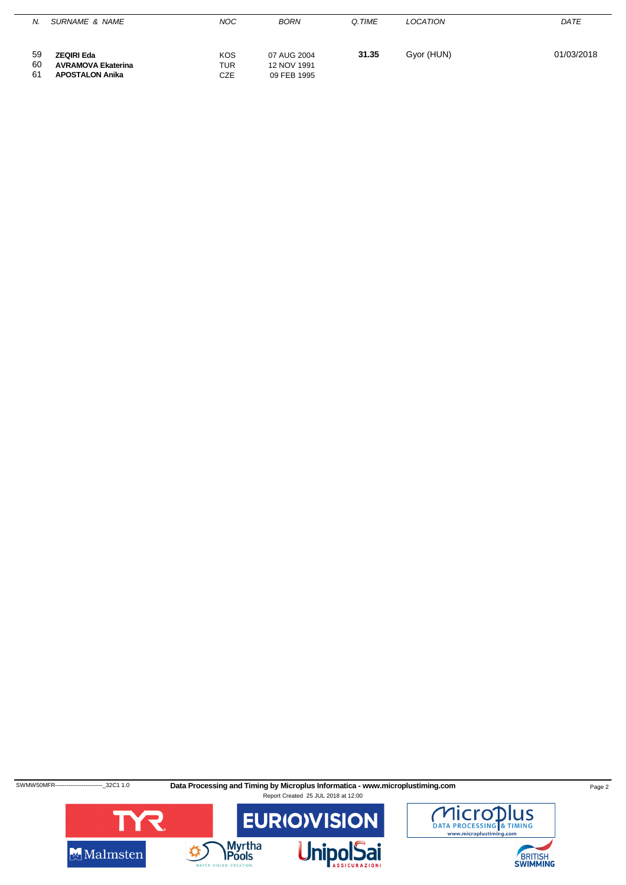| N. | SURNAME & NAME | NOC | BORN | Q.TIME | LOCATION | DATE |
|---|---|---|---|---|---|---|
| 59 | **ZEQIRI Eda** | KOS | 07 AUG 2004 | **31.35** | Gyor (HUN) | 01/03/2018 |
| 60 | **AVRAMOVA Ekaterina** | TUR | 12 NOV 1991 | | | |
| 61 | **APOSTALON Anika** | CZE | 09 FEB 1995 | | | |

SWMW50MFR------------------------_32C1 1.0

**Data Processing and Timing by Microplus Informatica - www.microplustiming.com**

Report Created 25 JUL 2018 at 12:00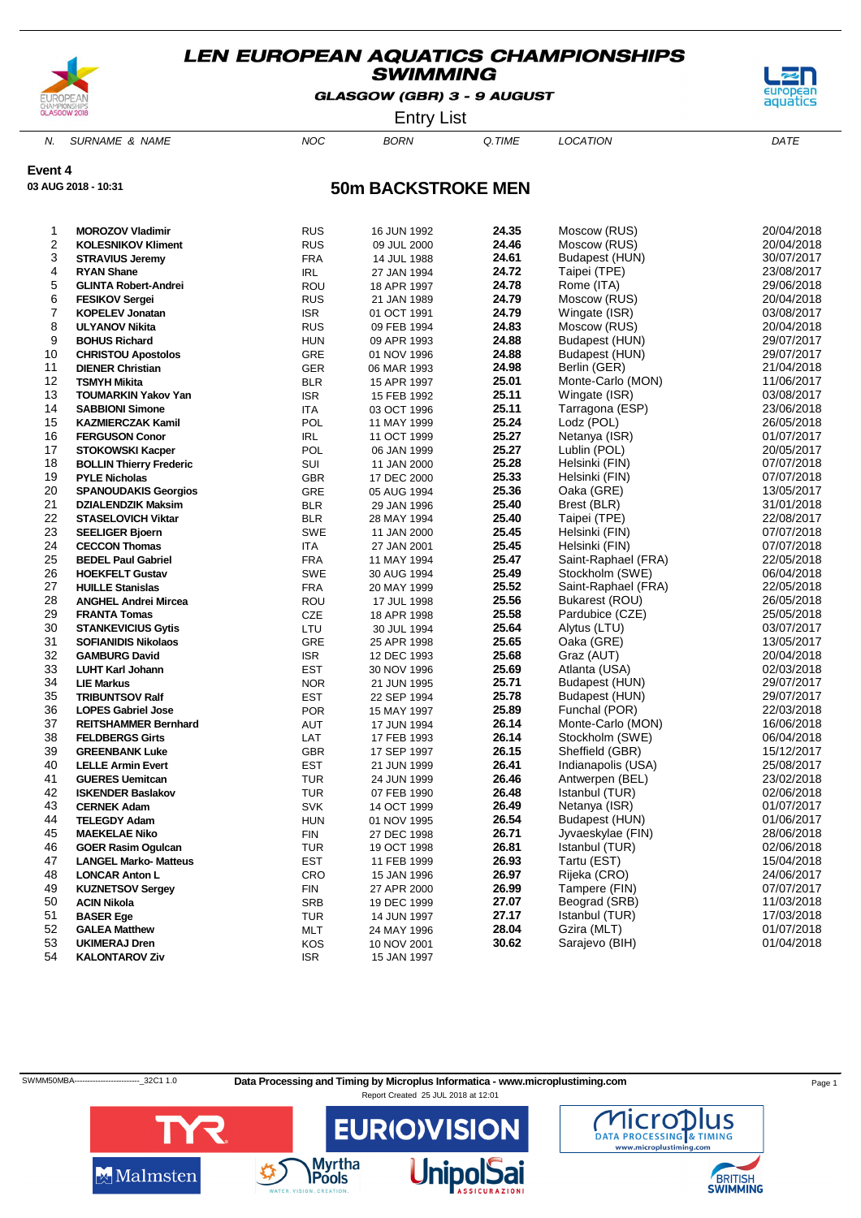# LEN EUROPEAN AQUATICS CHAMPIONSHIPS
## SWIMMING

**GLASGOW (GBR) 3 - 9 AUGUST**

Entry List

**Event 4**
**03 AUG 2018 - 10:31**

## 50m BACKSTROKE MEN

| N. | SURNAME & NAME | NOC | BORN | Q.TIME | LOCATION | DATE |
|---|---|---|---|---|---|---|
| 1 | **MOROZOV Vladimir** | RUS | 16 JUN 1992 | **24.35** | Moscow (RUS) | 20/04/2018 |
| 2 | **KOLESNIKOV Kliment** | RUS | 09 JUL 2000 | **24.46** | Moscow (RUS) | 20/04/2018 |
| 3 | **STRAVIUS Jeremy** | FRA | 14 JUL 1988 | **24.61** | Budapest (HUN) | 30/07/2017 |
| 4 | **RYAN Shane** | IRL | 27 JAN 1994 | **24.72** | Taipei (TPE) | 23/08/2017 |
| 5 | **GLINTA Robert-Andrei** | ROU | 18 APR 1997 | **24.78** | Rome (ITA) | 29/06/2018 |
| 6 | **FESIKOV Sergei** | RUS | 21 JAN 1989 | **24.79** | Moscow (RUS) | 20/04/2018 |
| 7 | **KOPELEV Jonatan** | ISR | 01 OCT 1991 | **24.79** | Wingate (ISR) | 03/08/2017 |
| 8 | **ULYANOV Nikita** | RUS | 09 FEB 1994 | **24.83** | Moscow (RUS) | 20/04/2018 |
| 9 | **BOHUS Richard** | HUN | 09 APR 1993 | **24.88** | Budapest (HUN) | 29/07/2017 |
| 10 | **CHRISTOU Apostolos** | GRE | 01 NOV 1996 | **24.88** | Budapest (HUN) | 29/07/2017 |
| 11 | **DIENER Christian** | GER | 06 MAR 1993 | **24.98** | Berlin (GER) | 21/04/2018 |
| 12 | **TSMYH Mikita** | BLR | 15 APR 1997 | **25.01** | Monte-Carlo (MON) | 11/06/2017 |
| 13 | **TOUMARKIN Yakov Yan** | ISR | 15 FEB 1992 | **25.11** | Wingate (ISR) | 03/08/2017 |
| 14 | **SABBIONI Simone** | ITA | 03 OCT 1996 | **25.11** | Tarragona (ESP) | 23/06/2018 |
| 15 | **KAZMIERCZAK Kamil** | POL | 11 MAY 1999 | **25.24** | Lodz (POL) | 26/05/2018 |
| 16 | **FERGUSON Conor** | IRL | 11 OCT 1999 | **25.27** | Netanya (ISR) | 01/07/2017 |
| 17 | **STOKOWSKI Kacper** | POL | 06 JAN 1999 | **25.27** | Lublin (POL) | 20/05/2017 |
| 18 | **BOLLIN Thierry Frederic** | SUI | 11 JAN 2000 | **25.28** | Helsinki (FIN) | 07/07/2018 |
| 19 | **PYLE Nicholas** | GBR | 17 DEC 2000 | **25.33** | Helsinki (FIN) | 07/07/2018 |
| 20 | **SPANOUDAKIS Georgios** | GRE | 05 AUG 1994 | **25.36** | Oaka (GRE) | 13/05/2017 |
| 21 | **DZIALENDZIK Maksim** | BLR | 29 JAN 1996 | **25.40** | Brest (BLR) | 31/01/2018 |
| 22 | **STASELOVICH Viktar** | BLR | 28 MAY 1994 | **25.40** | Taipei (TPE) | 22/08/2017 |
| 23 | **SEELIGER Bjoern** | SWE | 11 JAN 2000 | **25.45** | Helsinki (FIN) | 07/07/2018 |
| 24 | **CECCON Thomas** | ITA | 27 JAN 2001 | **25.45** | Helsinki (FIN) | 07/07/2018 |
| 25 | **BEDEL Paul Gabriel** | FRA | 11 MAY 1994 | **25.47** | Saint-Raphael (FRA) | 22/05/2018 |
| 26 | **HOEKFELT Gustav** | SWE | 30 AUG 1994 | **25.49** | Stockholm (SWE) | 06/04/2018 |
| 27 | **HUILLE Stanislas** | FRA | 20 MAY 1999 | **25.52** | Saint-Raphael (FRA) | 22/05/2018 |
| 28 | **ANGHEL Andrei Mircea** | ROU | 17 JUL 1998 | **25.56** | Bukarest (ROU) | 26/05/2018 |
| 29 | **FRANTA Tomas** | CZE | 18 APR 1998 | **25.58** | Pardubice (CZE) | 25/05/2018 |
| 30 | **STANKEVICIUS Gytis** | LTU | 30 JUL 1994 | **25.64** | Alytus (LTU) | 03/07/2017 |
| 31 | **SOFIANIDIS Nikolaos** | GRE | 25 APR 1998 | **25.65** | Oaka (GRE) | 13/05/2017 |
| 32 | **GAMBURG David** | ISR | 12 DEC 1993 | **25.68** | Graz (AUT) | 20/04/2018 |
| 33 | **LUHT Karl Johann** | EST | 30 NOV 1996 | **25.69** | Atlanta (USA) | 02/03/2018 |
| 34 | **LIE Markus** | NOR | 21 JUN 1995 | **25.71** | Budapest (HUN) | 29/07/2017 |
| 35 | **TRIBUNTSOV Ralf** | EST | 22 SEP 1994 | **25.78** | Budapest (HUN) | 29/07/2017 |
| 36 | **LOPES Gabriel Jose** | POR | 15 MAY 1997 | **25.89** | Funchal (POR) | 22/03/2018 |
| 37 | **REITSHAMMER Bernhard** | AUT | 17 JUN 1994 | **26.14** | Monte-Carlo (MON) | 16/06/2018 |
| 38 | **FELDBERGS Girts** | LAT | 17 FEB 1993 | **26.14** | Stockholm (SWE) | 06/04/2018 |
| 39 | **GREENBANK Luke** | GBR | 17 SEP 1997 | **26.15** | Sheffield (GBR) | 15/12/2017 |
| 40 | **LELLE Armin Evert** | EST | 21 JUN 1999 | **26.41** | Indianapolis (USA) | 25/08/2017 |
| 41 | **GUERES Uemitcan** | TUR | 24 JUN 1999 | **26.46** | Antwerpen (BEL) | 23/02/2018 |
| 42 | **ISKENDER Baslakov** | TUR | 07 FEB 1990 | **26.48** | Istanbul (TUR) | 02/06/2018 |
| 43 | **CERNEK Adam** | SVK | 14 OCT 1999 | **26.49** | Netanya (ISR) | 01/07/2017 |
| 44 | **TELEGDY Adam** | HUN | 01 NOV 1995 | **26.54** | Budapest (HUN) | 01/06/2017 |
| 45 | **MAEKELAE Niko** | FIN | 27 DEC 1998 | **26.71** | Jyvaeskylae (FIN) | 28/06/2018 |
| 46 | **GOER Rasim Ogulcan** | TUR | 19 OCT 1998 | **26.81** | Istanbul (TUR) | 02/06/2018 |
| 47 | **LANGEL Marko- Matteus** | EST | 11 FEB 1999 | **26.93** | Tartu (EST) | 15/04/2018 |
| 48 | **LONCAR Anton L** | CRO | 15 JAN 1996 | **26.97** | Rijeka (CRO) | 24/06/2017 |
| 49 | **KUZNETSOV Sergey** | FIN | 27 APR 2000 | **26.99** | Tampere (FIN) | 07/07/2017 |
| 50 | **ACIN Nikola** | SRB | 19 DEC 1999 | **27.07** | Beograd (SRB) | 11/03/2018 |
| 51 | **BASER Ege** | TUR | 14 JUN 1997 | **27.17** | Istanbul (TUR) | 17/03/2018 |
| 52 | **GALEA Matthew** | MLT | 24 MAY 1996 | **28.04** | Gzira (MLT) | 01/07/2018 |
| 53 | **UKIMERAJ Dren** | KOS | 10 NOV 2001 | **30.62** | Sarajevo (BIH) | 01/04/2018 |
| 54 | **KALONTAROV Ziv** | ISR | 15 JAN 1997 | | | |

SWMM50MBA-------------------------_32C1 1.0 **Data Processing and Timing by Microplus Informatica - www.microplustiming.com**

Report Created 25 JUL 2018 at 12:01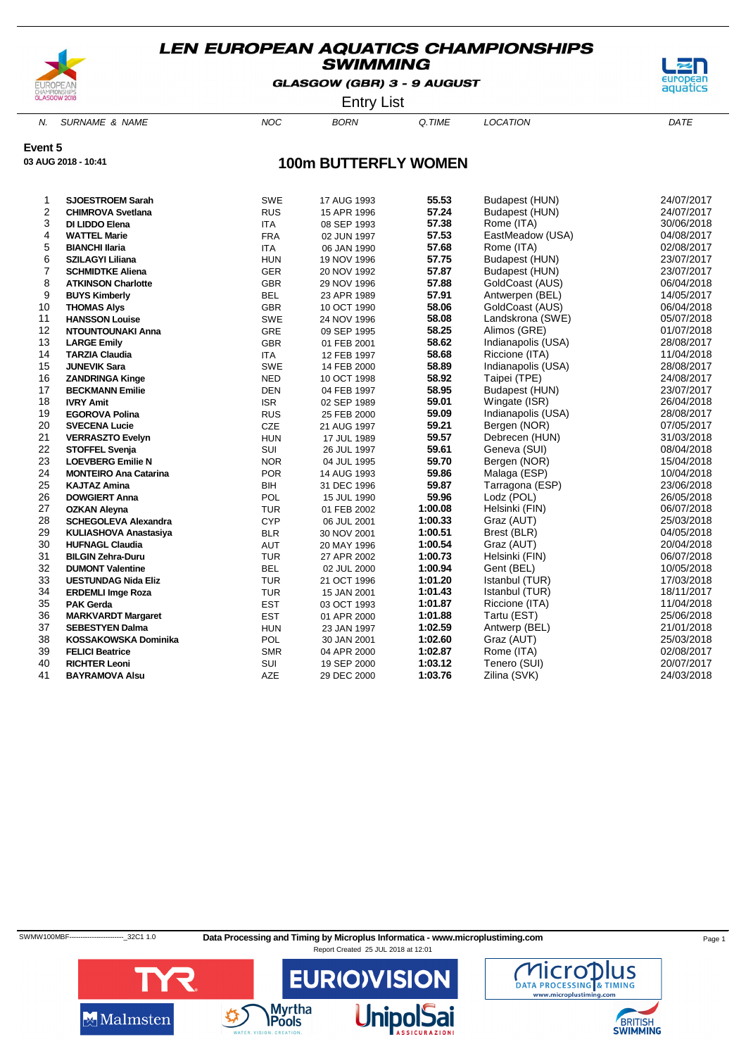# LEN EUROPEAN AQUATICS CHAMPIONSHIPS SWIMMING

**GLASGOW (GBR) 3 - 9 AUGUST**

Entry List

**Event 5**

**03 AUG 2018 - 10:41**

## 100m BUTTERFLY WOMEN

| N. | SURNAME & NAME | NOC | BORN | Q.TIME | LOCATION | DATE |
|---|---|---|---|---|---|---|
| 1 | **SJOESTROEM Sarah** | SWE | 17 AUG 1993 | **55.53** | Budapest (HUN) | 24/07/2017 |
| 2 | **CHIMROVA Svetlana** | RUS | 15 APR 1996 | **57.24** | Budapest (HUN) | 24/07/2017 |
| 3 | **DI LIDDO Elena** | ITA | 08 SEP 1993 | **57.38** | Rome (ITA) | 30/06/2018 |
| 4 | **WATTEL Marie** | FRA | 02 JUN 1997 | **57.53** | EastMeadow (USA) | 04/08/2017 |
| 5 | **BIANCHI Ilaria** | ITA | 06 JAN 1990 | **57.68** | Rome (ITA) | 02/08/2017 |
| 6 | **SZILAGYI Liliana** | HUN | 19 NOV 1996 | **57.75** | Budapest (HUN) | 23/07/2017 |
| 7 | **SCHMIDTKE Aliena** | GER | 20 NOV 1992 | **57.87** | Budapest (HUN) | 23/07/2017 |
| 8 | **ATKINSON Charlotte** | GBR | 29 NOV 1996 | **57.88** | GoldCoast (AUS) | 06/04/2018 |
| 9 | **BUYS Kimberly** | BEL | 23 APR 1989 | **57.91** | Antwerpen (BEL) | 14/05/2017 |
| 10 | **THOMAS Alys** | GBR | 10 OCT 1990 | **58.06** | GoldCoast (AUS) | 06/04/2018 |
| 11 | **HANSSON Louise** | SWE | 24 NOV 1996 | **58.08** | Landskrona (SWE) | 05/07/2018 |
| 12 | **NTOUNTOUNAKI Anna** | GRE | 09 SEP 1995 | **58.25** | Alimos (GRE) | 01/07/2018 |
| 13 | **LARGE Emily** | GBR | 01 FEB 2001 | **58.62** | Indianapolis (USA) | 28/08/2017 |
| 14 | **TARZIA Claudia** | ITA | 12 FEB 1997 | **58.68** | Riccione (ITA) | 11/04/2018 |
| 15 | **JUNEVIK Sara** | SWE | 14 FEB 2000 | **58.89** | Indianapolis (USA) | 28/08/2017 |
| 16 | **ZANDRINGA Kinge** | NED | 10 OCT 1998 | **58.92** | Taipei (TPE) | 24/08/2017 |
| 17 | **BECKMANN Emilie** | DEN | 04 FEB 1997 | **58.95** | Budapest (HUN) | 23/07/2017 |
| 18 | **IVRY Amit** | ISR | 02 SEP 1989 | **59.01** | Wingate (ISR) | 26/04/2018 |
| 19 | **EGOROVA Polina** | RUS | 25 FEB 2000 | **59.09** | Indianapolis (USA) | 28/08/2017 |
| 20 | **SVECENA Lucie** | CZE | 21 AUG 1997 | **59.21** | Bergen (NOR) | 07/05/2017 |
| 21 | **VERRASZTO Evelyn** | HUN | 17 JUL 1989 | **59.57** | Debrecen (HUN) | 31/03/2018 |
| 22 | **STOFFEL Svenja** | SUI | 26 JUL 1997 | **59.61** | Geneva (SUI) | 08/04/2018 |
| 23 | **LOEVBERG Emilie N** | NOR | 04 JUL 1995 | **59.70** | Bergen (NOR) | 15/04/2018 |
| 24 | **MONTEIRO Ana Catarina** | POR | 14 AUG 1993 | **59.86** | Malaga (ESP) | 10/04/2018 |
| 25 | **KAJTAZ Amina** | BIH | 31 DEC 1996 | **59.87** | Tarragona (ESP) | 23/06/2018 |
| 26 | **DOWGIERT Anna** | POL | 15 JUL 1990 | **59.96** | Lodz (POL) | 26/05/2018 |
| 27 | **OZKAN Aleyna** | TUR | 01 FEB 2002 | **1:00.08** | Helsinki (FIN) | 06/07/2018 |
| 28 | **SCHEGOLEVA Alexandra** | CYP | 06 JUL 2001 | **1:00.33** | Graz (AUT) | 25/03/2018 |
| 29 | **KULIASHOVA Anastasiya** | BLR | 30 NOV 2001 | **1:00.51** | Brest (BLR) | 04/05/2018 |
| 30 | **HUFNAGL Claudia** | AUT | 20 MAY 1996 | **1:00.54** | Graz (AUT) | 20/04/2018 |
| 31 | **BILGIN Zehra-Duru** | TUR | 27 APR 2002 | **1:00.73** | Helsinki (FIN) | 06/07/2018 |
| 32 | **DUMONT Valentine** | BEL | 02 JUL 2000 | **1:00.94** | Gent (BEL) | 10/05/2018 |
| 33 | **UESTUNDAG Nida Eliz** | TUR | 21 OCT 1996 | **1:01.20** | Istanbul (TUR) | 17/03/2018 |
| 34 | **ERDEMLI Imge Roza** | TUR | 15 JAN 2001 | **1:01.43** | Istanbul (TUR) | 18/11/2017 |
| 35 | **PAK Gerda** | EST | 03 OCT 1993 | **1:01.87** | Riccione (ITA) | 11/04/2018 |
| 36 | **MARKVARDT Margaret** | EST | 01 APR 2000 | **1:01.88** | Tartu (EST) | 25/06/2018 |
| 37 | **SEBESTYEN Dalma** | HUN | 23 JAN 1997 | **1:02.59** | Antwerp (BEL) | 21/01/2018 |
| 38 | **KOSSAKOWSKA Dominika** | POL | 30 JAN 2001 | **1:02.60** | Graz (AUT) | 25/03/2018 |
| 39 | **FELICI Beatrice** | SMR | 04 APR 2000 | **1:02.87** | Rome (ITA) | 02/08/2017 |
| 40 | **RICHTER Leoni** | SUI | 19 SEP 2000 | **1:03.12** | Tenero (SUI) | 20/07/2017 |
| 41 | **BAYRAMOVA Alsu** | AZE | 29 DEC 2000 | **1:03.76** | Zilina (SVK) | 24/03/2018 |

SWMW100MBF------------------------_32C1 1.0 **Data Processing and Timing by Microplus Informatica - www.microplustiming.com**

Report Created 25 JUL 2018 at 12:01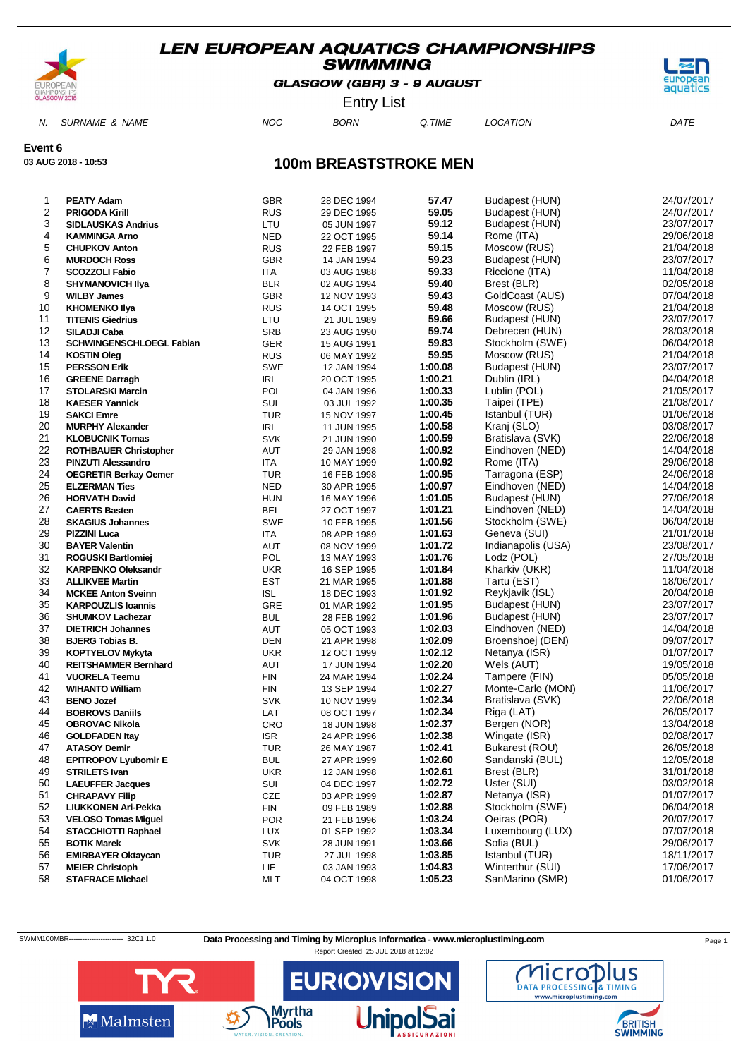# LEN EUROPEAN AQUATICS CHAMPIONSHIPS
## SWIMMING

**GLASGOW (GBR) 3 - 9 AUGUST**

Entry List

**Event 6**

**03 AUG 2018 - 10:53**

## 100m BREASTSTROKE MEN

| N. | SURNAME & NAME | NOC | BORN | Q.TIME | LOCATION | DATE |
|---|---|---|---|---|---|---|
| 1 | **PEATY Adam** | GBR | 28 DEC 1994 | **57.47** | Budapest (HUN) | 24/07/2017 |
| 2 | **PRIGODA Kirill** | RUS | 29 DEC 1995 | **59.05** | Budapest (HUN) | 24/07/2017 |
| 3 | **SIDLAUSKAS Andrius** | LTU | 05 JUN 1997 | **59.12** | Budapest (HUN) | 23/07/2017 |
| 4 | **KAMMINGA Arno** | NED | 22 OCT 1995 | **59.14** | Rome (ITA) | 29/06/2018 |
| 5 | **CHUPKOV Anton** | RUS | 22 FEB 1997 | **59.15** | Moscow (RUS) | 21/04/2018 |
| 6 | **MURDOCH Ross** | GBR | 14 JAN 1994 | **59.23** | Budapest (HUN) | 23/07/2017 |
| 7 | **SCOZZOLI Fabio** | ITA | 03 AUG 1988 | **59.33** | Riccione (ITA) | 11/04/2018 |
| 8 | **SHYMANOVICH Ilya** | BLR | 02 AUG 1994 | **59.40** | Brest (BLR) | 02/05/2018 |
| 9 | **WILBY James** | GBR | 12 NOV 1993 | **59.43** | GoldCoast (AUS) | 07/04/2018 |
| 10 | **KHOMENKO Ilya** | RUS | 14 OCT 1995 | **59.48** | Moscow (RUS) | 21/04/2018 |
| 11 | **TITENIS Giedrius** | LTU | 21 JUL 1989 | **59.66** | Budapest (HUN) | 23/07/2017 |
| 12 | **SILADJI Caba** | SRB | 23 AUG 1990 | **59.74** | Debrecen (HUN) | 28/03/2018 |
| 13 | **SCHWINGENSCHLOEGL Fabian** | GER | 15 AUG 1991 | **59.83** | Stockholm (SWE) | 06/04/2018 |
| 14 | **KOSTIN Oleg** | RUS | 06 MAY 1992 | **59.95** | Moscow (RUS) | 21/04/2018 |
| 15 | **PERSSON Erik** | SWE | 12 JAN 1994 | **1:00.08** | Budapest (HUN) | 23/07/2017 |
| 16 | **GREENE Darragh** | IRL | 20 OCT 1995 | **1:00.21** | Dublin (IRL) | 04/04/2018 |
| 17 | **STOLARSKI Marcin** | POL | 04 JAN 1996 | **1:00.33** | Lublin (POL) | 21/05/2017 |
| 18 | **KAESER Yannick** | SUI | 03 JUL 1992 | **1:00.35** | Taipei (TPE) | 21/08/2017 |
| 19 | **SAKCI Emre** | TUR | 15 NOV 1997 | **1:00.45** | Istanbul (TUR) | 01/06/2018 |
| 20 | **MURPHY Alexander** | IRL | 11 JUN 1995 | **1:00.58** | Kranj (SLO) | 03/08/2017 |
| 21 | **KLOBUCNIK Tomas** | SVK | 21 JUN 1990 | **1:00.59** | Bratislava (SVK) | 22/06/2018 |
| 22 | **ROTHBAUER Christopher** | AUT | 29 JAN 1998 | **1:00.92** | Eindhoven (NED) | 14/04/2018 |
| 23 | **PINZUTI Alessandro** | ITA | 10 MAY 1999 | **1:00.92** | Rome (ITA) | 29/06/2018 |
| 24 | **OEGRETIR Berkay Oemer** | TUR | 16 FEB 1998 | **1:00.95** | Tarragona (ESP) | 24/06/2018 |
| 25 | **ELZERMAN Ties** | NED | 30 APR 1995 | **1:00.97** | Eindhoven (NED) | 14/04/2018 |
| 26 | **HORVATH David** | HUN | 16 MAY 1996 | **1:01.05** | Budapest (HUN) | 27/06/2018 |
| 27 | **CAERTS Basten** | BEL | 27 OCT 1997 | **1:01.21** | Eindhoven (NED) | 14/04/2018 |
| 28 | **SKAGIUS Johannes** | SWE | 10 FEB 1995 | **1:01.56** | Stockholm (SWE) | 06/04/2018 |
| 29 | **PIZZINI Luca** | ITA | 08 APR 1989 | **1:01.63** | Geneva (SUI) | 21/01/2018 |
| 30 | **BAYER Valentin** | AUT | 08 NOV 1999 | **1:01.72** | Indianapolis (USA) | 23/08/2017 |
| 31 | **ROGUSKI Bartlomiej** | POL | 13 MAY 1993 | **1:01.76** | Lodz (POL) | 27/05/2018 |
| 32 | **KARPENKO Oleksandr** | UKR | 16 SEP 1995 | **1:01.84** | Kharkiv (UKR) | 11/04/2018 |
| 33 | **ALLIKVEE Martin** | EST | 21 MAR 1995 | **1:01.88** | Tartu (EST) | 18/06/2017 |
| 34 | **MCKEE Anton Sveinn** | ISL | 18 DEC 1993 | **1:01.92** | Reykjavik (ISL) | 20/04/2018 |
| 35 | **KARPOUZLIS Ioannis** | GRE | 01 MAR 1992 | **1:01.95** | Budapest (HUN) | 23/07/2017 |
| 36 | **SHUMKOV Lachezar** | BUL | 28 FEB 1992 | **1:01.96** | Budapest (HUN) | 23/07/2017 |
| 37 | **DIETRICH Johannes** | AUT | 05 OCT 1993 | **1:02.03** | Eindhoven (NED) | 14/04/2018 |
| 38 | **BJERG Tobias B.** | DEN | 21 APR 1998 | **1:02.09** | Broenshoej (DEN) | 09/07/2017 |
| 39 | **KOPTYELOV Mykyta** | UKR | 12 OCT 1999 | **1:02.12** | Netanya (ISR) | 01/07/2017 |
| 40 | **REITSHAMMER Bernhard** | AUT | 17 JUN 1994 | **1:02.20** | Wels (AUT) | 19/05/2018 |
| 41 | **VUORELA Teemu** | FIN | 24 MAR 1994 | **1:02.24** | Tampere (FIN) | 05/05/2018 |
| 42 | **WIHANTO William** | FIN | 13 SEP 1994 | **1:02.27** | Monte-Carlo (MON) | 11/06/2017 |
| 43 | **BENO Jozef** | SVK | 10 NOV 1999 | **1:02.34** | Bratislava (SVK) | 22/06/2018 |
| 44 | **BOBROVS Daniils** | LAT | 08 OCT 1997 | **1:02.34** | Riga (LAT) | 26/05/2017 |
| 45 | **OBROVAC Nikola** | CRO | 18 JUN 1998 | **1:02.37** | Bergen (NOR) | 13/04/2018 |
| 46 | **GOLDFADEN Itay** | ISR | 24 APR 1996 | **1:02.38** | Wingate (ISR) | 02/08/2017 |
| 47 | **ATASOY Demir** | TUR | 26 MAY 1987 | **1:02.41** | Bukarest (ROU) | 26/05/2018 |
| 48 | **EPITROPOV Lyubomir E** | BUL | 27 APR 1999 | **1:02.60** | Sandanski (BUL) | 12/05/2018 |
| 49 | **STRILETS Ivan** | UKR | 12 JAN 1998 | **1:02.61** | Brest (BLR) | 31/01/2018 |
| 50 | **LAEUFFER Jacques** | SUI | 04 DEC 1997 | **1:02.72** | Uster (SUI) | 03/02/2018 |
| 51 | **CHRAPAVY Filip** | CZE | 03 APR 1999 | **1:02.87** | Netanya (ISR) | 01/07/2017 |
| 52 | **LIUKKONEN Ari-Pekka** | FIN | 09 FEB 1989 | **1:02.88** | Stockholm (SWE) | 06/04/2018 |
| 53 | **VELOSO Tomas Miguel** | POR | 21 FEB 1996 | **1:03.24** | Oeiras (POR) | 20/07/2017 |
| 54 | **STACCHIOTTI Raphael** | LUX | 01 SEP 1992 | **1:03.34** | Luxembourg (LUX) | 07/07/2018 |
| 55 | **BOTIK Marek** | SVK | 28 JUN 1991 | **1:03.66** | Sofia (BUL) | 29/06/2017 |
| 56 | **EMIRBAYER Oktaycan** | TUR | 27 JUL 1998 | **1:03.85** | Istanbul (TUR) | 18/11/2017 |
| 57 | **MEIER Christoph** | LIE | 03 JAN 1993 | **1:04.83** | Winterthur (SUI) | 17/06/2017 |
| 58 | **STAFRACE Michael** | MLT | 04 OCT 1998 | **1:05.23** | SanMarino (SMR) | 01/06/2017 |

SWMM100MBR------------------------_32C1 1.0

**Data Processing and Timing by Microplus Informatica - www.microplustiming.com**

Report Created 25 JUL 2018 at 12:02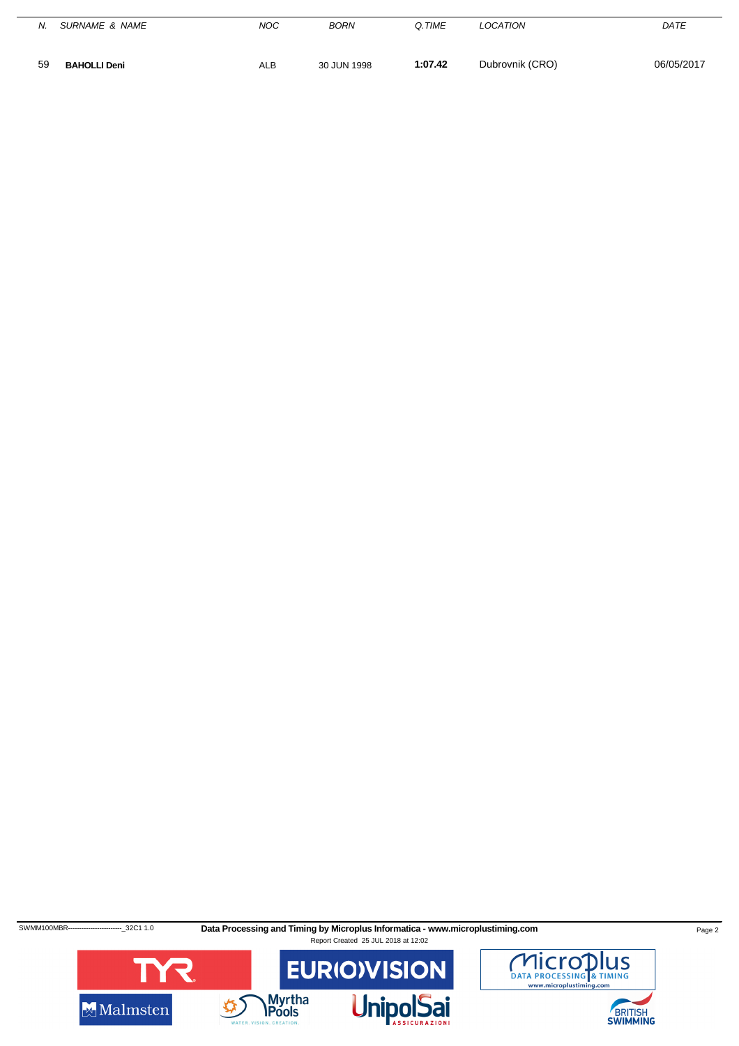| N. | SURNAME & NAME | NOC | BORN | Q.TIME | LOCATION | DATE |
|---|---|---|---|---|---|---|
| 59 | **BAHOLLI Deni** | ALB | 30 JUN 1998 | **1:07.42** | Dubrovnik (CRO) | 06/05/2017 |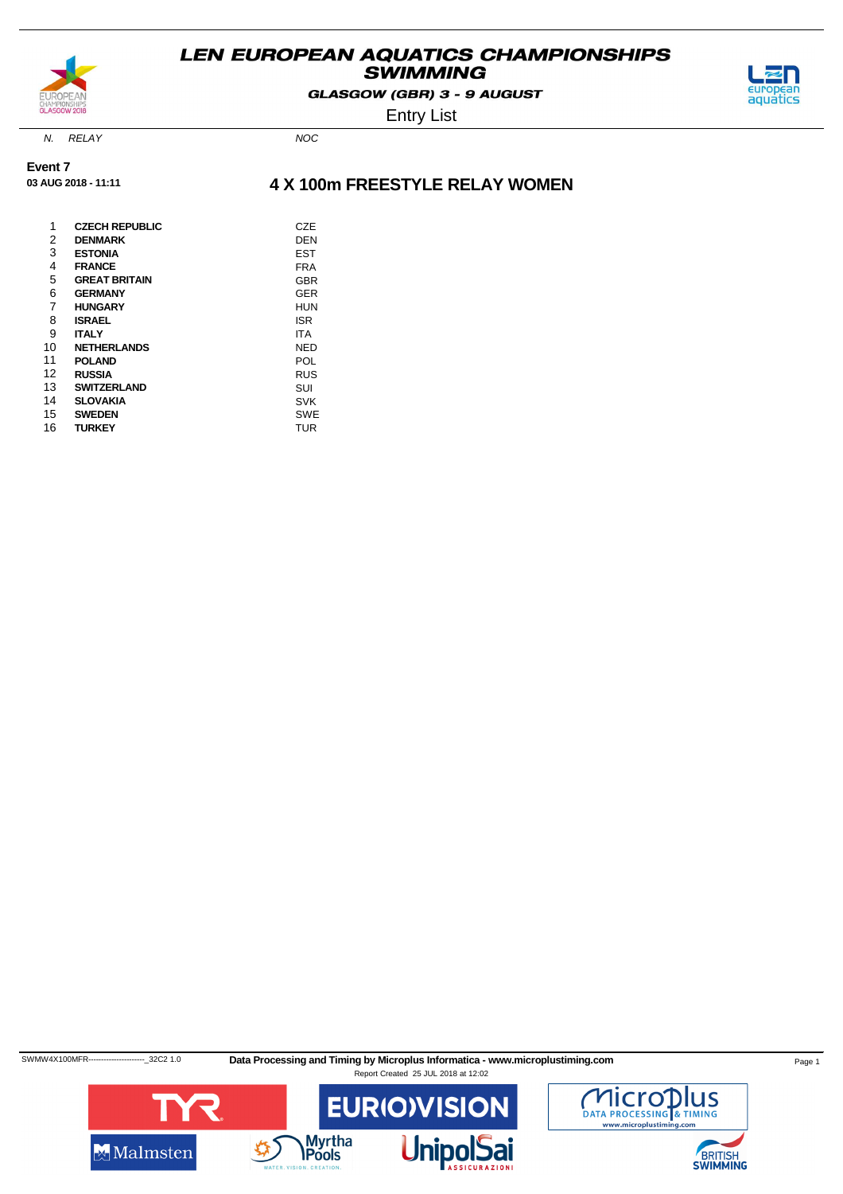# LEN EUROPEAN AQUATICS CHAMPIONSHIPS SWIMMING

**GLASGOW (GBR) 3 - 9 AUGUST**

Entry List

**Event 7**

**03 AUG 2018 - 11:11**

## 4 X 100m FREESTYLE RELAY WOMEN

| N. | RELAY | NOC |
|---|---|---|
| 1 | **CZECH REPUBLIC** | CZE |
| 2 | **DENMARK** | DEN |
| 3 | **ESTONIA** | EST |
| 4 | **FRANCE** | FRA |
| 5 | **GREAT BRITAIN** | GBR |
| 6 | **GERMANY** | GER |
| 7 | **HUNGARY** | HUN |
| 8 | **ISRAEL** | ISR |
| 9 | **ITALY** | ITA |
| 10 | **NETHERLANDS** | NED |
| 11 | **POLAND** | POL |
| 12 | **RUSSIA** | RUS |
| 13 | **SWITZERLAND** | SUI |
| 14 | **SLOVAKIA** | SVK |
| 15 | **SWEDEN** | SWE |
| 16 | **TURKEY** | TUR |

SWMW4X100MFR----------------------_32C2 1.0 **Data Processing and Timing by Microplus Informatica - www.microplustiming.com**

Report Created 25 JUL 2018 at 12:02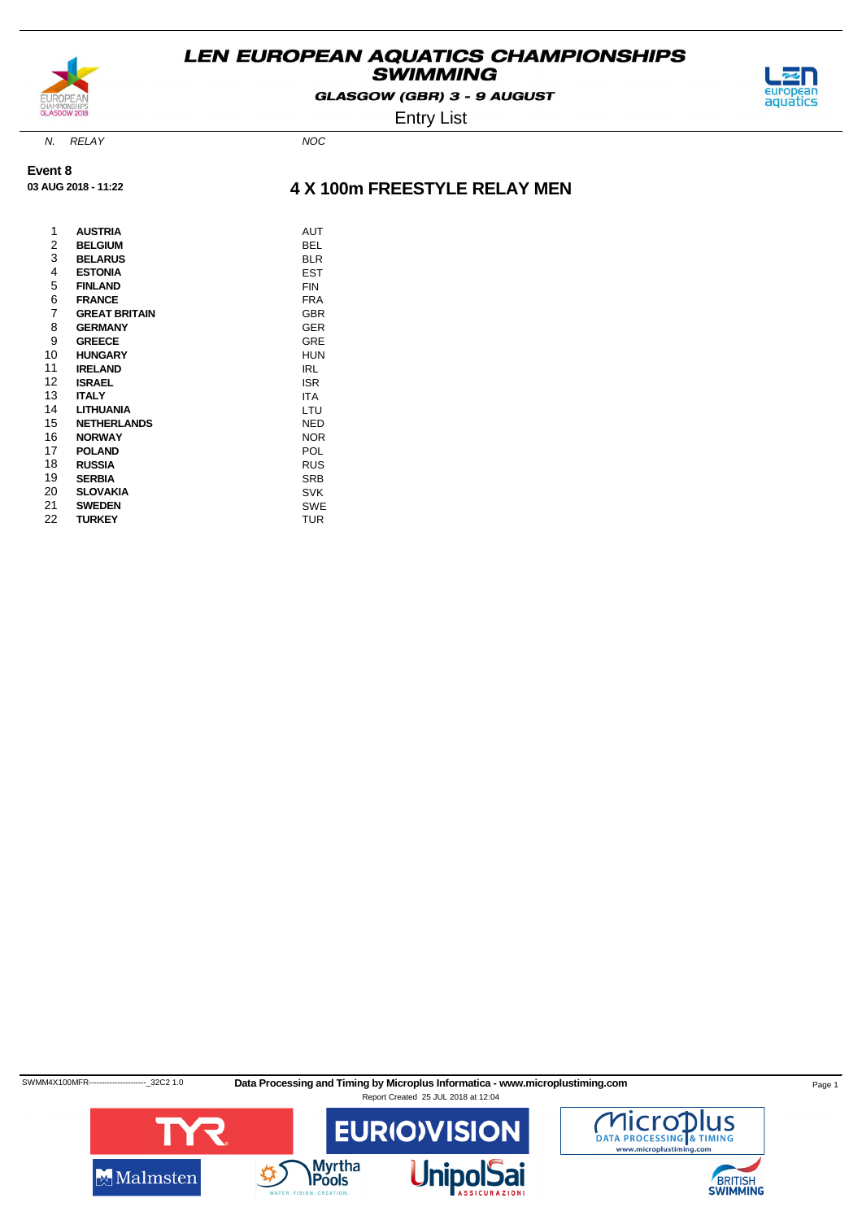# LEN EUROPEAN AQUATICS CHAMPIONSHIPS SWIMMING

**GLASGOW (GBR) 3 - 9 AUGUST**

Entry List

**Event 8**

**03 AUG 2018 - 11:22**

## 4 X 100m FREESTYLE RELAY MEN

| N. | RELAY | NOC |
|---|---|---|
| 1 | **AUSTRIA** | AUT |
| 2 | **BELGIUM** | BEL |
| 3 | **BELARUS** | BLR |
| 4 | **ESTONIA** | EST |
| 5 | **FINLAND** | FIN |
| 6 | **FRANCE** | FRA |
| 7 | **GREAT BRITAIN** | GBR |
| 8 | **GERMANY** | GER |
| 9 | **GREECE** | GRE |
| 10 | **HUNGARY** | HUN |
| 11 | **IRELAND** | IRL |
| 12 | **ISRAEL** | ISR |
| 13 | **ITALY** | ITA |
| 14 | **LITHUANIA** | LTU |
| 15 | **NETHERLANDS** | NED |
| 16 | **NORWAY** | NOR |
| 17 | **POLAND** | POL |
| 18 | **RUSSIA** | RUS |
| 19 | **SERBIA** | SRB |
| 20 | **SLOVAKIA** | SVK |
| 21 | **SWEDEN** | SWE |
| 22 | **TURKEY** | TUR |

SWMM4X100MFR----------------------_32C2 1.0 **Data Processing and Timing by Microplus Informatica - www.microplustiming.com**

Report Created 25 JUL 2018 at 12:04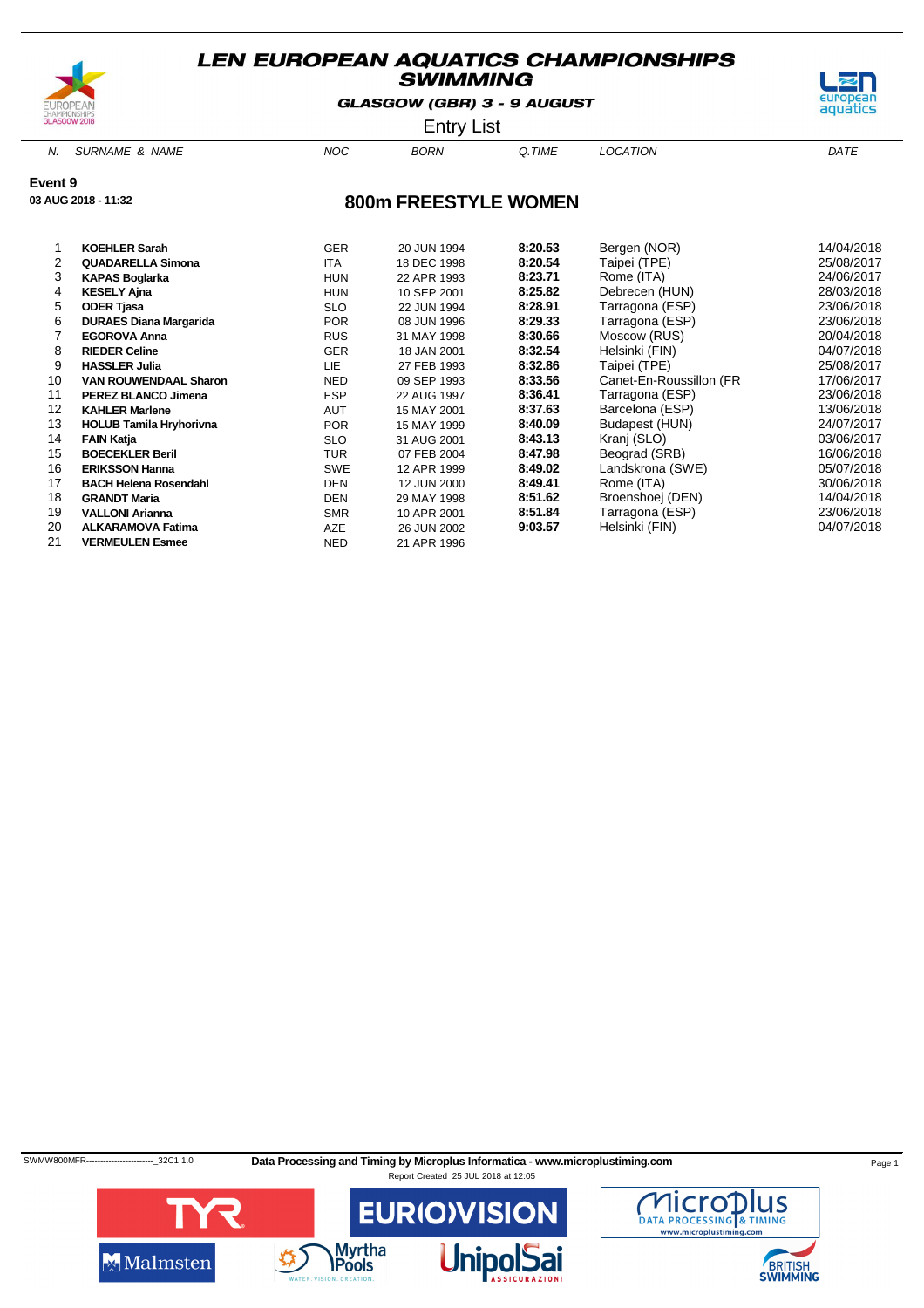# LEN EUROPEAN AQUATICS CHAMPIONSHIPS SWIMMING

**GLASGOW (GBR) 3 - 9 AUGUST**

Entry List

**Event 9**

**03 AUG 2018 - 11:32**

## 800m FREESTYLE WOMEN

| N. | SURNAME & NAME | NOC | BORN | Q.TIME | LOCATION | DATE |
|---|---|---|---|---|---|---|
| 1 | **KOEHLER Sarah** | GER | 20 JUN 1994 | **8:20.53** | Bergen (NOR) | 14/04/2018 |
| 2 | **QUADARELLA Simona** | ITA | 18 DEC 1998 | **8:20.54** | Taipei (TPE) | 25/08/2017 |
| 3 | **KAPAS Boglarka** | HUN | 22 APR 1993 | **8:23.71** | Rome (ITA) | 24/06/2017 |
| 4 | **KESELY Ajna** | HUN | 10 SEP 2001 | **8:25.82** | Debrecen (HUN) | 28/03/2018 |
| 5 | **ODER Tjasa** | SLO | 22 JUN 1994 | **8:28.91** | Tarragona (ESP) | 23/06/2018 |
| 6 | **DURAES Diana Margarida** | POR | 08 JUN 1996 | **8:29.33** | Tarragona (ESP) | 23/06/2018 |
| 7 | **EGOROVA Anna** | RUS | 31 MAY 1998 | **8:30.66** | Moscow (RUS) | 20/04/2018 |
| 8 | **RIEDER Celine** | GER | 18 JAN 2001 | **8:32.54** | Helsinki (FIN) | 04/07/2018 |
| 9 | **HASSLER Julia** | LIE | 27 FEB 1993 | **8:32.86** | Taipei (TPE) | 25/08/2017 |
| 10 | **VAN ROUWENDAAL Sharon** | NED | 09 SEP 1993 | **8:33.56** | Canet-En-Roussillon (FR | 17/06/2017 |
| 11 | **PEREZ BLANCO Jimena** | ESP | 22 AUG 1997 | **8:36.41** | Tarragona (ESP) | 23/06/2018 |
| 12 | **KAHLER Marlene** | AUT | 15 MAY 2001 | **8:37.63** | Barcelona (ESP) | 13/06/2018 |
| 13 | **HOLUB Tamila Hryhorivna** | POR | 15 MAY 1999 | **8:40.09** | Budapest (HUN) | 24/07/2017 |
| 14 | **FAIN Katja** | SLO | 31 AUG 2001 | **8:43.13** | Kranj (SLO) | 03/06/2017 |
| 15 | **BOECEKLER Beril** | TUR | 07 FEB 2004 | **8:47.98** | Beograd (SRB) | 16/06/2018 |
| 16 | **ERIKSSON Hanna** | SWE | 12 APR 1999 | **8:49.02** | Landskrona (SWE) | 05/07/2018 |
| 17 | **BACH Helena Rosendahl** | DEN | 12 JUN 2000 | **8:49.41** | Rome (ITA) | 30/06/2018 |
| 18 | **GRANDT Maria** | DEN | 29 MAY 1998 | **8:51.62** | Broenshoej (DEN) | 14/04/2018 |
| 19 | **VALLONI Arianna** | SMR | 10 APR 2001 | **8:51.84** | Tarragona (ESP) | 23/06/2018 |
| 20 | **ALKARAMOVA Fatima** | AZE | 26 JUN 2002 | **9:03.57** | Helsinki (FIN) | 04/07/2018 |
| 21 | **VERMEULEN Esmee** | NED | 21 APR 1996 | | | |

SWMW800MFR------------------------_32C1 1.0 **Data Processing and Timing by Microplus Informatica - www.microplustiming.com**

Report Created 25 JUL 2018 at 12:05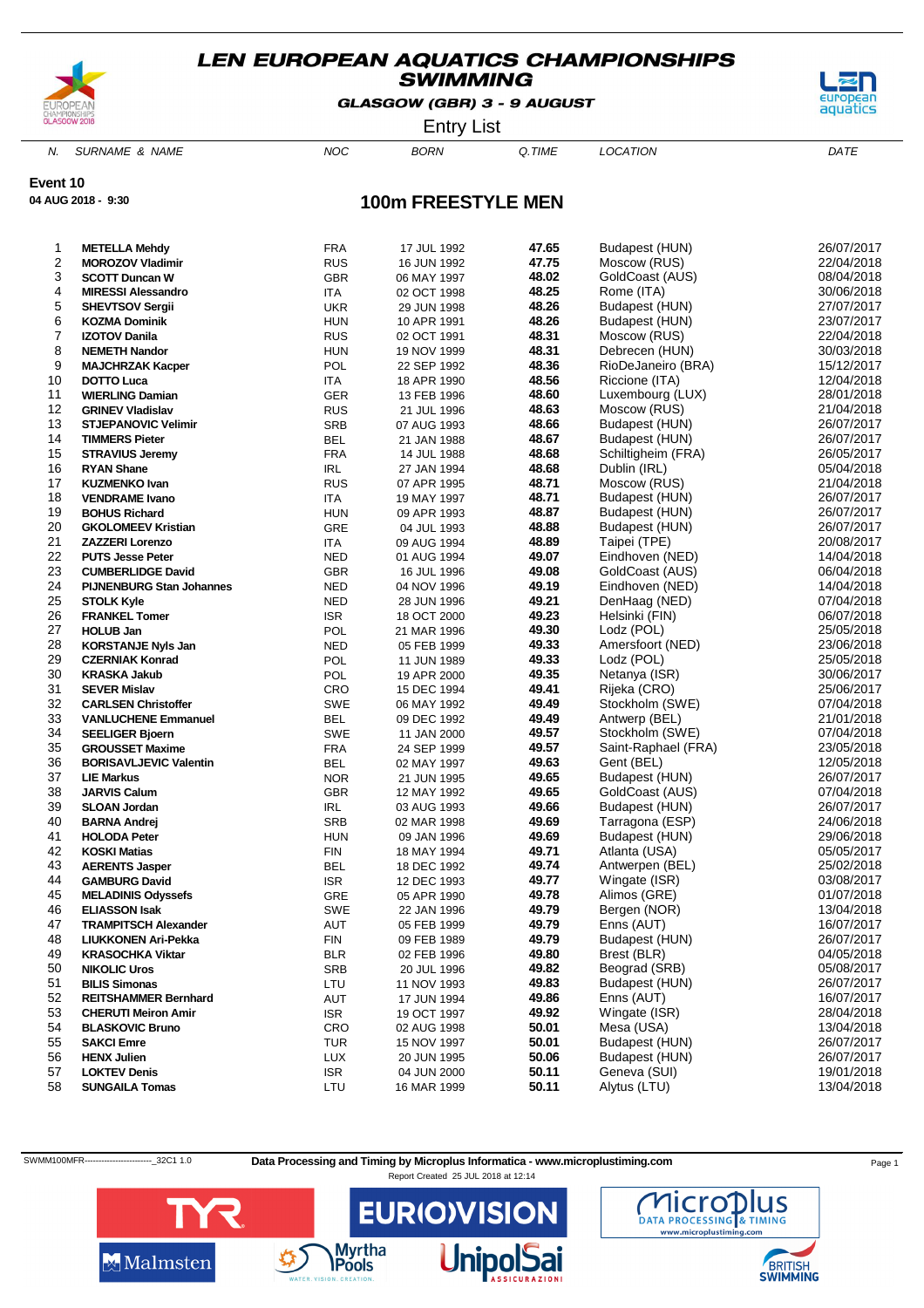# LEN EUROPEAN AQUATICS CHAMPIONSHIPS
## SWIMMING

**GLASGOW (GBR) 3 - 9 AUGUST**

Entry List

**Event 10**

**04 AUG 2018 - 9:30**

## 100m FREESTYLE MEN

| N. | SURNAME & NAME | NOC | BORN | Q.TIME | LOCATION | DATE |
|---|---|---|---|---|---|---|
| 1 | **METELLA Mehdy** | FRA | 17 JUL 1992 | **47.65** | Budapest (HUN) | 26/07/2017 |
| 2 | **MOROZOV Vladimir** | RUS | 16 JUN 1992 | **47.75** | Moscow (RUS) | 22/04/2018 |
| 3 | **SCOTT Duncan W** | GBR | 06 MAY 1997 | **48.02** | GoldCoast (AUS) | 08/04/2018 |
| 4 | **MIRESSI Alessandro** | ITA | 02 OCT 1998 | **48.25** | Rome (ITA) | 30/06/2018 |
| 5 | **SHEVTSOV Sergii** | UKR | 29 JUN 1998 | **48.26** | Budapest (HUN) | 27/07/2017 |
| 6 | **KOZMA Dominik** | HUN | 10 APR 1991 | **48.26** | Budapest (HUN) | 23/07/2017 |
| 7 | **IZOTOV Danila** | RUS | 02 OCT 1991 | **48.31** | Moscow (RUS) | 22/04/2018 |
| 8 | **NEMETH Nandor** | HUN | 19 NOV 1999 | **48.31** | Debrecen (HUN) | 30/03/2018 |
| 9 | **MAJCHRZAK Kacper** | POL | 22 SEP 1992 | **48.36** | RioDeJaneiro (BRA) | 15/12/2017 |
| 10 | **DOTTO Luca** | ITA | 18 APR 1990 | **48.56** | Riccione (ITA) | 12/04/2018 |
| 11 | **WIERLING Damian** | GER | 13 FEB 1996 | **48.60** | Luxembourg (LUX) | 28/01/2018 |
| 12 | **GRINEV Vladislav** | RUS | 21 JUL 1996 | **48.63** | Moscow (RUS) | 21/04/2018 |
| 13 | **STJEPANOVIC Velimir** | SRB | 07 AUG 1993 | **48.66** | Budapest (HUN) | 26/07/2017 |
| 14 | **TIMMERS Pieter** | BEL | 21 JAN 1988 | **48.67** | Budapest (HUN) | 26/07/2017 |
| 15 | **STRAVIUS Jeremy** | FRA | 14 JUL 1988 | **48.68** | Schiltigheim (FRA) | 26/05/2017 |
| 16 | **RYAN Shane** | IRL | 27 JAN 1994 | **48.68** | Dublin (IRL) | 05/04/2018 |
| 17 | **KUZMENKO Ivan** | RUS | 07 APR 1995 | **48.71** | Moscow (RUS) | 21/04/2018 |
| 18 | **VENDRAME Ivano** | ITA | 19 MAY 1997 | **48.71** | Budapest (HUN) | 26/07/2017 |
| 19 | **BOHUS Richard** | HUN | 09 APR 1993 | **48.87** | Budapest (HUN) | 26/07/2017 |
| 20 | **GKOLOMEEV Kristian** | GRE | 04 JUL 1993 | **48.88** | Budapest (HUN) | 26/07/2017 |
| 21 | **ZAZZERI Lorenzo** | ITA | 09 AUG 1994 | **48.89** | Taipei (TPE) | 20/08/2017 |
| 22 | **PUTS Jesse Peter** | NED | 01 AUG 1994 | **49.07** | Eindhoven (NED) | 14/04/2018 |
| 23 | **CUMBERLIDGE David** | GBR | 16 JUL 1996 | **49.08** | GoldCoast (AUS) | 06/04/2018 |
| 24 | **PIJNENBURG Stan Johannes** | NED | 04 NOV 1996 | **49.19** | Eindhoven (NED) | 14/04/2018 |
| 25 | **STOLK Kyle** | NED | 28 JUN 1996 | **49.21** | DenHaag (NED) | 07/04/2018 |
| 26 | **FRANKEL Tomer** | ISR | 18 OCT 2000 | **49.23** | Helsinki (FIN) | 06/07/2018 |
| 27 | **HOLUB Jan** | POL | 21 MAR 1996 | **49.30** | Lodz (POL) | 25/05/2018 |
| 28 | **KORSTANJE Nyls Jan** | NED | 05 FEB 1999 | **49.33** | Amersfoort (NED) | 23/06/2018 |
| 29 | **CZERNIAK Konrad** | POL | 11 JUN 1989 | **49.33** | Lodz (POL) | 25/05/2018 |
| 30 | **KRASKA Jakub** | POL | 19 APR 2000 | **49.35** | Netanya (ISR) | 30/06/2017 |
| 31 | **SEVER Mislav** | CRO | 15 DEC 1994 | **49.41** | Rijeka (CRO) | 25/06/2017 |
| 32 | **CARLSEN Christoffer** | SWE | 06 MAY 1992 | **49.49** | Stockholm (SWE) | 07/04/2018 |
| 33 | **VANLUCHENE Emmanuel** | BEL | 09 DEC 1992 | **49.49** | Antwerp (BEL) | 21/01/2018 |
| 34 | **SEELIGER Bjoern** | SWE | 11 JAN 2000 | **49.57** | Stockholm (SWE) | 07/04/2018 |
| 35 | **GROUSSET Maxime** | FRA | 24 SEP 1999 | **49.57** | Saint-Raphael (FRA) | 23/05/2018 |
| 36 | **BORISAVLJEVIC Valentin** | BEL | 02 MAY 1997 | **49.63** | Gent (BEL) | 12/05/2018 |
| 37 | **LIE Markus** | NOR | 21 JUN 1995 | **49.65** | Budapest (HUN) | 26/07/2017 |
| 38 | **JARVIS Calum** | GBR | 12 MAY 1992 | **49.65** | GoldCoast (AUS) | 07/04/2018 |
| 39 | **SLOAN Jordan** | IRL | 03 AUG 1993 | **49.66** | Budapest (HUN) | 26/07/2017 |
| 40 | **BARNA Andrej** | SRB | 02 MAR 1998 | **49.69** | Tarragona (ESP) | 24/06/2018 |
| 41 | **HOLODA Peter** | HUN | 09 JAN 1996 | **49.69** | Budapest (HUN) | 29/06/2018 |
| 42 | **KOSKI Matias** | FIN | 18 MAY 1994 | **49.71** | Atlanta (USA) | 05/05/2017 |
| 43 | **AERENTS Jasper** | BEL | 18 DEC 1992 | **49.74** | Antwerpen (BEL) | 25/02/2018 |
| 44 | **GAMBURG David** | ISR | 12 DEC 1993 | **49.77** | Wingate (ISR) | 03/08/2017 |
| 45 | **MELADINIS Odyssefs** | GRE | 05 APR 1990 | **49.78** | Alimos (GRE) | 01/07/2018 |
| 46 | **ELIASSON Isak** | SWE | 22 JAN 1996 | **49.79** | Bergen (NOR) | 13/04/2018 |
| 47 | **TRAMPITSCH Alexander** | AUT | 05 FEB 1999 | **49.79** | Enns (AUT) | 16/07/2017 |
| 48 | **LIUKKONEN Ari-Pekka** | FIN | 09 FEB 1989 | **49.79** | Budapest (HUN) | 26/07/2017 |
| 49 | **KRASOCHKA Viktar** | BLR | 02 FEB 1996 | **49.80** | Brest (BLR) | 04/05/2018 |
| 50 | **NIKOLIC Uros** | SRB | 20 JUL 1996 | **49.82** | Beograd (SRB) | 05/08/2017 |
| 51 | **BILIS Simonas** | LTU | 11 NOV 1993 | **49.83** | Budapest (HUN) | 26/07/2017 |
| 52 | **REITSHAMMER Bernhard** | AUT | 17 JUN 1994 | **49.86** | Enns (AUT) | 16/07/2017 |
| 53 | **CHERUTI Meiron Amir** | ISR | 19 OCT 1997 | **49.92** | Wingate (ISR) | 28/04/2018 |
| 54 | **BLASKOVIC Bruno** | CRO | 02 AUG 1998 | **50.01** | Mesa (USA) | 13/04/2018 |
| 55 | **SAKCI Emre** | TUR | 15 NOV 1997 | **50.01** | Budapest (HUN) | 26/07/2017 |
| 56 | **HENX Julien** | LUX | 20 JUN 1995 | **50.06** | Budapest (HUN) | 26/07/2017 |
| 57 | **LOKTEV Denis** | ISR | 04 JUN 2000 | **50.11** | Geneva (SUI) | 19/01/2018 |
| 58 | **SUNGAILA Tomas** | LTU | 16 MAR 1999 | **50.11** | Alytus (LTU) | 13/04/2018 |

SWMM100MFR------------------------_32C1 1.0 **Data Processing and Timing by Microplus Informatica - www.microplustiming.com**

Report Created 25 JUL 2018 at 12:14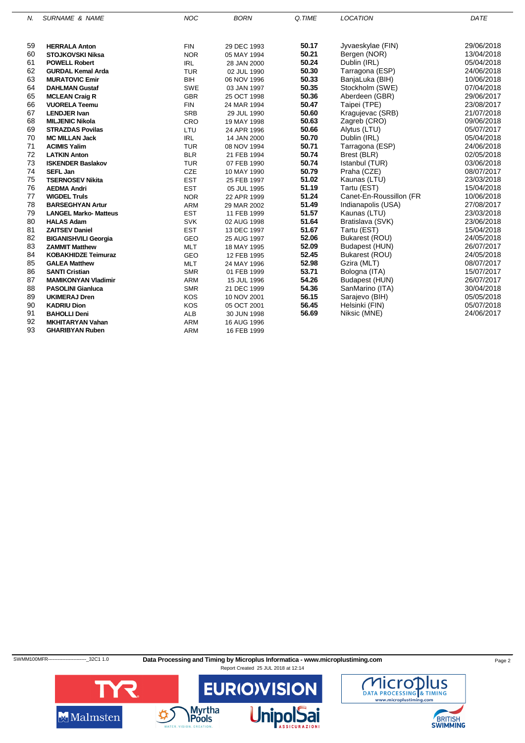| N. | SURNAME & NAME | NOC | BORN | Q.TIME | LOCATION | DATE |
|---|---|---|---|---|---|---|
| 59 | **HERRALA Anton** | FIN | 29 DEC 1993 | **50.17** | Jyvaeskylae (FIN) | 29/06/2018 |
| 60 | **STOJKOVSKI Niksa** | NOR | 05 MAY 1994 | **50.21** | Bergen (NOR) | 13/04/2018 |
| 61 | **POWELL Robert** | IRL | 28 JAN 2000 | **50.24** | Dublin (IRL) | 05/04/2018 |
| 62 | **GURDAL Kemal Arda** | TUR | 02 JUL 1990 | **50.30** | Tarragona (ESP) | 24/06/2018 |
| 63 | **MURATOVIC Emir** | BIH | 06 NOV 1996 | **50.33** | BanjaLuka (BIH) | 10/06/2018 |
| 64 | **DAHLMAN Gustaf** | SWE | 03 JAN 1997 | **50.35** | Stockholm (SWE) | 07/04/2018 |
| 65 | **MCLEAN Craig R** | GBR | 25 OCT 1998 | **50.36** | Aberdeen (GBR) | 29/06/2017 |
| 66 | **VUORELA Teemu** | FIN | 24 MAR 1994 | **50.47** | Taipei (TPE) | 23/08/2017 |
| 67 | **LENDJER Ivan** | SRB | 29 JUL 1990 | **50.60** | Kragujevac (SRB) | 21/07/2018 |
| 68 | **MILJENIC Nikola** | CRO | 19 MAY 1998 | **50.63** | Zagreb (CRO) | 09/06/2018 |
| 69 | **STRAZDAS Povilas** | LTU | 24 APR 1996 | **50.66** | Alytus (LTU) | 05/07/2017 |
| 70 | **MC MILLAN Jack** | IRL | 14 JAN 2000 | **50.70** | Dublin (IRL) | 05/04/2018 |
| 71 | **ACIMIS Yalim** | TUR | 08 NOV 1994 | **50.71** | Tarragona (ESP) | 24/06/2018 |
| 72 | **LATKIN Anton** | BLR | 21 FEB 1994 | **50.74** | Brest (BLR) | 02/05/2018 |
| 73 | **ISKENDER Baslakov** | TUR | 07 FEB 1990 | **50.74** | Istanbul (TUR) | 03/06/2018 |
| 74 | **SEFL Jan** | CZE | 10 MAY 1990 | **50.79** | Praha (CZE) | 08/07/2017 |
| 75 | **TSERNOSEV Nikita** | EST | 25 FEB 1997 | **51.02** | Kaunas (LTU) | 23/03/2018 |
| 76 | **AEDMA Andri** | EST | 05 JUL 1995 | **51.19** | Tartu (EST) | 15/04/2018 |
| 77 | **WIGDEL Truls** | NOR | 22 APR 1999 | **51.24** | Canet-En-Roussillon (FR | 10/06/2018 |
| 78 | **BARSEGHYAN Artur** | ARM | 29 MAR 2002 | **51.49** | Indianapolis (USA) | 27/08/2017 |
| 79 | **LANGEL Marko- Matteus** | EST | 11 FEB 1999 | **51.57** | Kaunas (LTU) | 23/03/2018 |
| 80 | **HALAS Adam** | SVK | 02 AUG 1998 | **51.64** | Bratislava (SVK) | 23/06/2018 |
| 81 | **ZAITSEV Daniel** | EST | 13 DEC 1997 | **51.67** | Tartu (EST) | 15/04/2018 |
| 82 | **BIGANISHVILI Georgia** | GEO | 25 AUG 1997 | **52.06** | Bukarest (ROU) | 24/05/2018 |
| 83 | **ZAMMIT Matthew** | MLT | 18 MAY 1995 | **52.09** | Budapest (HUN) | 26/07/2017 |
| 84 | **KOBAKHIDZE Teimuraz** | GEO | 12 FEB 1995 | **52.45** | Bukarest (ROU) | 24/05/2018 |
| 85 | **GALEA Matthew** | MLT | 24 MAY 1996 | **52.98** | Gzira (MLT) | 08/07/2017 |
| 86 | **SANTI Cristian** | SMR | 01 FEB 1999 | **53.71** | Bologna (ITA) | 15/07/2017 |
| 87 | **MAMIKONYAN Vladimir** | ARM | 15 JUL 1996 | **54.26** | Budapest (HUN) | 26/07/2017 |
| 88 | **PASOLINI Gianluca** | SMR | 21 DEC 1999 | **54.36** | SanMarino (ITA) | 30/04/2018 |
| 89 | **UKIMERAJ Dren** | KOS | 10 NOV 2001 | **56.15** | Sarajevo (BIH) | 05/05/2018 |
| 90 | **KADRIU Dion** | KOS | 05 OCT 2001 | **56.45** | Helsinki (FIN) | 05/07/2018 |
| 91 | **BAHOLLI Deni** | ALB | 30 JUN 1998 | **56.69** | Niksic (MNE) | 24/06/2017 |
| 92 | **MKHITARYAN Vahan** | ARM | 16 AUG 1996 | | | |
| 93 | **GHARIBYAN Ruben** | ARM | 16 FEB 1999 | | | |

SWMM100MFR------------------------_32C1 1.0 **Data Processing and Timing by Microplus Informatica - www.microplustiming.com**

Report Created 25 JUL 2018 at 12:14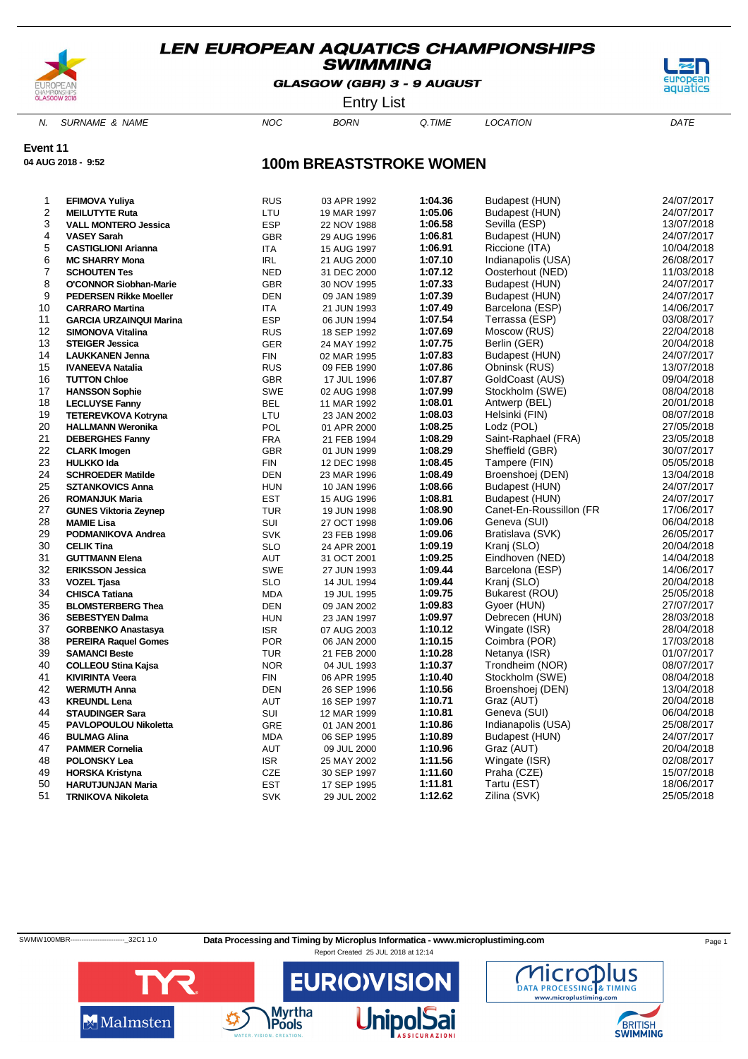# LEN EUROPEAN AQUATICS CHAMPIONSHIPS
## SWIMMING

**GLASGOW (GBR) 3 - 9 AUGUST**

Entry List

**Event 11**

**04 AUG 2018 - 9:52**

## 100m BREASTSTROKE WOMEN

| N. | SURNAME & NAME | NOC | BORN | Q.TIME | LOCATION | DATE |
|---|---|---|---|---|---|---|
| 1 | **EFIMOVA Yuliya** | RUS | 03 APR 1992 | **1:04.36** | Budapest (HUN) | 24/07/2017 |
| 2 | **MEILUTYTE Ruta** | LTU | 19 MAR 1997 | **1:05.06** | Budapest (HUN) | 24/07/2017 |
| 3 | **VALL MONTERO Jessica** | ESP | 22 NOV 1988 | **1:06.58** | Sevilla (ESP) | 13/07/2018 |
| 4 | **VASEY Sarah** | GBR | 29 AUG 1996 | **1:06.81** | Budapest (HUN) | 24/07/2017 |
| 5 | **CASTIGLIONI Arianna** | ITA | 15 AUG 1997 | **1:06.91** | Riccione (ITA) | 10/04/2018 |
| 6 | **MC SHARRY Mona** | IRL | 21 AUG 2000 | **1:07.10** | Indianapolis (USA) | 26/08/2017 |
| 7 | **SCHOUTEN Tes** | NED | 31 DEC 2000 | **1:07.12** | Oosterhout (NED) | 11/03/2018 |
| 8 | **O'CONNOR Siobhan-Marie** | GBR | 30 NOV 1995 | **1:07.33** | Budapest (HUN) | 24/07/2017 |
| 9 | **PEDERSEN Rikke Moeller** | DEN | 09 JAN 1989 | **1:07.39** | Budapest (HUN) | 24/07/2017 |
| 10 | **CARRARO Martina** | ITA | 21 JUN 1993 | **1:07.49** | Barcelona (ESP) | 14/06/2017 |
| 11 | **GARCIA URZAINQUI Marina** | ESP | 06 JUN 1994 | **1:07.54** | Terrassa (ESP) | 03/08/2017 |
| 12 | **SIMONOVA Vitalina** | RUS | 18 SEP 1992 | **1:07.69** | Moscow (RUS) | 22/04/2018 |
| 13 | **STEIGER Jessica** | GER | 24 MAY 1992 | **1:07.75** | Berlin (GER) | 20/04/2018 |
| 14 | **LAUKKANEN Jenna** | FIN | 02 MAR 1995 | **1:07.83** | Budapest (HUN) | 24/07/2017 |
| 15 | **IVANEEVA Natalia** | RUS | 09 FEB 1990 | **1:07.86** | Obninsk (RUS) | 13/07/2018 |
| 16 | **TUTTON Chloe** | GBR | 17 JUL 1996 | **1:07.87** | GoldCoast (AUS) | 09/04/2018 |
| 17 | **HANSSON Sophie** | SWE | 02 AUG 1998 | **1:07.99** | Stockholm (SWE) | 08/04/2018 |
| 18 | **LECLUYSE Fanny** | BEL | 11 MAR 1992 | **1:08.01** | Antwerp (BEL) | 20/01/2018 |
| 19 | **TETEREVKOVA Kotryna** | LTU | 23 JAN 2002 | **1:08.03** | Helsinki (FIN) | 08/07/2018 |
| 20 | **HALLMANN Weronika** | POL | 01 APR 2000 | **1:08.25** | Lodz (POL) | 27/05/2018 |
| 21 | **DEBERGHES Fanny** | FRA | 21 FEB 1994 | **1:08.29** | Saint-Raphael (FRA) | 23/05/2018 |
| 22 | **CLARK Imogen** | GBR | 01 JUN 1999 | **1:08.29** | Sheffield (GBR) | 30/07/2017 |
| 23 | **HULKKO Ida** | FIN | 12 DEC 1998 | **1:08.45** | Tampere (FIN) | 05/05/2018 |
| 24 | **SCHROEDER Matilde** | DEN | 23 MAR 1996 | **1:08.49** | Broenshoej (DEN) | 13/04/2018 |
| 25 | **SZTANKOVICS Anna** | HUN | 10 JAN 1996 | **1:08.66** | Budapest (HUN) | 24/07/2017 |
| 26 | **ROMANJUK Maria** | EST | 15 AUG 1996 | **1:08.81** | Budapest (HUN) | 24/07/2017 |
| 27 | **GUNES Viktoria Zeynep** | TUR | 19 JUN 1998 | **1:08.90** | Canet-En-Roussillon (FR | 17/06/2017 |
| 28 | **MAMIE Lisa** | SUI | 27 OCT 1998 | **1:09.06** | Geneva (SUI) | 06/04/2018 |
| 29 | **PODMANIKOVA Andrea** | SVK | 23 FEB 1998 | **1:09.06** | Bratislava (SVK) | 26/05/2017 |
| 30 | **CELIK Tina** | SLO | 24 APR 2001 | **1:09.19** | Kranj (SLO) | 20/04/2018 |
| 31 | **GUTTMANN Elena** | AUT | 31 OCT 2001 | **1:09.25** | Eindhoven (NED) | 14/04/2018 |
| 32 | **ERIKSSON Jessica** | SWE | 27 JUN 1993 | **1:09.44** | Barcelona (ESP) | 14/06/2017 |
| 33 | **VOZEL Tjasa** | SLO | 14 JUL 1994 | **1:09.44** | Kranj (SLO) | 20/04/2018 |
| 34 | **CHISCA Tatiana** | MDA | 19 JUL 1995 | **1:09.75** | Bukarest (ROU) | 25/05/2018 |
| 35 | **BLOMSTERBERG Thea** | DEN | 09 JAN 2002 | **1:09.83** | Gyoer (HUN) | 27/07/2017 |
| 36 | **SEBESTYEN Dalma** | HUN | 23 JAN 1997 | **1:09.97** | Debrecen (HUN) | 28/03/2018 |
| 37 | **GORBENKO Anastasya** | ISR | 07 AUG 2003 | **1:10.12** | Wingate (ISR) | 28/04/2018 |
| 38 | **PEREIRA Raquel Gomes** | POR | 06 JAN 2000 | **1:10.15** | Coimbra (POR) | 17/03/2018 |
| 39 | **SAMANCI Beste** | TUR | 21 FEB 2000 | **1:10.28** | Netanya (ISR) | 01/07/2017 |
| 40 | **COLLEOU Stina Kajsa** | NOR | 04 JUL 1993 | **1:10.37** | Trondheim (NOR) | 08/07/2017 |
| 41 | **KIVIRINTA Veera** | FIN | 06 APR 1995 | **1:10.40** | Stockholm (SWE) | 08/04/2018 |
| 42 | **WERMUTH Anna** | DEN | 26 SEP 1996 | **1:10.56** | Broenshoej (DEN) | 13/04/2018 |
| 43 | **KREUNDL Lena** | AUT | 16 SEP 1997 | **1:10.71** | Graz (AUT) | 20/04/2018 |
| 44 | **STAUDINGER Sara** | SUI | 12 MAR 1999 | **1:10.81** | Geneva (SUI) | 06/04/2018 |
| 45 | **PAVLOPOULOU Nikoletta** | GRE | 01 JAN 2001 | **1:10.86** | Indianapolis (USA) | 25/08/2017 |
| 46 | **BULMAG Alina** | MDA | 06 SEP 1995 | **1:10.89** | Budapest (HUN) | 24/07/2017 |
| 47 | **PAMMER Cornelia** | AUT | 09 JUL 2000 | **1:10.96** | Graz (AUT) | 20/04/2018 |
| 48 | **POLONSKY Lea** | ISR | 25 MAY 2002 | **1:11.56** | Wingate (ISR) | 02/08/2017 |
| 49 | **HORSKA Kristyna** | CZE | 30 SEP 1997 | **1:11.60** | Praha (CZE) | 15/07/2018 |
| 50 | **HARUTJUNJAN Maria** | EST | 17 SEP 1995 | **1:11.81** | Tartu (EST) | 18/06/2017 |
| 51 | **TRNIKOVA Nikoleta** | SVK | 29 JUL 2002 | **1:12.62** | Zilina (SVK) | 25/05/2018 |

SWMW100MBR------------------------_32C1 1.0

**Data Processing and Timing by Microplus Informatica - www.microplustiming.com**

Report Created 25 JUL 2018 at 12:14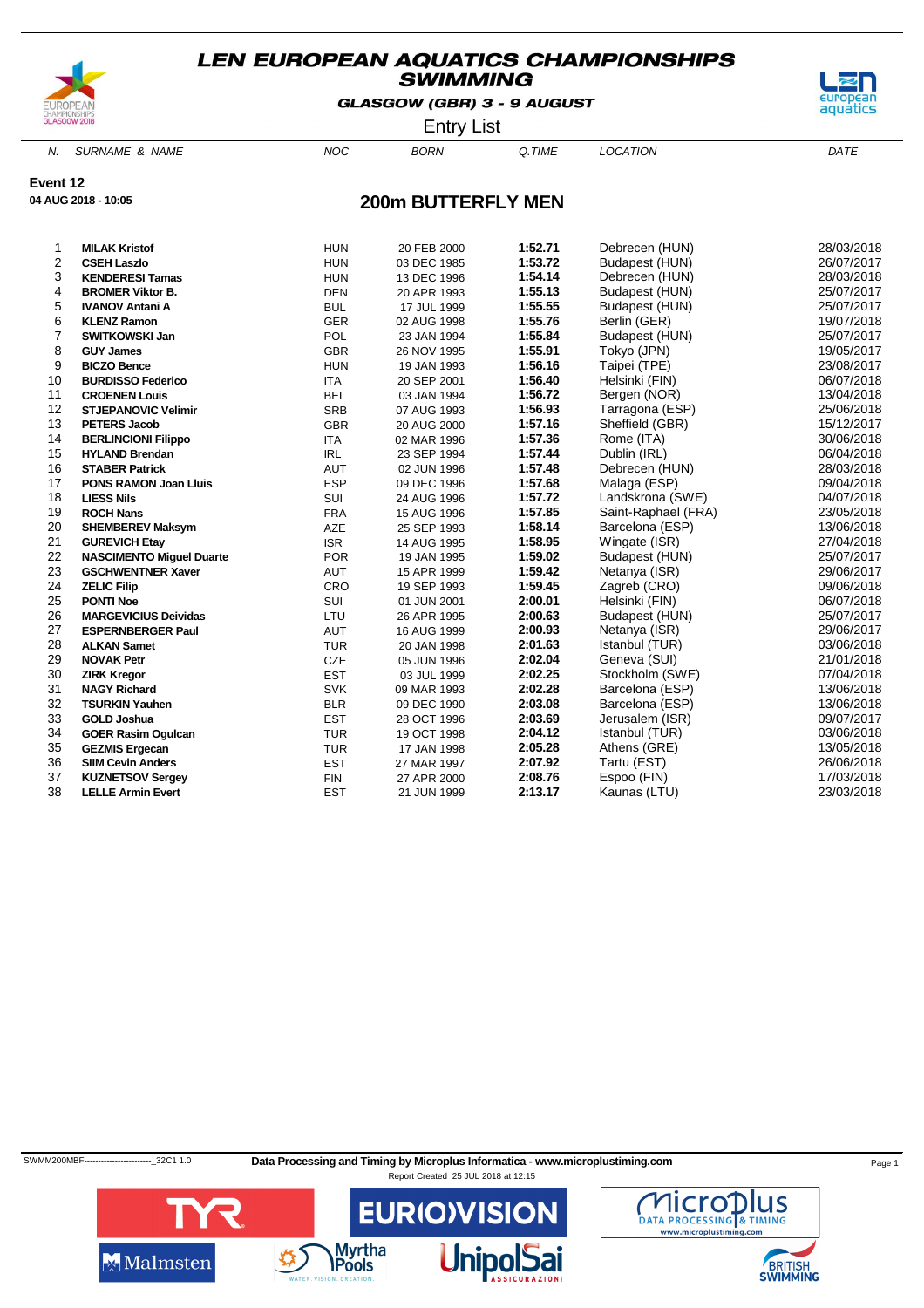# LEN EUROPEAN AQUATICS CHAMPIONSHIPS
## SWIMMING

**GLASGOW (GBR) 3 - 9 AUGUST**

Entry List

**Event 12**
**04 AUG 2018 - 10:05**

## 200m BUTTERFLY MEN

| N. | SURNAME & NAME | NOC | BORN | Q.TIME | LOCATION | DATE |
|---|---|---|---|---|---|---|
| 1 | **MILAK Kristof** | HUN | 20 FEB 2000 | **1:52.71** | Debrecen (HUN) | 28/03/2018 |
| 2 | **CSEH Laszlo** | HUN | 03 DEC 1985 | **1:53.72** | Budapest (HUN) | 26/07/2017 |
| 3 | **KENDERESI Tamas** | HUN | 13 DEC 1996 | **1:54.14** | Debrecen (HUN) | 28/03/2018 |
| 4 | **BROMER Viktor B.** | DEN | 20 APR 1993 | **1:55.13** | Budapest (HUN) | 25/07/2017 |
| 5 | **IVANOV Antani A** | BUL | 17 JUL 1999 | **1:55.55** | Budapest (HUN) | 25/07/2017 |
| 6 | **KLENZ Ramon** | GER | 02 AUG 1998 | **1:55.76** | Berlin (GER) | 19/07/2018 |
| 7 | **SWITKOWSKI Jan** | POL | 23 JAN 1994 | **1:55.84** | Budapest (HUN) | 25/07/2017 |
| 8 | **GUY James** | GBR | 26 NOV 1995 | **1:55.91** | Tokyo (JPN) | 19/05/2017 |
| 9 | **BICZO Bence** | HUN | 19 JAN 1993 | **1:56.16** | Taipei (TPE) | 23/08/2017 |
| 10 | **BURDISSO Federico** | ITA | 20 SEP 2001 | **1:56.40** | Helsinki (FIN) | 06/07/2018 |
| 11 | **CROENEN Louis** | BEL | 03 JAN 1994 | **1:56.72** | Bergen (NOR) | 13/04/2018 |
| 12 | **STJEPANOVIC Velimir** | SRB | 07 AUG 1993 | **1:56.93** | Tarragona (ESP) | 25/06/2018 |
| 13 | **PETERS Jacob** | GBR | 20 AUG 2000 | **1:57.16** | Sheffield (GBR) | 15/12/2017 |
| 14 | **BERLINCIONI Filippo** | ITA | 02 MAR 1996 | **1:57.36** | Rome (ITA) | 30/06/2018 |
| 15 | **HYLAND Brendan** | IRL | 23 SEP 1994 | **1:57.44** | Dublin (IRL) | 06/04/2018 |
| 16 | **STABER Patrick** | AUT | 02 JUN 1996 | **1:57.48** | Debrecen (HUN) | 28/03/2018 |
| 17 | **PONS RAMON Joan Lluis** | ESP | 09 DEC 1996 | **1:57.68** | Malaga (ESP) | 09/04/2018 |
| 18 | **LIESS Nils** | SUI | 24 AUG 1996 | **1:57.72** | Landskrona (SWE) | 04/07/2018 |
| 19 | **ROCH Nans** | FRA | 15 AUG 1996 | **1:57.85** | Saint-Raphael (FRA) | 23/05/2018 |
| 20 | **SHEMBEREV Maksym** | AZE | 25 SEP 1993 | **1:58.14** | Barcelona (ESP) | 13/06/2018 |
| 21 | **GUREVICH Etay** | ISR | 14 AUG 1995 | **1:58.95** | Wingate (ISR) | 27/04/2018 |
| 22 | **NASCIMENTO Miguel Duarte** | POR | 19 JAN 1995 | **1:59.02** | Budapest (HUN) | 25/07/2017 |
| 23 | **GSCHWENTNER Xaver** | AUT | 15 APR 1999 | **1:59.42** | Netanya (ISR) | 29/06/2017 |
| 24 | **ZELIC Filip** | CRO | 19 SEP 1993 | **1:59.45** | Zagreb (CRO) | 09/06/2018 |
| 25 | **PONTI Noe** | SUI | 01 JUN 2001 | **2:00.01** | Helsinki (FIN) | 06/07/2018 |
| 26 | **MARGEVICIUS Deividas** | LTU | 26 APR 1995 | **2:00.63** | Budapest (HUN) | 25/07/2017 |
| 27 | **ESPERNBERGER Paul** | AUT | 16 AUG 1999 | **2:00.93** | Netanya (ISR) | 29/06/2017 |
| 28 | **ALKAN Samet** | TUR | 20 JAN 1998 | **2:01.63** | Istanbul (TUR) | 03/06/2018 |
| 29 | **NOVAK Petr** | CZE | 05 JUN 1996 | **2:02.04** | Geneva (SUI) | 21/01/2018 |
| 30 | **ZIRK Kregor** | EST | 03 JUL 1999 | **2:02.25** | Stockholm (SWE) | 07/04/2018 |
| 31 | **NAGY Richard** | SVK | 09 MAR 1993 | **2:02.28** | Barcelona (ESP) | 13/06/2018 |
| 32 | **TSURKIN Yauhen** | BLR | 09 DEC 1990 | **2:03.08** | Barcelona (ESP) | 13/06/2018 |
| 33 | **GOLD Joshua** | EST | 28 OCT 1996 | **2:03.69** | Jerusalem (ISR) | 09/07/2017 |
| 34 | **GOER Rasim Ogulcan** | TUR | 19 OCT 1998 | **2:04.12** | Istanbul (TUR) | 03/06/2018 |
| 35 | **GEZMIS Ergecan** | TUR | 17 JAN 1998 | **2:05.28** | Athens (GRE) | 13/05/2018 |
| 36 | **SIIM Cevin Anders** | EST | 27 MAR 1997 | **2:07.92** | Tartu (EST) | 26/06/2018 |
| 37 | **KUZNETSOV Sergey** | FIN | 27 APR 2000 | **2:08.76** | Espoo (FIN) | 17/03/2018 |
| 38 | **LELLE Armin Evert** | EST | 21 JUN 1999 | **2:13.17** | Kaunas (LTU) | 23/03/2018 |

SWMM200MBF------------------------_32C1 1.0 **Data Processing and Timing by Microplus Informatica - www.microplustiming.com**

Report Created 25 JUL 2018 at 12:15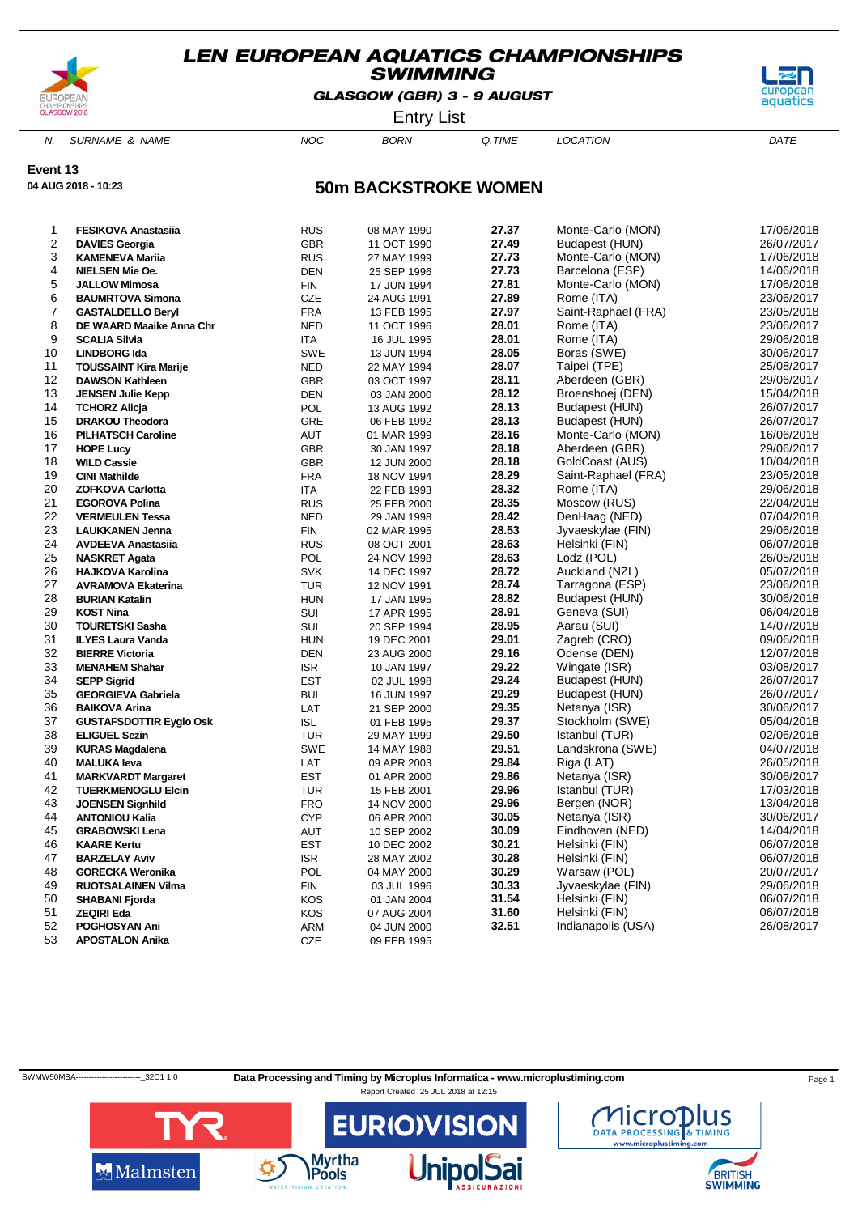# LEN EUROPEAN AQUATICS CHAMPIONSHIPS SWIMMING

**GLASGOW (GBR) 3 - 9 AUGUST**

Entry List

**Event 13**

**04 AUG 2018 - 10:23**

## 50m BACKSTROKE WOMEN

| N. | SURNAME & NAME | NOC | BORN | Q.TIME | LOCATION | DATE |
|---|---|---|---|---|---|---|
| 1 | **FESIKOVA Anastasiia** | RUS | 08 MAY 1990 | **27.37** | Monte-Carlo (MON) | 17/06/2018 |
| 2 | **DAVIES Georgia** | GBR | 11 OCT 1990 | **27.49** | Budapest (HUN) | 26/07/2017 |
| 3 | **KAMENEVA Mariia** | RUS | 27 MAY 1999 | **27.73** | Monte-Carlo (MON) | 17/06/2018 |
| 4 | **NIELSEN Mie Oe.** | DEN | 25 SEP 1996 | **27.73** | Barcelona (ESP) | 14/06/2018 |
| 5 | **JALLOW Mimosa** | FIN | 17 JUN 1994 | **27.81** | Monte-Carlo (MON) | 17/06/2018 |
| 6 | **BAUMRTOVA Simona** | CZE | 24 AUG 1991 | **27.89** | Rome (ITA) | 23/06/2017 |
| 7 | **GASTALDELLO Beryl** | FRA | 13 FEB 1995 | **27.97** | Saint-Raphael (FRA) | 23/05/2018 |
| 8 | **DE WAARD Maaike Anna Chr** | NED | 11 OCT 1996 | **28.01** | Rome (ITA) | 23/06/2017 |
| 9 | **SCALIA Silvia** | ITA | 16 JUL 1995 | **28.01** | Rome (ITA) | 29/06/2018 |
| 10 | **LINDBORG Ida** | SWE | 13 JUN 1994 | **28.05** | Boras (SWE) | 30/06/2017 |
| 11 | **TOUSSAINT Kira Marije** | NED | 22 MAY 1994 | **28.07** | Taipei (TPE) | 25/08/2017 |
| 12 | **DAWSON Kathleen** | GBR | 03 OCT 1997 | **28.11** | Aberdeen (GBR) | 29/06/2017 |
| 13 | **JENSEN Julie Kepp** | DEN | 03 JAN 2000 | **28.12** | Broenshoej (DEN) | 15/04/2018 |
| 14 | **TCHORZ Alicja** | POL | 13 AUG 1992 | **28.13** | Budapest (HUN) | 26/07/2017 |
| 15 | **DRAKOU Theodora** | GRE | 06 FEB 1992 | **28.13** | Budapest (HUN) | 26/07/2017 |
| 16 | **PILHATSCH Caroline** | AUT | 01 MAR 1999 | **28.16** | Monte-Carlo (MON) | 16/06/2018 |
| 17 | **HOPE Lucy** | GBR | 30 JAN 1997 | **28.18** | Aberdeen (GBR) | 29/06/2017 |
| 18 | **WILD Cassie** | GBR | 12 JUN 2000 | **28.18** | GoldCoast (AUS) | 10/04/2018 |
| 19 | **CINI Mathilde** | FRA | 18 NOV 1994 | **28.29** | Saint-Raphael (FRA) | 23/05/2018 |
| 20 | **ZOFKOVA Carlotta** | ITA | 22 FEB 1993 | **28.32** | Rome (ITA) | 29/06/2018 |
| 21 | **EGOROVA Polina** | RUS | 25 FEB 2000 | **28.35** | Moscow (RUS) | 22/04/2018 |
| 22 | **VERMEULEN Tessa** | NED | 29 JAN 1998 | **28.42** | DenHaag (NED) | 07/04/2018 |
| 23 | **LAUKKANEN Jenna** | FIN | 02 MAR 1995 | **28.53** | Jyvaeskylae (FIN) | 29/06/2018 |
| 24 | **AVDEEVA Anastasiia** | RUS | 08 OCT 2001 | **28.63** | Helsinki (FIN) | 06/07/2018 |
| 25 | **NASKRET Agata** | POL | 24 NOV 1998 | **28.63** | Lodz (POL) | 26/05/2018 |
| 26 | **HAJKOVA Karolina** | SVK | 14 DEC 1997 | **28.72** | Auckland (NZL) | 05/07/2018 |
| 27 | **AVRAMOVA Ekaterina** | TUR | 12 NOV 1991 | **28.74** | Tarragona (ESP) | 23/06/2018 |
| 28 | **BURIAN Katalin** | HUN | 17 JAN 1995 | **28.82** | Budapest (HUN) | 30/06/2018 |
| 29 | **KOST Nina** | SUI | 17 APR 1995 | **28.91** | Geneva (SUI) | 06/04/2018 |
| 30 | **TOURETSKI Sasha** | SUI | 20 SEP 1994 | **28.95** | Aarau (SUI) | 14/07/2018 |
| 31 | **ILYES Laura Vanda** | HUN | 19 DEC 2001 | **29.01** | Zagreb (CRO) | 09/06/2018 |
| 32 | **BIERRE Victoria** | DEN | 23 AUG 2000 | **29.16** | Odense (DEN) | 12/07/2018 |
| 33 | **MENAHEM Shahar** | ISR | 10 JAN 1997 | **29.22** | Wingate (ISR) | 03/08/2017 |
| 34 | **SEPP Sigrid** | EST | 02 JUL 1998 | **29.24** | Budapest (HUN) | 26/07/2017 |
| 35 | **GEORGIEVA Gabriela** | BUL | 16 JUN 1997 | **29.29** | Budapest (HUN) | 26/07/2017 |
| 36 | **BAIKOVA Arina** | LAT | 21 SEP 2000 | **29.35** | Netanya (ISR) | 30/06/2017 |
| 37 | **GUSTAFSDOTTIR Eyglo Osk** | ISL | 01 FEB 1995 | **29.37** | Stockholm (SWE) | 05/04/2018 |
| 38 | **ELIGUEL Sezin** | TUR | 29 MAY 1999 | **29.50** | Istanbul (TUR) | 02/06/2018 |
| 39 | **KURAS Magdalena** | SWE | 14 MAY 1988 | **29.51** | Landskrona (SWE) | 04/07/2018 |
| 40 | **MALUKA Ieva** | LAT | 09 APR 2003 | **29.84** | Riga (LAT) | 26/05/2018 |
| 41 | **MARKVARDT Margaret** | EST | 01 APR 2000 | **29.86** | Netanya (ISR) | 30/06/2017 |
| 42 | **TUERKMENOGLU Elcin** | TUR | 15 FEB 2001 | **29.96** | Istanbul (TUR) | 17/03/2018 |
| 43 | **JOENSEN Signhild** | FRO | 14 NOV 2000 | **29.96** | Bergen (NOR) | 13/04/2018 |
| 44 | **ANTONIOU Kalia** | CYP | 06 APR 2000 | **30.05** | Netanya (ISR) | 30/06/2017 |
| 45 | **GRABOWSKI Lena** | AUT | 10 SEP 2002 | **30.09** | Eindhoven (NED) | 14/04/2018 |
| 46 | **KAARE Kertu** | EST | 10 DEC 2002 | **30.21** | Helsinki (FIN) | 06/07/2018 |
| 47 | **BARZELAY Aviv** | ISR | 28 MAY 2002 | **30.28** | Helsinki (FIN) | 06/07/2018 |
| 48 | **GORECKA Weronika** | POL | 04 MAY 2000 | **30.29** | Warsaw (POL) | 20/07/2017 |
| 49 | **RUOTSALAINEN Vilma** | FIN | 03 JUL 1996 | **30.33** | Jyvaeskylae (FIN) | 29/06/2018 |
| 50 | **SHABANI Fjorda** | KOS | 01 JAN 2004 | **31.54** | Helsinki (FIN) | 06/07/2018 |
| 51 | **ZEQIRI Eda** | KOS | 07 AUG 2004 | **31.60** | Helsinki (FIN) | 06/07/2018 |
| 52 | **POGHOSYAN Ani** | ARM | 04 JUN 2000 | **32.51** | Indianapolis (USA) | 26/08/2017 |
| 53 | **APOSTALON Anika** | CZE | 09 FEB 1995 | | | |

SWMW50MBA------------------------_32C1 1.0 **Data Processing and Timing by Microplus Informatica - www.microplustiming.com**

Report Created 25 JUL 2018 at 12:15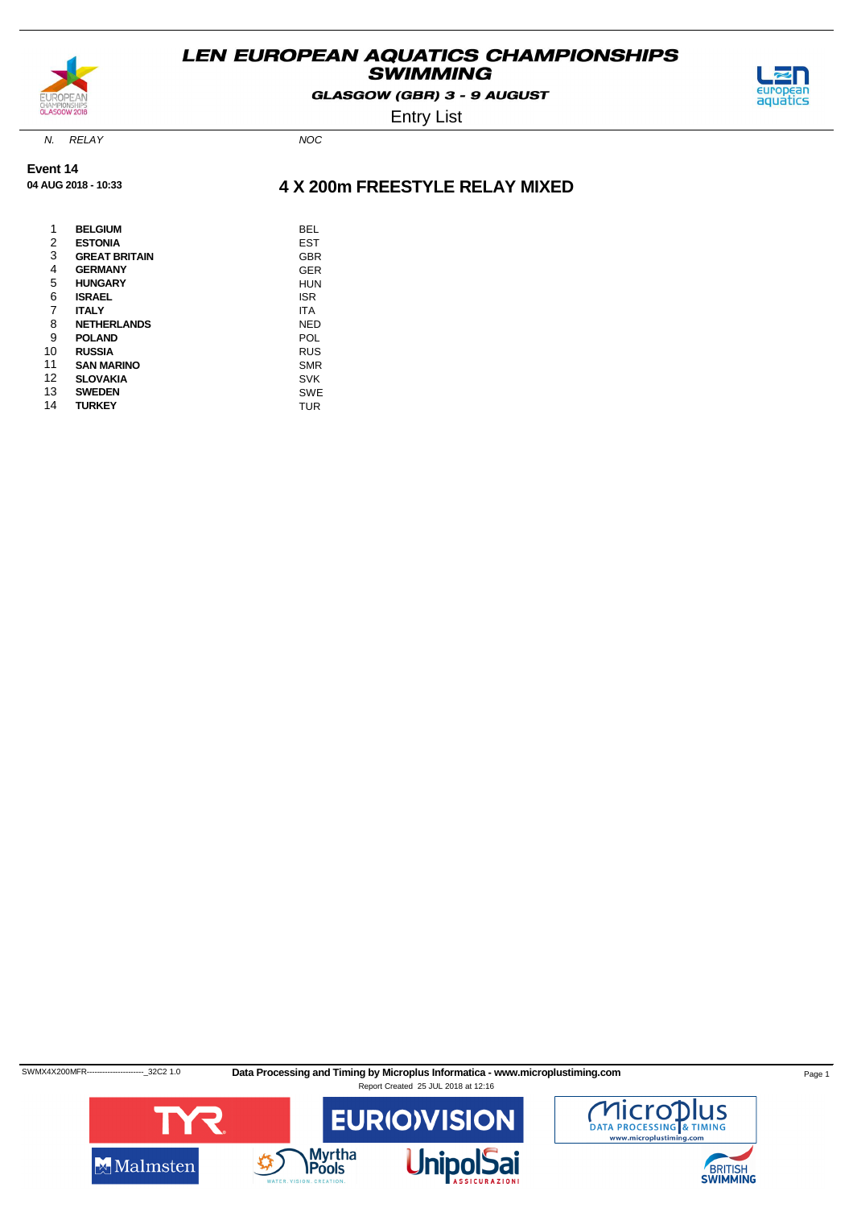# LEN EUROPEAN AQUATICS CHAMPIONSHIPS SWIMMING

**GLASGOW (GBR) 3 - 9 AUGUST**

Entry List

**Event 14**

**04 AUG 2018 - 10:33**

## 4 X 200m FREESTYLE RELAY MIXED

| N. | RELAY | NOC |
|---|---|---|
| 1 | **BELGIUM** | BEL |
| 2 | **ESTONIA** | EST |
| 3 | **GREAT BRITAIN** | GBR |
| 4 | **GERMANY** | GER |
| 5 | **HUNGARY** | HUN |
| 6 | **ISRAEL** | ISR |
| 7 | **ITALY** | ITA |
| 8 | **NETHERLANDS** | NED |
| 9 | **POLAND** | POL |
| 10 | **RUSSIA** | RUS |
| 11 | **SAN MARINO** | SMR |
| 12 | **SLOVAKIA** | SVK |
| 13 | **SWEDEN** | SWE |
| 14 | **TURKEY** | TUR |

SWMX4X200MFR----------------------_32C2 1.0 **Data Processing and Timing by Microplus Informatica - www.microplustiming.com**

Report Created 25 JUL 2018 at 12:16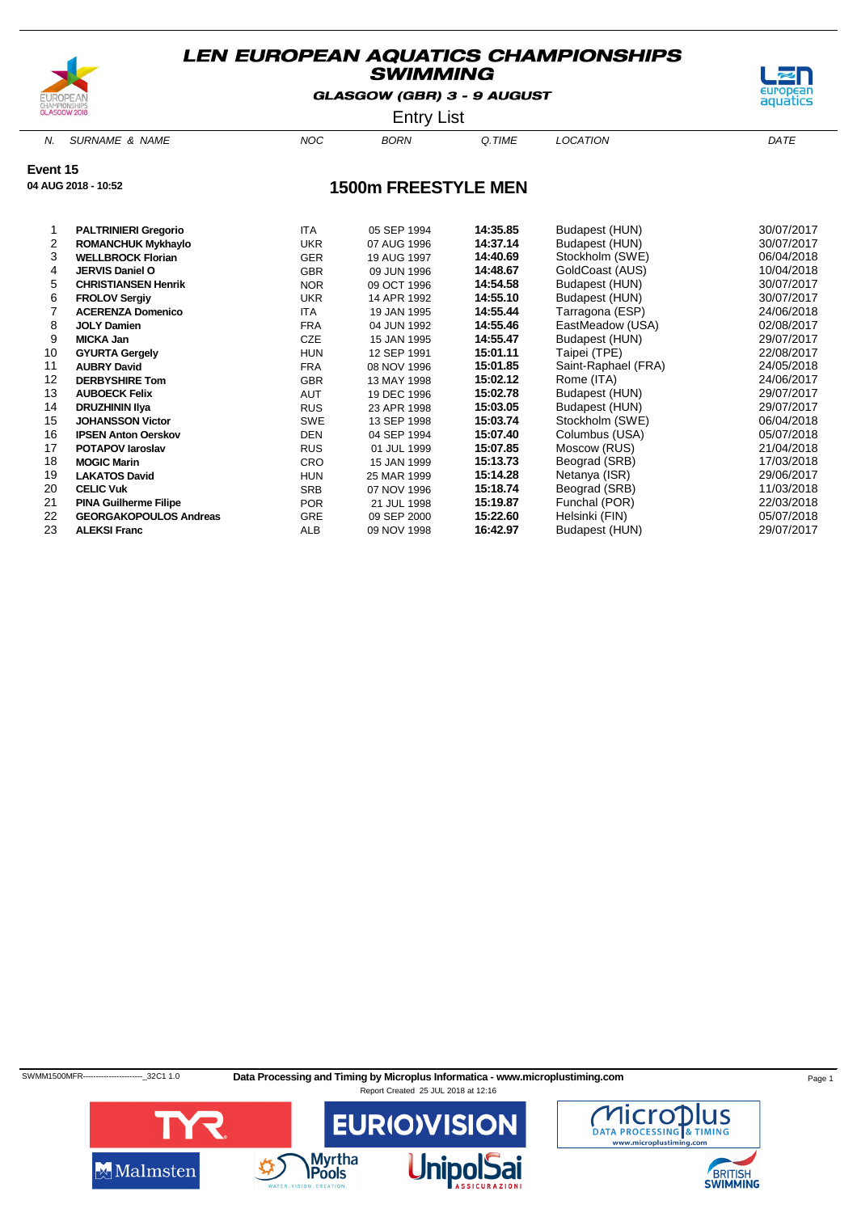# LEN EUROPEAN AQUATICS CHAMPIONSHIPS SWIMMING

**GLASGOW (GBR) 3 - 9 AUGUST**

Entry List

**Event 15**

**04 AUG 2018 - 10:52**

## 1500m FREESTYLE MEN

| N. | SURNAME & NAME | NOC | BORN | Q.TIME | LOCATION | DATE |
|---|---|---|---|---|---|---|
| 1 | **PALTRINIERI Gregorio** | ITA | 05 SEP 1994 | **14:35.85** | Budapest (HUN) | 30/07/2017 |
| 2 | **ROMANCHUK Mykhaylo** | UKR | 07 AUG 1996 | **14:37.14** | Budapest (HUN) | 30/07/2017 |
| 3 | **WELLBROCK Florian** | GER | 19 AUG 1997 | **14:40.69** | Stockholm (SWE) | 06/04/2018 |
| 4 | **JERVIS Daniel O** | GBR | 09 JUN 1996 | **14:48.67** | GoldCoast (AUS) | 10/04/2018 |
| 5 | **CHRISTIANSEN Henrik** | NOR | 09 OCT 1996 | **14:54.58** | Budapest (HUN) | 30/07/2017 |
| 6 | **FROLOV Sergiy** | UKR | 14 APR 1992 | **14:55.10** | Budapest (HUN) | 30/07/2017 |
| 7 | **ACERENZA Domenico** | ITA | 19 JAN 1995 | **14:55.44** | Tarragona (ESP) | 24/06/2018 |
| 8 | **JOLY Damien** | FRA | 04 JUN 1992 | **14:55.46** | EastMeadow (USA) | 02/08/2017 |
| 9 | **MICKA Jan** | CZE | 15 JAN 1995 | **14:55.47** | Budapest (HUN) | 29/07/2017 |
| 10 | **GYURTA Gergely** | HUN | 12 SEP 1991 | **15:01.11** | Taipei (TPE) | 22/08/2017 |
| 11 | **AUBRY David** | FRA | 08 NOV 1996 | **15:01.85** | Saint-Raphael (FRA) | 24/05/2018 |
| 12 | **DERBYSHIRE Tom** | GBR | 13 MAY 1998 | **15:02.12** | Rome (ITA) | 24/06/2017 |
| 13 | **AUBOECK Felix** | AUT | 19 DEC 1996 | **15:02.78** | Budapest (HUN) | 29/07/2017 |
| 14 | **DRUZHININ Ilya** | RUS | 23 APR 1998 | **15:03.05** | Budapest (HUN) | 29/07/2017 |
| 15 | **JOHANSSON Victor** | SWE | 13 SEP 1998 | **15:03.74** | Stockholm (SWE) | 06/04/2018 |
| 16 | **IPSEN Anton Oerskov** | DEN | 04 SEP 1994 | **15:07.40** | Columbus (USA) | 05/07/2018 |
| 17 | **POTAPOV Iaroslav** | RUS | 01 JUL 1999 | **15:07.85** | Moscow (RUS) | 21/04/2018 |
| 18 | **MOGIC Marin** | CRO | 15 JAN 1999 | **15:13.73** | Beograd (SRB) | 17/03/2018 |
| 19 | **LAKATOS David** | HUN | 25 MAR 1999 | **15:14.28** | Netanya (ISR) | 29/06/2017 |
| 20 | **CELIC Vuk** | SRB | 07 NOV 1996 | **15:18.74** | Beograd (SRB) | 11/03/2018 |
| 21 | **PINA Guilherme Filipe** | POR | 21 JUL 1998 | **15:19.87** | Funchal (POR) | 22/03/2018 |
| 22 | **GEORGAKOPOULOS Andreas** | GRE | 09 SEP 2000 | **15:22.60** | Helsinki (FIN) | 05/07/2018 |
| 23 | **ALEKSI Franc** | ALB | 09 NOV 1998 | **16:42.97** | Budapest (HUN) | 29/07/2017 |

SWMM1500MFR----------------------_32C1 1.0 **Data Processing and Timing by Microplus Informatica - www.microplustiming.com**

Report Created 25 JUL 2018 at 12:16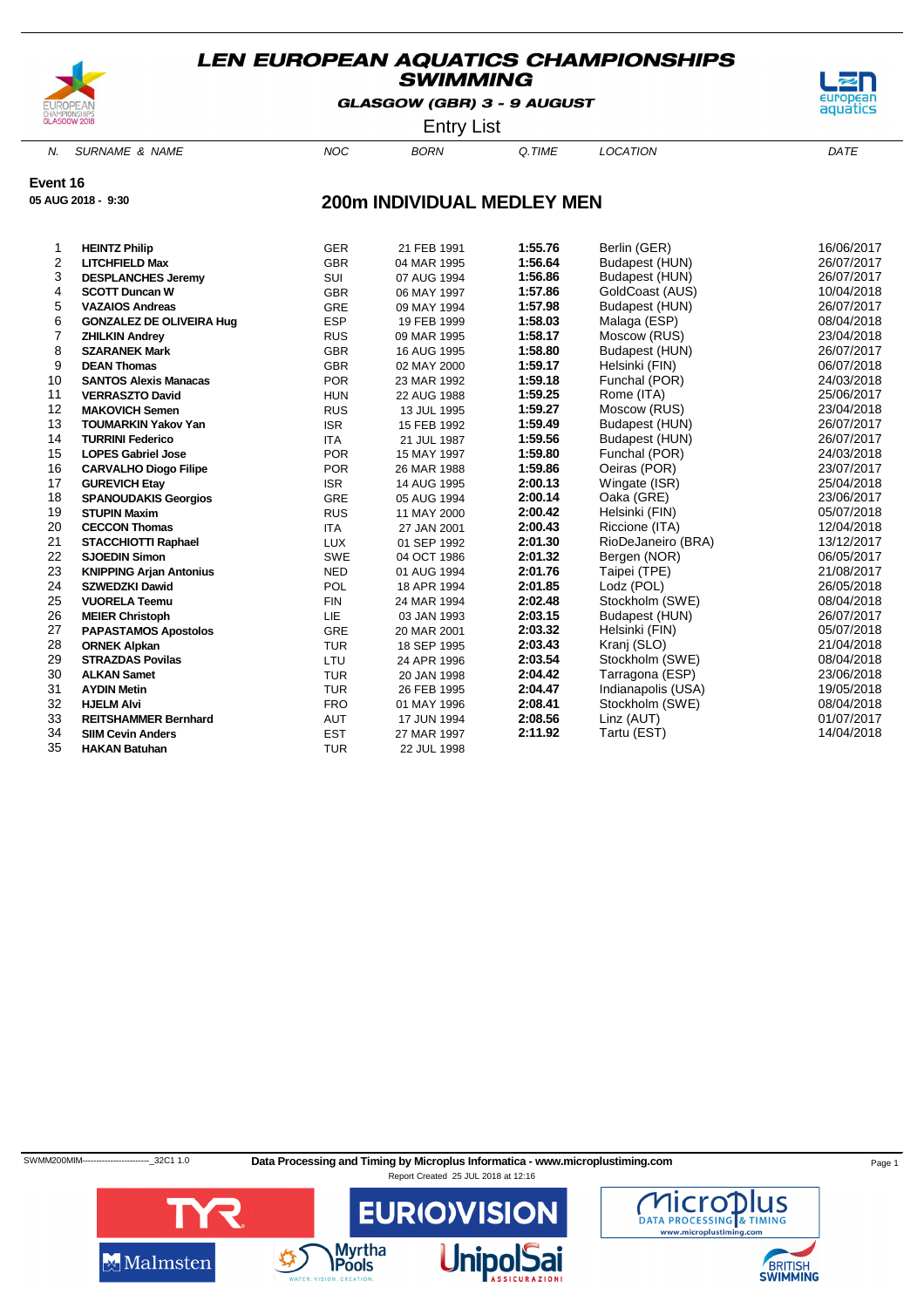# LEN EUROPEAN AQUATICS CHAMPIONSHIPS SWIMMING

**GLASGOW (GBR) 3 - 9 AUGUST**

Entry List

**Event 16**

**05 AUG 2018 - 9:30**

## 200m INDIVIDUAL MEDLEY MEN

| N. | SURNAME & NAME | NOC | BORN | Q.TIME | LOCATION | DATE |
|---|---|---|---|---|---|---|
| 1 | **HEINTZ Philip** | GER | 21 FEB 1991 | **1:55.76** | Berlin (GER) | 16/06/2017 |
| 2 | **LITCHFIELD Max** | GBR | 04 MAR 1995 | **1:56.64** | Budapest (HUN) | 26/07/2017 |
| 3 | **DESPLANCHES Jeremy** | SUI | 07 AUG 1994 | **1:56.86** | Budapest (HUN) | 26/07/2017 |
| 4 | **SCOTT Duncan W** | GBR | 06 MAY 1997 | **1:57.86** | GoldCoast (AUS) | 10/04/2018 |
| 5 | **VAZAIOS Andreas** | GRE | 09 MAY 1994 | **1:57.98** | Budapest (HUN) | 26/07/2017 |
| 6 | **GONZALEZ DE OLIVEIRA Hug** | ESP | 19 FEB 1999 | **1:58.03** | Malaga (ESP) | 08/04/2018 |
| 7 | **ZHILKIN Andrey** | RUS | 09 MAR 1995 | **1:58.17** | Moscow (RUS) | 23/04/2018 |
| 8 | **SZARANEK Mark** | GBR | 16 AUG 1995 | **1:58.80** | Budapest (HUN) | 26/07/2017 |
| 9 | **DEAN Thomas** | GBR | 02 MAY 2000 | **1:59.17** | Helsinki (FIN) | 06/07/2018 |
| 10 | **SANTOS Alexis Manacas** | POR | 23 MAR 1992 | **1:59.18** | Funchal (POR) | 24/03/2018 |
| 11 | **VERRASZTO David** | HUN | 22 AUG 1988 | **1:59.25** | Rome (ITA) | 25/06/2017 |
| 12 | **MAKOVICH Semen** | RUS | 13 JUL 1995 | **1:59.27** | Moscow (RUS) | 23/04/2018 |
| 13 | **TOUMARKIN Yakov Yan** | ISR | 15 FEB 1992 | **1:59.49** | Budapest (HUN) | 26/07/2017 |
| 14 | **TURRINI Federico** | ITA | 21 JUL 1987 | **1:59.56** | Budapest (HUN) | 26/07/2017 |
| 15 | **LOPES Gabriel Jose** | POR | 15 MAY 1997 | **1:59.80** | Funchal (POR) | 24/03/2018 |
| 16 | **CARVALHO Diogo Filipe** | POR | 26 MAR 1988 | **1:59.86** | Oeiras (POR) | 23/07/2017 |
| 17 | **GUREVICH Etay** | ISR | 14 AUG 1995 | **2:00.13** | Wingate (ISR) | 25/04/2018 |
| 18 | **SPANOUDAKIS Georgios** | GRE | 05 AUG 1994 | **2:00.14** | Oaka (GRE) | 23/06/2017 |
| 19 | **STUPIN Maxim** | RUS | 11 MAY 2000 | **2:00.42** | Helsinki (FIN) | 05/07/2018 |
| 20 | **CECCON Thomas** | ITA | 27 JAN 2001 | **2:00.43** | Riccione (ITA) | 12/04/2018 |
| 21 | **STACCHIOTTI Raphael** | LUX | 01 SEP 1992 | **2:01.30** | RioDeJaneiro (BRA) | 13/12/2017 |
| 22 | **SJOEDIN Simon** | SWE | 04 OCT 1986 | **2:01.32** | Bergen (NOR) | 06/05/2017 |
| 23 | **KNIPPING Arjan Antonius** | NED | 01 AUG 1994 | **2:01.76** | Taipei (TPE) | 21/08/2017 |
| 24 | **SZWEDZKI Dawid** | POL | 18 APR 1994 | **2:01.85** | Lodz (POL) | 26/05/2018 |
| 25 | **VUORELA Teemu** | FIN | 24 MAR 1994 | **2:02.48** | Stockholm (SWE) | 08/04/2018 |
| 26 | **MEIER Christoph** | LIE | 03 JAN 1993 | **2:03.15** | Budapest (HUN) | 26/07/2017 |
| 27 | **PAPASTAMOS Apostolos** | GRE | 20 MAR 2001 | **2:03.32** | Helsinki (FIN) | 05/07/2018 |
| 28 | **ORNEK Alpkan** | TUR | 18 SEP 1995 | **2:03.43** | Kranj (SLO) | 21/04/2018 |
| 29 | **STRAZDAS Povilas** | LTU | 24 APR 1996 | **2:03.54** | Stockholm (SWE) | 08/04/2018 |
| 30 | **ALKAN Samet** | TUR | 20 JAN 1998 | **2:04.42** | Tarragona (ESP) | 23/06/2018 |
| 31 | **AYDIN Metin** | TUR | 26 FEB 1995 | **2:04.47** | Indianapolis (USA) | 19/05/2018 |
| 32 | **HJELM Alvi** | FRO | 01 MAY 1996 | **2:08.41** | Stockholm (SWE) | 08/04/2018 |
| 33 | **REITSHAMMER Bernhard** | AUT | 17 JUN 1994 | **2:08.56** | Linz (AUT) | 01/07/2017 |
| 34 | **SIIM Cevin Anders** | EST | 27 MAR 1997 | **2:11.92** | Tartu (EST) | 14/04/2018 |
| 35 | **HAKAN Batuhan** | TUR | 22 JUL 1998 | | | |

SWMM200MIM------------------------_32C1 1.0

**Data Processing and Timing by Microplus Informatica - www.microplustiming.com**

Report Created 25 JUL 2018 at 12:16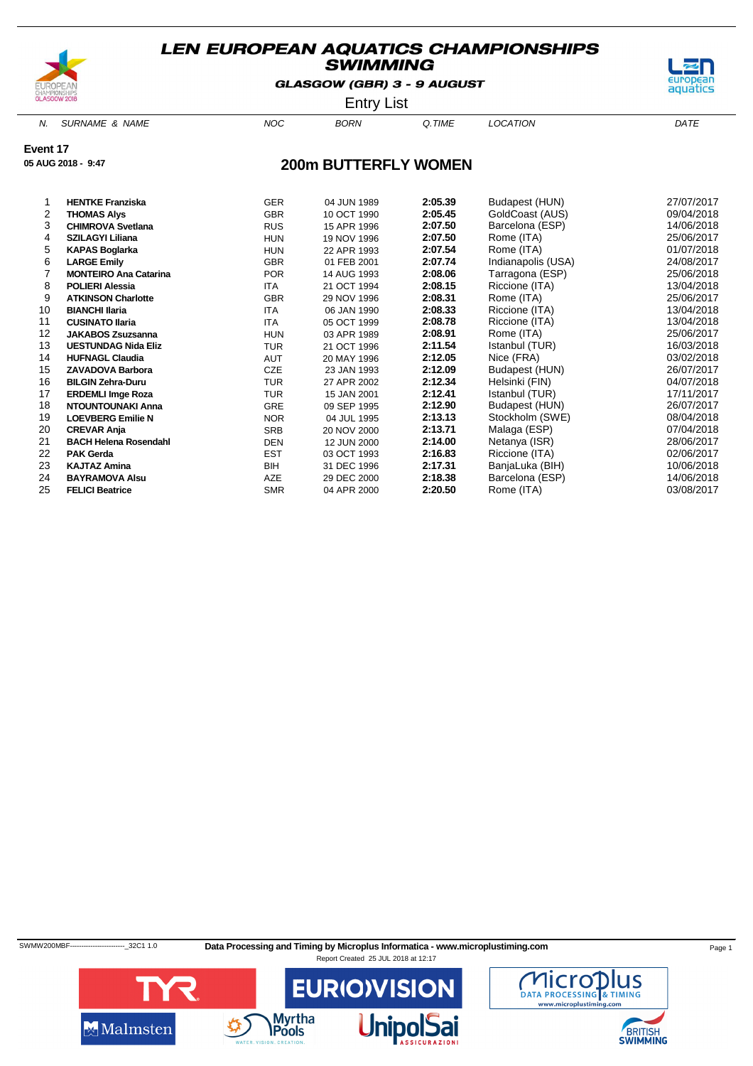# LEN EUROPEAN AQUATICS CHAMPIONSHIPS
## SWIMMING

GLASGOW (GBR) 3 - 9 AUGUST

Entry List

**Event 17**

**05 AUG 2018 - 9:47**

## 200m BUTTERFLY WOMEN

| N. | SURNAME & NAME | NOC | BORN | Q.TIME | LOCATION | DATE |
|---|---|---|---|---|---|---|
| 1 | **HENTKE Franziska** | GER | 04 JUN 1989 | **2:05.39** | Budapest (HUN) | 27/07/2017 |
| 2 | **THOMAS Alys** | GBR | 10 OCT 1990 | **2:05.45** | GoldCoast (AUS) | 09/04/2018 |
| 3 | **CHIMROVA Svetlana** | RUS | 15 APR 1996 | **2:07.50** | Barcelona (ESP) | 14/06/2018 |
| 4 | **SZILAGYI Liliana** | HUN | 19 NOV 1996 | **2:07.50** | Rome (ITA) | 25/06/2017 |
| 5 | **KAPAS Boglarka** | HUN | 22 APR 1993 | **2:07.54** | Rome (ITA) | 01/07/2018 |
| 6 | **LARGE Emily** | GBR | 01 FEB 2001 | **2:07.74** | Indianapolis (USA) | 24/08/2017 |
| 7 | **MONTEIRO Ana Catarina** | POR | 14 AUG 1993 | **2:08.06** | Tarragona (ESP) | 25/06/2018 |
| 8 | **POLIERI Alessia** | ITA | 21 OCT 1994 | **2:08.15** | Riccione (ITA) | 13/04/2018 |
| 9 | **ATKINSON Charlotte** | GBR | 29 NOV 1996 | **2:08.31** | Rome (ITA) | 25/06/2017 |
| 10 | **BIANCHI Ilaria** | ITA | 06 JAN 1990 | **2:08.33** | Riccione (ITA) | 13/04/2018 |
| 11 | **CUSINATO Ilaria** | ITA | 05 OCT 1999 | **2:08.78** | Riccione (ITA) | 13/04/2018 |
| 12 | **JAKABOS Zsuzsanna** | HUN | 03 APR 1989 | **2:08.91** | Rome (ITA) | 25/06/2017 |
| 13 | **UESTUNDAG Nida Eliz** | TUR | 21 OCT 1996 | **2:11.54** | Istanbul (TUR) | 16/03/2018 |
| 14 | **HUFNAGL Claudia** | AUT | 20 MAY 1996 | **2:12.05** | Nice (FRA) | 03/02/2018 |
| 15 | **ZAVADOVA Barbora** | CZE | 23 JAN 1993 | **2:12.09** | Budapest (HUN) | 26/07/2017 |
| 16 | **BILGIN Zehra-Duru** | TUR | 27 APR 2002 | **2:12.34** | Helsinki (FIN) | 04/07/2018 |
| 17 | **ERDEMLI Imge Roza** | TUR | 15 JAN 2001 | **2:12.41** | Istanbul (TUR) | 17/11/2017 |
| 18 | **NTOUNTOUNAKI Anna** | GRE | 09 SEP 1995 | **2:12.90** | Budapest (HUN) | 26/07/2017 |
| 19 | **LOEVBERG Emilie N** | NOR | 04 JUL 1995 | **2:13.13** | Stockholm (SWE) | 08/04/2018 |
| 20 | **CREVAR Anja** | SRB | 20 NOV 2000 | **2:13.71** | Malaga (ESP) | 07/04/2018 |
| 21 | **BACH Helena Rosendahl** | DEN | 12 JUN 2000 | **2:14.00** | Netanya (ISR) | 28/06/2017 |
| 22 | **PAK Gerda** | EST | 03 OCT 1993 | **2:16.83** | Riccione (ITA) | 02/06/2017 |
| 23 | **KAJTAZ Amina** | BIH | 31 DEC 1996 | **2:17.31** | BanjaLuka (BIH) | 10/06/2018 |
| 24 | **BAYRAMOVA Alsu** | AZE | 29 DEC 2000 | **2:18.38** | Barcelona (ESP) | 14/06/2018 |
| 25 | **FELICI Beatrice** | SMR | 04 APR 2000 | **2:20.50** | Rome (ITA) | 03/08/2017 |

SWMW200MBF------------------------_32C1 1.0

**Data Processing and Timing by Microplus Informatica - www.microplustiming.com**

Report Created 25 JUL 2018 at 12:17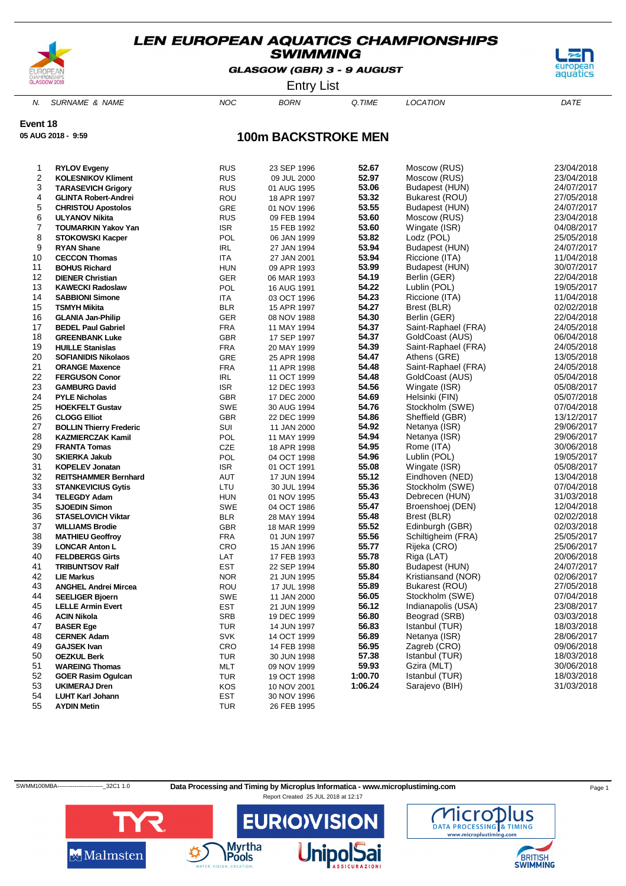# LEN EUROPEAN AQUATICS CHAMPIONSHIPS
## SWIMMING

**GLASGOW (GBR) 3 - 9 AUGUST**

Entry List

**Event 18**
**05 AUG 2018 - 9:59**

## 100m BACKSTROKE MEN

| N. | SURNAME & NAME | NOC | BORN | Q.TIME | LOCATION | DATE |
|---|---|---|---|---|---|---|
| 1 | **RYLOV Evgeny** | RUS | 23 SEP 1996 | **52.67** | Moscow (RUS) | 23/04/2018 |
| 2 | **KOLESNIKOV Kliment** | RUS | 09 JUL 2000 | **52.97** | Moscow (RUS) | 23/04/2018 |
| 3 | **TARASEVICH Grigory** | RUS | 01 AUG 1995 | **53.06** | Budapest (HUN) | 24/07/2017 |
| 4 | **GLINTA Robert-Andrei** | ROU | 18 APR 1997 | **53.32** | Bukarest (ROU) | 27/05/2018 |
| 5 | **CHRISTOU Apostolos** | GRE | 01 NOV 1996 | **53.55** | Budapest (HUN) | 24/07/2017 |
| 6 | **ULYANOV Nikita** | RUS | 09 FEB 1994 | **53.60** | Moscow (RUS) | 23/04/2018 |
| 7 | **TOUMARKIN Yakov Yan** | ISR | 15 FEB 1992 | **53.60** | Wingate (ISR) | 04/08/2017 |
| 8 | **STOKOWSKI Kacper** | POL | 06 JAN 1999 | **53.82** | Lodz (POL) | 25/05/2018 |
| 9 | **RYAN Shane** | IRL | 27 JAN 1994 | **53.94** | Budapest (HUN) | 24/07/2017 |
| 10 | **CECCON Thomas** | ITA | 27 JAN 2001 | **53.94** | Riccione (ITA) | 11/04/2018 |
| 11 | **BOHUS Richard** | HUN | 09 APR 1993 | **53.99** | Budapest (HUN) | 30/07/2017 |
| 12 | **DIENER Christian** | GER | 06 MAR 1993 | **54.19** | Berlin (GER) | 22/04/2018 |
| 13 | **KAWECKI Radoslaw** | POL | 16 AUG 1991 | **54.22** | Lublin (POL) | 19/05/2017 |
| 14 | **SABBIONI Simone** | ITA | 03 OCT 1996 | **54.23** | Riccione (ITA) | 11/04/2018 |
| 15 | **TSMYH Mikita** | BLR | 15 APR 1997 | **54.27** | Brest (BLR) | 02/02/2018 |
| 16 | **GLANIA Jan-Philip** | GER | 08 NOV 1988 | **54.30** | Berlin (GER) | 22/04/2018 |
| 17 | **BEDEL Paul Gabriel** | FRA | 11 MAY 1994 | **54.37** | Saint-Raphael (FRA) | 24/05/2018 |
| 18 | **GREENBANK Luke** | GBR | 17 SEP 1997 | **54.37** | GoldCoast (AUS) | 06/04/2018 |
| 19 | **HUILLE Stanislas** | FRA | 20 MAY 1999 | **54.39** | Saint-Raphael (FRA) | 24/05/2018 |
| 20 | **SOFIANIDIS Nikolaos** | GRE | 25 APR 1998 | **54.47** | Athens (GRE) | 13/05/2018 |
| 21 | **ORANGE Maxence** | FRA | 11 APR 1998 | **54.48** | Saint-Raphael (FRA) | 24/05/2018 |
| 22 | **FERGUSON Conor** | IRL | 11 OCT 1999 | **54.48** | GoldCoast (AUS) | 05/04/2018 |
| 23 | **GAMBURG David** | ISR | 12 DEC 1993 | **54.56** | Wingate (ISR) | 05/08/2017 |
| 24 | **PYLE Nicholas** | GBR | 17 DEC 2000 | **54.69** | Helsinki (FIN) | 05/07/2018 |
| 25 | **HOEKFELT Gustav** | SWE | 30 AUG 1994 | **54.76** | Stockholm (SWE) | 07/04/2018 |
| 26 | **CLOGG Elliot** | GBR | 22 DEC 1999 | **54.86** | Sheffield (GBR) | 13/12/2017 |
| 27 | **BOLLIN Thierry Frederic** | SUI | 11 JAN 2000 | **54.92** | Netanya (ISR) | 29/06/2017 |
| 28 | **KAZMIERCZAK Kamil** | POL | 11 MAY 1999 | **54.94** | Netanya (ISR) | 29/06/2017 |
| 29 | **FRANTA Tomas** | CZE | 18 APR 1998 | **54.95** | Rome (ITA) | 30/06/2018 |
| 30 | **SKIERKA Jakub** | POL | 04 OCT 1998 | **54.96** | Lublin (POL) | 19/05/2017 |
| 31 | **KOPELEV Jonatan** | ISR | 01 OCT 1991 | **55.08** | Wingate (ISR) | 05/08/2017 |
| 32 | **REITSHAMMER Bernhard** | AUT | 17 JUN 1994 | **55.12** | Eindhoven (NED) | 13/04/2018 |
| 33 | **STANKEVICIUS Gytis** | LTU | 30 JUL 1994 | **55.36** | Stockholm (SWE) | 07/04/2018 |
| 34 | **TELEGDY Adam** | HUN | 01 NOV 1995 | **55.43** | Debrecen (HUN) | 31/03/2018 |
| 35 | **SJOEDIN Simon** | SWE | 04 OCT 1986 | **55.47** | Broenshoej (DEN) | 12/04/2018 |
| 36 | **STASELOVICH Viktar** | BLR | 28 MAY 1994 | **55.48** | Brest (BLR) | 02/02/2018 |
| 37 | **WILLIAMS Brodie** | GBR | 18 MAR 1999 | **55.52** | Edinburgh (GBR) | 02/03/2018 |
| 38 | **MATHIEU Geoffroy** | FRA | 01 JUN 1997 | **55.56** | Schiltigheim (FRA) | 25/05/2017 |
| 39 | **LONCAR Anton L** | CRO | 15 JAN 1996 | **55.77** | Rijeka (CRO) | 25/06/2017 |
| 40 | **FELDBERGS Girts** | LAT | 17 FEB 1993 | **55.78** | Riga (LAT) | 20/06/2018 |
| 41 | **TRIBUNTSOV Ralf** | EST | 22 SEP 1994 | **55.80** | Budapest (HUN) | 24/07/2017 |
| 42 | **LIE Markus** | NOR | 21 JUN 1995 | **55.84** | Kristiansand (NOR) | 02/06/2017 |
| 43 | **ANGHEL Andrei Mircea** | ROU | 17 JUL 1998 | **55.89** | Bukarest (ROU) | 27/05/2018 |
| 44 | **SEELIGER Bjoern** | SWE | 11 JAN 2000 | **56.05** | Stockholm (SWE) | 07/04/2018 |
| 45 | **LELLE Armin Evert** | EST | 21 JUN 1999 | **56.12** | Indianapolis (USA) | 23/08/2017 |
| 46 | **ACIN Nikola** | SRB | 19 DEC 1999 | **56.80** | Beograd (SRB) | 03/03/2018 |
| 47 | **BASER Ege** | TUR | 14 JUN 1997 | **56.83** | Istanbul (TUR) | 18/03/2018 |
| 48 | **CERNEK Adam** | SVK | 14 OCT 1999 | **56.89** | Netanya (ISR) | 28/06/2017 |
| 49 | **GAJSEK Ivan** | CRO | 14 FEB 1998 | **56.95** | Zagreb (CRO) | 09/06/2018 |
| 50 | **OEZKUL Berk** | TUR | 30 JUN 1998 | **57.38** | Istanbul (TUR) | 18/03/2018 |
| 51 | **WAREING Thomas** | MLT | 09 NOV 1999 | **59.93** | Gzira (MLT) | 30/06/2018 |
| 52 | **GOER Rasim Ogulcan** | TUR | 19 OCT 1998 | **1:00.70** | Istanbul (TUR) | 18/03/2018 |
| 53 | **UKIMERAJ Dren** | KOS | 10 NOV 2001 | **1:06.24** | Sarajevo (BIH) | 31/03/2018 |
| 54 | **LUHT Karl Johann** | EST | 30 NOV 1996 | | | |
| 55 | **AYDIN Metin** | TUR | 26 FEB 1995 | | | |

SWMM100MBA------------------------_32C1 1.0 **Data Processing and Timing by Microplus Informatica - www.microplustiming.com**
Report Created 25 JUL 2018 at 12:17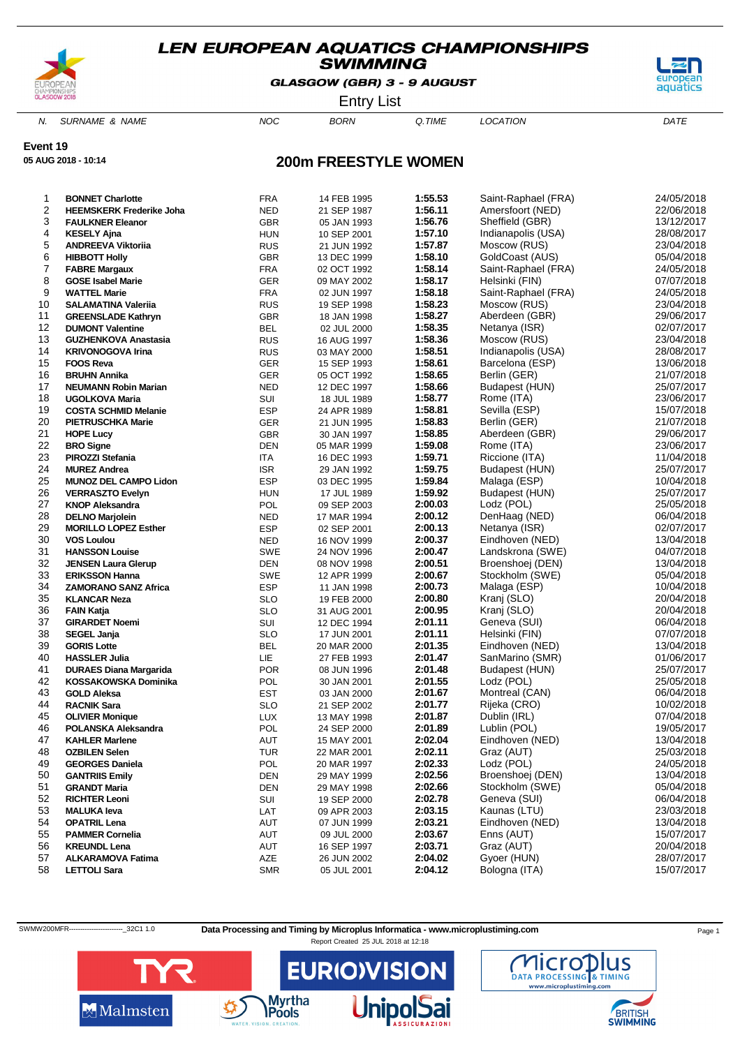# LEN EUROPEAN AQUATICS CHAMPIONSHIPS
## SWIMMING
GLASGOW (GBR) 3 - 9 AUGUST

Entry List

**Event 19**

**05 AUG 2018 - 10:14**

## 200m FREESTYLE WOMEN

| N. | SURNAME & NAME | NOC | BORN | Q.TIME | LOCATION | DATE |
|---|---|---|---|---|---|---|
| 1 | **BONNET Charlotte** | FRA | 14 FEB 1995 | **1:55.53** | Saint-Raphael (FRA) | 24/05/2018 |
| 2 | **HEEMSKERK Frederike Joha** | NED | 21 SEP 1987 | **1:56.11** | Amersfoort (NED) | 22/06/2018 |
| 3 | **FAULKNER Eleanor** | GBR | 05 JAN 1993 | **1:56.76** | Sheffield (GBR) | 13/12/2017 |
| 4 | **KESELY Ajna** | HUN | 10 SEP 2001 | **1:57.10** | Indianapolis (USA) | 28/08/2017 |
| 5 | **ANDREEVA Viktoriia** | RUS | 21 JUN 1992 | **1:57.87** | Moscow (RUS) | 23/04/2018 |
| 6 | **HIBBOTT Holly** | GBR | 13 DEC 1999 | **1:58.10** | GoldCoast (AUS) | 05/04/2018 |
| 7 | **FABRE Margaux** | FRA | 02 OCT 1992 | **1:58.14** | Saint-Raphael (FRA) | 24/05/2018 |
| 8 | **GOSE Isabel Marie** | GER | 09 MAY 2002 | **1:58.17** | Helsinki (FIN) | 07/07/2018 |
| 9 | **WATTEL Marie** | FRA | 02 JUN 1997 | **1:58.18** | Saint-Raphael (FRA) | 24/05/2018 |
| 10 | **SALAMATINA Valeriia** | RUS | 19 SEP 1998 | **1:58.23** | Moscow (RUS) | 23/04/2018 |
| 11 | **GREENSLADE Kathryn** | GBR | 18 JAN 1998 | **1:58.27** | Aberdeen (GBR) | 29/06/2017 |
| 12 | **DUMONT Valentine** | BEL | 02 JUL 2000 | **1:58.35** | Netanya (ISR) | 02/07/2017 |
| 13 | **GUZHENKOVA Anastasia** | RUS | 16 AUG 1997 | **1:58.36** | Moscow (RUS) | 23/04/2018 |
| 14 | **KRIVONOGOVA Irina** | RUS | 03 MAY 2000 | **1:58.51** | Indianapolis (USA) | 28/08/2017 |
| 15 | **FOOS Reva** | GER | 15 SEP 1993 | **1:58.61** | Barcelona (ESP) | 13/06/2018 |
| 16 | **BRUHN Annika** | GER | 05 OCT 1992 | **1:58.65** | Berlin (GER) | 21/07/2018 |
| 17 | **NEUMANN Robin Marian** | NED | 12 DEC 1997 | **1:58.66** | Budapest (HUN) | 25/07/2017 |
| 18 | **UGOLKOVA Maria** | SUI | 18 JUL 1989 | **1:58.77** | Rome (ITA) | 23/06/2017 |
| 19 | **COSTA SCHMID Melanie** | ESP | 24 APR 1989 | **1:58.81** | Sevilla (ESP) | 15/07/2018 |
| 20 | **PIETRUSCHKA Marie** | GER | 21 JUN 1995 | **1:58.83** | Berlin (GER) | 21/07/2018 |
| 21 | **HOPE Lucy** | GBR | 30 JAN 1997 | **1:58.85** | Aberdeen (GBR) | 29/06/2017 |
| 22 | **BRO Signe** | DEN | 05 MAR 1999 | **1:59.08** | Rome (ITA) | 23/06/2017 |
| 23 | **PIROZZI Stefania** | ITA | 16 DEC 1993 | **1:59.71** | Riccione (ITA) | 11/04/2018 |
| 24 | **MUREZ Andrea** | ISR | 29 JAN 1992 | **1:59.75** | Budapest (HUN) | 25/07/2017 |
| 25 | **MUNOZ DEL CAMPO Lidon** | ESP | 03 DEC 1995 | **1:59.84** | Malaga (ESP) | 10/04/2018 |
| 26 | **VERRASZTO Evelyn** | HUN | 17 JUL 1989 | **1:59.92** | Budapest (HUN) | 25/07/2017 |
| 27 | **KNOP Aleksandra** | POL | 09 SEP 2003 | **2:00.03** | Lodz (POL) | 25/05/2018 |
| 28 | **DELNO Marjolein** | NED | 17 MAR 1994 | **2:00.12** | DenHaag (NED) | 06/04/2018 |
| 29 | **MORILLO LOPEZ Esther** | ESP | 02 SEP 2001 | **2:00.13** | Netanya (ISR) | 02/07/2017 |
| 30 | **VOS Loulou** | NED | 16 NOV 1999 | **2:00.37** | Eindhoven (NED) | 13/04/2018 |
| 31 | **HANSSON Louise** | SWE | 24 NOV 1996 | **2:00.47** | Landskrona (SWE) | 04/07/2018 |
| 32 | **JENSEN Laura Glerup** | DEN | 08 NOV 1998 | **2:00.51** | Broenshoej (DEN) | 13/04/2018 |
| 33 | **ERIKSSON Hanna** | SWE | 12 APR 1999 | **2:00.67** | Stockholm (SWE) | 05/04/2018 |
| 34 | **ZAMORANO SANZ Africa** | ESP | 11 JAN 1998 | **2:00.73** | Malaga (ESP) | 10/04/2018 |
| 35 | **KLANCAR Neza** | SLO | 19 FEB 2000 | **2:00.80** | Kranj (SLO) | 20/04/2018 |
| 36 | **FAIN Katja** | SLO | 31 AUG 2001 | **2:00.95** | Kranj (SLO) | 20/04/2018 |
| 37 | **GIRARDET Noemi** | SUI | 12 DEC 1994 | **2:01.11** | Geneva (SUI) | 06/04/2018 |
| 38 | **SEGEL Janja** | SLO | 17 JUN 2001 | **2:01.11** | Helsinki (FIN) | 07/07/2018 |
| 39 | **GORIS Lotte** | BEL | 20 MAR 2000 | **2:01.35** | Eindhoven (NED) | 13/04/2018 |
| 40 | **HASSLER Julia** | LIE | 27 FEB 1993 | **2:01.47** | SanMarino (SMR) | 01/06/2017 |
| 41 | **DURAES Diana Margarida** | POR | 08 JUN 1996 | **2:01.48** | Budapest (HUN) | 25/07/2017 |
| 42 | **KOSSAKOWSKA Dominika** | POL | 30 JAN 2001 | **2:01.55** | Lodz (POL) | 25/05/2018 |
| 43 | **GOLD Aleksa** | EST | 03 JAN 2000 | **2:01.67** | Montreal (CAN) | 06/04/2018 |
| 44 | **RACNIK Sara** | SLO | 21 SEP 2002 | **2:01.77** | Rijeka (CRO) | 10/02/2018 |
| 45 | **OLIVIER Monique** | LUX | 13 MAY 1998 | **2:01.87** | Dublin (IRL) | 07/04/2018 |
| 46 | **POLANSKA Aleksandra** | POL | 24 SEP 2000 | **2:01.89** | Lublin (POL) | 19/05/2017 |
| 47 | **KAHLER Marlene** | AUT | 15 MAY 2001 | **2:02.04** | Eindhoven (NED) | 13/04/2018 |
| 48 | **OZBILEN Selen** | TUR | 22 MAR 2001 | **2:02.11** | Graz (AUT) | 25/03/2018 |
| 49 | **GEORGES Daniela** | POL | 20 MAR 1997 | **2:02.33** | Lodz (POL) | 24/05/2018 |
| 50 | **GANTRIIS Emily** | DEN | 29 MAY 1999 | **2:02.56** | Broenshoej (DEN) | 13/04/2018 |
| 51 | **GRANDT Maria** | DEN | 29 MAY 1998 | **2:02.66** | Stockholm (SWE) | 05/04/2018 |
| 52 | **RICHTER Leoni** | SUI | 19 SEP 2000 | **2:02.78** | Geneva (SUI) | 06/04/2018 |
| 53 | **MALUKA Ieva** | LAT | 09 APR 2003 | **2:03.15** | Kaunas (LTU) | 23/03/2018 |
| 54 | **OPATRIL Lena** | AUT | 07 JUN 1999 | **2:03.21** | Eindhoven (NED) | 13/04/2018 |
| 55 | **PAMMER Cornelia** | AUT | 09 JUL 2000 | **2:03.67** | Enns (AUT) | 15/07/2017 |
| 56 | **KREUNDL Lena** | AUT | 16 SEP 1997 | **2:03.71** | Graz (AUT) | 20/04/2018 |
| 57 | **ALKARAMOVA Fatima** | AZE | 26 JUN 2002 | **2:04.02** | Gyoer (HUN) | 28/07/2017 |
| 58 | **LETTOLI Sara** | SMR | 05 JUL 2001 | **2:04.12** | Bologna (ITA) | 15/07/2017 |

SWMW200MFR------------------------_32C1 1.0 **Data Processing and Timing by Microplus Informatica - www.microplustiming.com**

Report Created 25 JUL 2018 at 12:18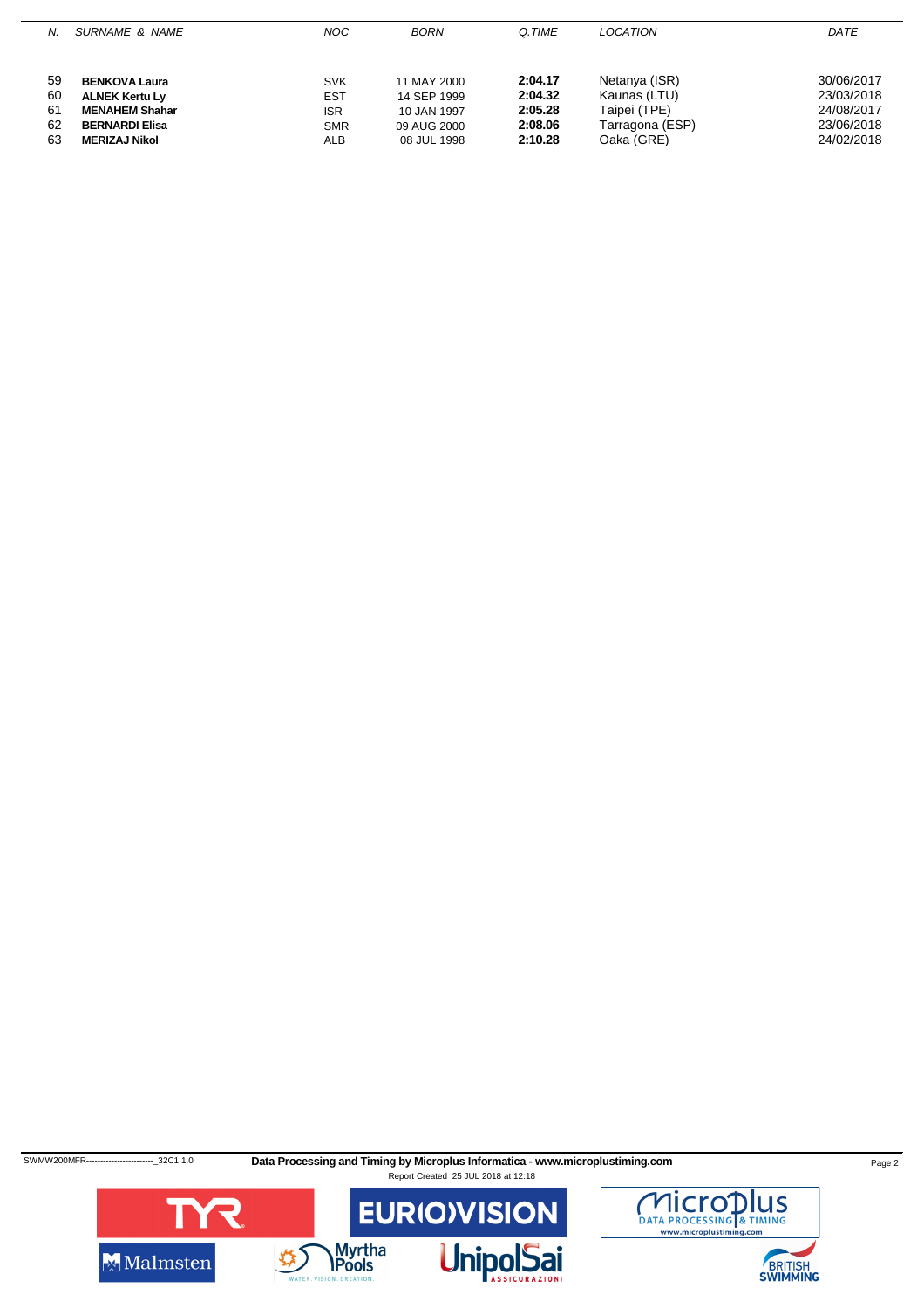| N. | SURNAME & NAME | NOC | BORN | Q.TIME | LOCATION | DATE |
|---|---|---|---|---|---|---|
| 59 | **BENKOVA Laura** | SVK | 11 MAY 2000 | **2:04.17** | Netanya (ISR) | 30/06/2017 |
| 60 | **ALNEK Kertu Ly** | EST | 14 SEP 1999 | **2:04.32** | Kaunas (LTU) | 23/03/2018 |
| 61 | **MENAHEM Shahar** | ISR | 10 JAN 1997 | **2:05.28** | Taipei (TPE) | 24/08/2017 |
| 62 | **BERNARDI Elisa** | SMR | 09 AUG 2000 | **2:08.06** | Tarragona (ESP) | 23/06/2018 |
| 63 | **MERIZAJ Nikol** | ALB | 08 JUL 1998 | **2:10.28** | Oaka (GRE) | 24/02/2018 |

SWMW200MFR------------------------_32C1 1.0 **Data Processing and Timing by Microplus Informatica - www.microplustiming.com**

Report Created 25 JUL 2018 at 12:18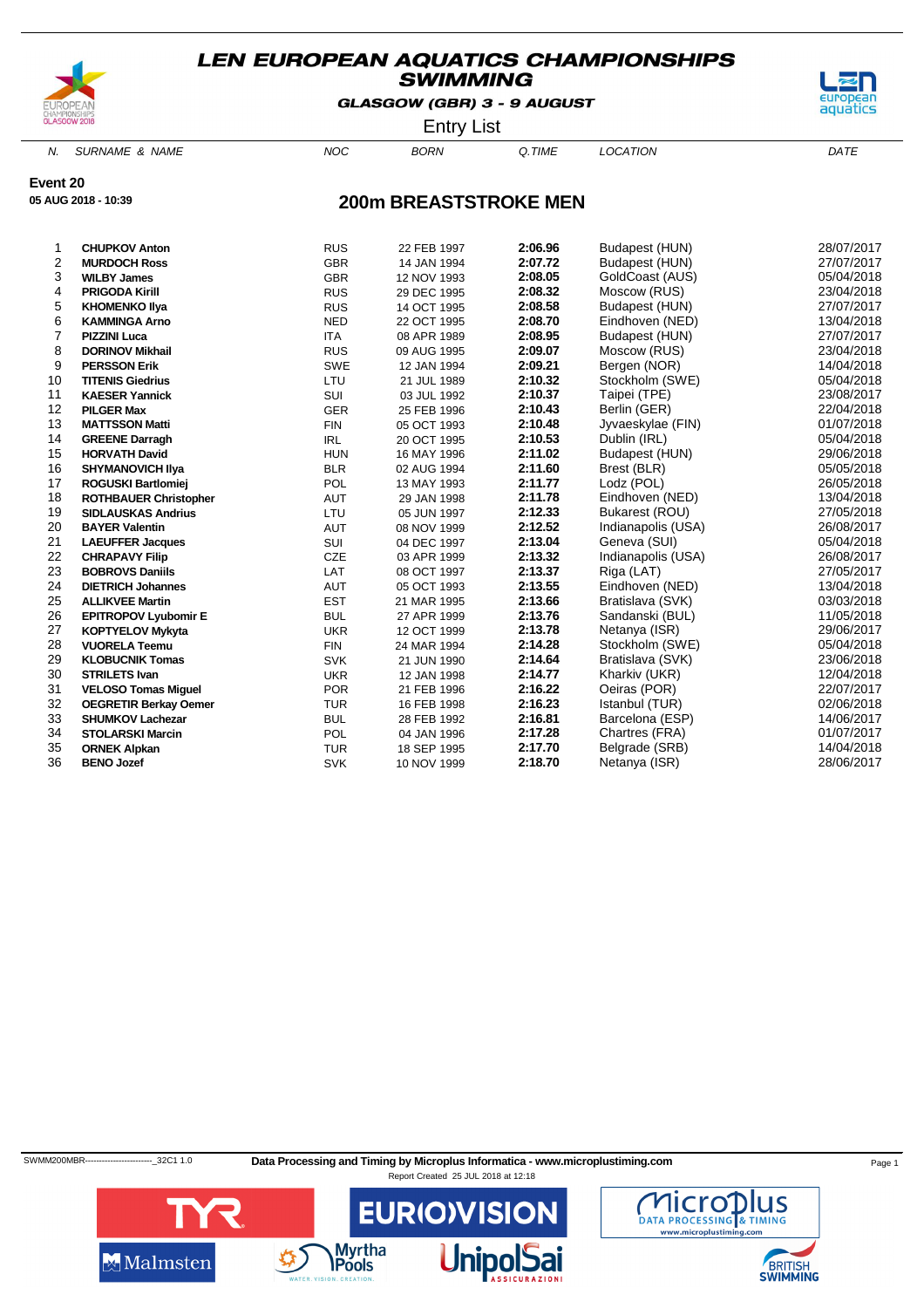# LEN EUROPEAN AQUATICS CHAMPIONSHIPS SWIMMING

**GLASGOW (GBR) 3 - 9 AUGUST**

Entry List

**Event 20**

**05 AUG 2018 - 10:39**

## 200m BREASTSTROKE MEN

| N. | SURNAME & NAME | NOC | BORN | Q.TIME | LOCATION | DATE |
|---|---|---|---|---|---|---|
| 1 | **CHUPKOV Anton** | RUS | 22 FEB 1997 | **2:06.96** | Budapest (HUN) | 28/07/2017 |
| 2 | **MURDOCH Ross** | GBR | 14 JAN 1994 | **2:07.72** | Budapest (HUN) | 27/07/2017 |
| 3 | **WILBY James** | GBR | 12 NOV 1993 | **2:08.05** | GoldCoast (AUS) | 05/04/2018 |
| 4 | **PRIGODA Kirill** | RUS | 29 DEC 1995 | **2:08.32** | Moscow (RUS) | 23/04/2018 |
| 5 | **KHOMENKO Ilya** | RUS | 14 OCT 1995 | **2:08.58** | Budapest (HUN) | 27/07/2017 |
| 6 | **KAMMINGA Arno** | NED | 22 OCT 1995 | **2:08.70** | Eindhoven (NED) | 13/04/2018 |
| 7 | **PIZZINI Luca** | ITA | 08 APR 1989 | **2:08.95** | Budapest (HUN) | 27/07/2017 |
| 8 | **DORINOV Mikhail** | RUS | 09 AUG 1995 | **2:09.07** | Moscow (RUS) | 23/04/2018 |
| 9 | **PERSSON Erik** | SWE | 12 JAN 1994 | **2:09.21** | Bergen (NOR) | 14/04/2018 |
| 10 | **TITENIS Giedrius** | LTU | 21 JUL 1989 | **2:10.32** | Stockholm (SWE) | 05/04/2018 |
| 11 | **KAESER Yannick** | SUI | 03 JUL 1992 | **2:10.37** | Taipei (TPE) | 23/08/2017 |
| 12 | **PILGER Max** | GER | 25 FEB 1996 | **2:10.43** | Berlin (GER) | 22/04/2018 |
| 13 | **MATTSSON Matti** | FIN | 05 OCT 1993 | **2:10.48** | Jyvaeskylae (FIN) | 01/07/2018 |
| 14 | **GREENE Darragh** | IRL | 20 OCT 1995 | **2:10.53** | Dublin (IRL) | 05/04/2018 |
| 15 | **HORVATH David** | HUN | 16 MAY 1996 | **2:11.02** | Budapest (HUN) | 29/06/2018 |
| 16 | **SHYMANOVICH Ilya** | BLR | 02 AUG 1994 | **2:11.60** | Brest (BLR) | 05/05/2018 |
| 17 | **ROGUSKI Bartlomiej** | POL | 13 MAY 1993 | **2:11.77** | Lodz (POL) | 26/05/2018 |
| 18 | **ROTHBAUER Christopher** | AUT | 29 JAN 1998 | **2:11.78** | Eindhoven (NED) | 13/04/2018 |
| 19 | **SIDLAUSKAS Andrius** | LTU | 05 JUN 1997 | **2:12.33** | Bukarest (ROU) | 27/05/2018 |
| 20 | **BAYER Valentin** | AUT | 08 NOV 1999 | **2:12.52** | Indianapolis (USA) | 26/08/2017 |
| 21 | **LAEUFFER Jacques** | SUI | 04 DEC 1997 | **2:13.04** | Geneva (SUI) | 05/04/2018 |
| 22 | **CHRAPAVY Filip** | CZE | 03 APR 1999 | **2:13.32** | Indianapolis (USA) | 26/08/2017 |
| 23 | **BOBROVS Daniils** | LAT | 08 OCT 1997 | **2:13.37** | Riga (LAT) | 27/05/2017 |
| 24 | **DIETRICH Johannes** | AUT | 05 OCT 1993 | **2:13.55** | Eindhoven (NED) | 13/04/2018 |
| 25 | **ALLIKVEE Martin** | EST | 21 MAR 1995 | **2:13.66** | Bratislava (SVK) | 03/03/2018 |
| 26 | **EPITROPOV Lyubomir E** | BUL | 27 APR 1999 | **2:13.76** | Sandanski (BUL) | 11/05/2018 |
| 27 | **KOPTYELOV Mykyta** | UKR | 12 OCT 1999 | **2:13.78** | Netanya (ISR) | 29/06/2017 |
| 28 | **VUORELA Teemu** | FIN | 24 MAR 1994 | **2:14.28** | Stockholm (SWE) | 05/04/2018 |
| 29 | **KLOBUCNIK Tomas** | SVK | 21 JUN 1990 | **2:14.64** | Bratislava (SVK) | 23/06/2018 |
| 30 | **STRILETS Ivan** | UKR | 12 JAN 1998 | **2:14.77** | Kharkiv (UKR) | 12/04/2018 |
| 31 | **VELOSO Tomas Miguel** | POR | 21 FEB 1996 | **2:16.22** | Oeiras (POR) | 22/07/2017 |
| 32 | **OEGRETIR Berkay Oemer** | TUR | 16 FEB 1998 | **2:16.23** | Istanbul (TUR) | 02/06/2018 |
| 33 | **SHUMKOV Lachezar** | BUL | 28 FEB 1992 | **2:16.81** | Barcelona (ESP) | 14/06/2017 |
| 34 | **STOLARSKI Marcin** | POL | 04 JAN 1996 | **2:17.28** | Chartres (FRA) | 01/07/2017 |
| 35 | **ORNEK Alpkan** | TUR | 18 SEP 1995 | **2:17.70** | Belgrade (SRB) | 14/04/2018 |
| 36 | **BENO Jozef** | SVK | 10 NOV 1999 | **2:18.70** | Netanya (ISR) | 28/06/2017 |

SWMM200MBR------------------------_32C1 1.0 **Data Processing and Timing by Microplus Informatica - www.microplustiming.com**

Report Created 25 JUL 2018 at 12:18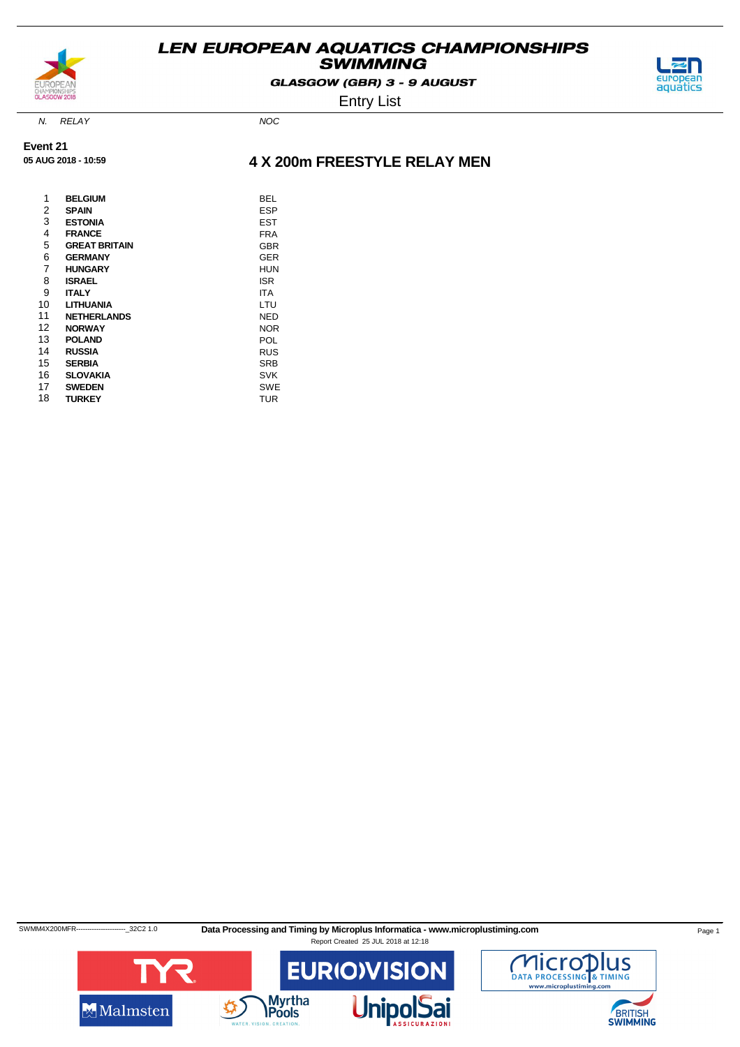# LEN EUROPEAN AQUATICS CHAMPIONSHIPS SWIMMING

**GLASGOW (GBR) 3 - 9 AUGUST**

Entry List

**Event 21**

**05 AUG 2018 - 10:59**

## 4 X 200m FREESTYLE RELAY MEN

| N. | RELAY | NOC |
|---|---|---|
| 1 | **BELGIUM** | BEL |
| 2 | **SPAIN** | ESP |
| 3 | **ESTONIA** | EST |
| 4 | **FRANCE** | FRA |
| 5 | **GREAT BRITAIN** | GBR |
| 6 | **GERMANY** | GER |
| 7 | **HUNGARY** | HUN |
| 8 | **ISRAEL** | ISR |
| 9 | **ITALY** | ITA |
| 10 | **LITHUANIA** | LTU |
| 11 | **NETHERLANDS** | NED |
| 12 | **NORWAY** | NOR |
| 13 | **POLAND** | POL |
| 14 | **RUSSIA** | RUS |
| 15 | **SERBIA** | SRB |
| 16 | **SLOVAKIA** | SVK |
| 17 | **SWEDEN** | SWE |
| 18 | **TURKEY** | TUR |

SWMM4X200MFR----------------------_32C2 1.0 **Data Processing and Timing by Microplus Informatica - www.microplustiming.com**

Report Created 25 JUL 2018 at 12:18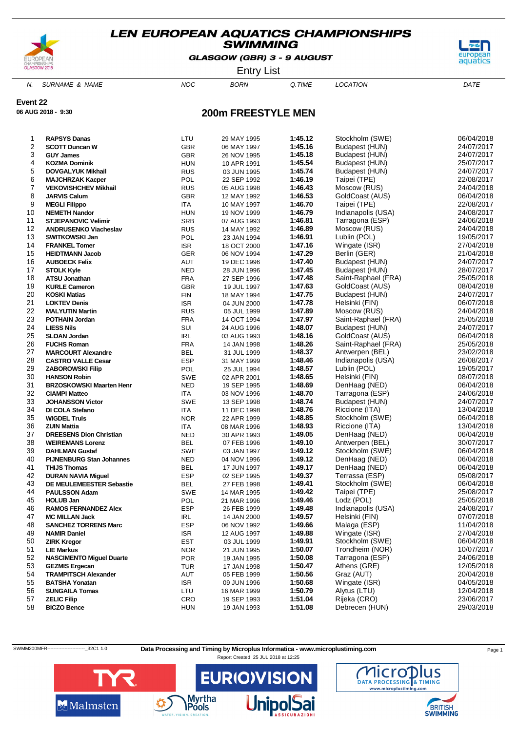# LEN EUROPEAN AQUATICS CHAMPIONSHIPS
## SWIMMING

**GLASGOW (GBR) 3 - 9 AUGUST**

Entry List

**Event 22**

**06 AUG 2018 - 9:30**

## 200m FREESTYLE MEN

| N. | SURNAME & NAME | NOC | BORN | Q.TIME | LOCATION | DATE |
|---|---|---|---|---|---|---|
| 1 | **RAPSYS Danas** | LTU | 29 MAY 1995 | **1:45.12** | Stockholm (SWE) | 06/04/2018 |
| 2 | **SCOTT Duncan W** | GBR | 06 MAY 1997 | **1:45.16** | Budapest (HUN) | 24/07/2017 |
| 3 | **GUY James** | GBR | 26 NOV 1995 | **1:45.18** | Budapest (HUN) | 24/07/2017 |
| 4 | **KOZMA Dominik** | HUN | 10 APR 1991 | **1:45.54** | Budapest (HUN) | 25/07/2017 |
| 5 | **DOVGALYUK Mikhail** | RUS | 03 JUN 1995 | **1:45.74** | Budapest (HUN) | 24/07/2017 |
| 6 | **MAJCHRZAK Kacper** | POL | 22 SEP 1992 | **1:46.19** | Taipei (TPE) | 22/08/2017 |
| 7 | **VEKOVISHCHEV Mikhail** | RUS | 05 AUG 1998 | **1:46.43** | Moscow (RUS) | 24/04/2018 |
| 8 | **JARVIS Calum** | GBR | 12 MAY 1992 | **1:46.53** | GoldCoast (AUS) | 06/04/2018 |
| 9 | **MEGLI Filippo** | ITA | 10 MAY 1997 | **1:46.70** | Taipei (TPE) | 22/08/2017 |
| 10 | **NEMETH Nandor** | HUN | 19 NOV 1999 | **1:46.79** | Indianapolis (USA) | 24/08/2017 |
| 11 | **STJEPANOVIC Velimir** | SRB | 07 AUG 1993 | **1:46.81** | Tarragona (ESP) | 24/06/2018 |
| 12 | **ANDRUSENKO Viacheslav** | RUS | 14 MAY 1992 | **1:46.89** | Moscow (RUS) | 24/04/2018 |
| 13 | **SWITKOWSKI Jan** | POL | 23 JAN 1994 | **1:46.91** | Lublin (POL) | 19/05/2017 |
| 14 | **FRANKEL Tomer** | ISR | 18 OCT 2000 | **1:47.16** | Wingate (ISR) | 27/04/2018 |
| 15 | **HEIDTMANN Jacob** | GER | 06 NOV 1994 | **1:47.29** | Berlin (GER) | 21/04/2018 |
| 16 | **AUBOECK Felix** | AUT | 19 DEC 1996 | **1:47.40** | Budapest (HUN) | 24/07/2017 |
| 17 | **STOLK Kyle** | NED | 28 JUN 1996 | **1:47.45** | Budapest (HUN) | 28/07/2017 |
| 18 | **ATSU Jonathan** | FRA | 27 SEP 1996 | **1:47.48** | Saint-Raphael (FRA) | 25/05/2018 |
| 19 | **KURLE Cameron** | GBR | 19 JUL 1997 | **1:47.63** | GoldCoast (AUS) | 08/04/2018 |
| 20 | **KOSKI Matias** | FIN | 18 MAY 1994 | **1:47.75** | Budapest (HUN) | 24/07/2017 |
| 21 | **LOKTEV Denis** | ISR | 04 JUN 2000 | **1:47.78** | Helsinki (FIN) | 06/07/2018 |
| 22 | **MALYUTIN Martin** | RUS | 05 JUL 1999 | **1:47.89** | Moscow (RUS) | 24/04/2018 |
| 23 | **POTHAIN Jordan** | FRA | 14 OCT 1994 | **1:47.97** | Saint-Raphael (FRA) | 25/05/2018 |
| 24 | **LIESS Nils** | SUI | 24 AUG 1996 | **1:48.07** | Budapest (HUN) | 24/07/2017 |
| 25 | **SLOAN Jordan** | IRL | 03 AUG 1993 | **1:48.16** | GoldCoast (AUS) | 06/04/2018 |
| 26 | **FUCHS Roman** | FRA | 14 JAN 1998 | **1:48.26** | Saint-Raphael (FRA) | 25/05/2018 |
| 27 | **MARCOURT Alexandre** | BEL | 31 JUL 1999 | **1:48.37** | Antwerpen (BEL) | 23/02/2018 |
| 28 | **CASTRO VALLE Cesar** | ESP | 31 MAY 1999 | **1:48.46** | Indianapolis (USA) | 26/08/2017 |
| 29 | **ZABOROWSKI Filip** | POL | 25 JUL 1994 | **1:48.57** | Lublin (POL) | 19/05/2017 |
| 30 | **HANSON Robin** | SWE | 02 APR 2001 | **1:48.65** | Helsinki (FIN) | 08/07/2018 |
| 31 | **BRZOSKOWSKI Maarten Henr** | NED | 19 SEP 1995 | **1:48.69** | DenHaag (NED) | 06/04/2018 |
| 32 | **CIAMPI Matteo** | ITA | 03 NOV 1996 | **1:48.70** | Tarragona (ESP) | 24/06/2018 |
| 33 | **JOHANSSON Victor** | SWE | 13 SEP 1998 | **1:48.74** | Budapest (HUN) | 24/07/2017 |
| 34 | **DI COLA Stefano** | ITA | 11 DEC 1998 | **1:48.76** | Riccione (ITA) | 13/04/2018 |
| 35 | **WIGDEL Truls** | NOR | 22 APR 1999 | **1:48.85** | Stockholm (SWE) | 06/04/2018 |
| 36 | **ZUIN Mattia** | ITA | 08 MAR 1996 | **1:48.93** | Riccione (ITA) | 13/04/2018 |
| 37 | **DREESENS Dion Christian** | NED | 30 APR 1993 | **1:49.05** | DenHaag (NED) | 06/04/2018 |
| 38 | **WEIREMANS Lorenz** | BEL | 07 FEB 1996 | **1:49.10** | Antwerpen (BEL) | 30/07/2017 |
| 39 | **DAHLMAN Gustaf** | SWE | 03 JAN 1997 | **1:49.12** | Stockholm (SWE) | 06/04/2018 |
| 40 | **PIJNENBURG Stan Johannes** | NED | 04 NOV 1996 | **1:49.12** | DenHaag (NED) | 06/04/2018 |
| 41 | **THIJS Thomas** | BEL | 17 JUN 1997 | **1:49.17** | DenHaag (NED) | 06/04/2018 |
| 42 | **DURAN NAVIA Miguel** | ESP | 02 SEP 1995 | **1:49.37** | Terrassa (ESP) | 05/08/2017 |
| 43 | **DE MEULEMEESTER Sebastie** | BEL | 27 FEB 1998 | **1:49.41** | Stockholm (SWE) | 06/04/2018 |
| 44 | **PAULSSON Adam** | SWE | 14 MAR 1995 | **1:49.42** | Taipei (TPE) | 25/08/2017 |
| 45 | **HOLUB Jan** | POL | 21 MAR 1996 | **1:49.46** | Lodz (POL) | 25/05/2018 |
| 46 | **RAMOS FERNANDEZ Alex** | ESP | 26 FEB 1999 | **1:49.48** | Indianapolis (USA) | 24/08/2017 |
| 47 | **MC MILLAN Jack** | IRL | 14 JAN 2000 | **1:49.57** | Helsinki (FIN) | 07/07/2018 |
| 48 | **SANCHEZ TORRENS Marc** | ESP | 06 NOV 1992 | **1:49.66** | Malaga (ESP) | 11/04/2018 |
| 49 | **NAMIR Daniel** | ISR | 12 AUG 1997 | **1:49.88** | Wingate (ISR) | 27/04/2018 |
| 50 | **ZIRK Kregor** | EST | 03 JUL 1999 | **1:49.91** | Stockholm (SWE) | 06/04/2018 |
| 51 | **LIE Markus** | NOR | 21 JUN 1995 | **1:50.07** | Trondheim (NOR) | 10/07/2017 |
| 52 | **NASCIMENTO Miguel Duarte** | POR | 19 JAN 1995 | **1:50.08** | Tarragona (ESP) | 24/06/2018 |
| 53 | **GEZMIS Ergecan** | TUR | 17 JAN 1998 | **1:50.47** | Athens (GRE) | 12/05/2018 |
| 54 | **TRAMPITSCH Alexander** | AUT | 05 FEB 1999 | **1:50.56** | Graz (AUT) | 20/04/2018 |
| 55 | **BATSHA Yonatan** | ISR | 09 JUN 1996 | **1:50.68** | Wingate (ISR) | 04/05/2018 |
| 56 | **SUNGAILA Tomas** | LTU | 16 MAR 1999 | **1:50.79** | Alytus (LTU) | 12/04/2018 |
| 57 | **ZELIC Filip** | CRO | 19 SEP 1993 | **1:51.04** | Rijeka (CRO) | 23/06/2017 |
| 58 | **BICZO Bence** | HUN | 19 JAN 1993 | **1:51.08** | Debrecen (HUN) | 29/03/2018 |

SWMM200MFR------------------------_32C1 1.0 **Data Processing and Timing by Microplus Informatica - www.microplustiming.com**

Report Created 25 JUL 2018 at 12:25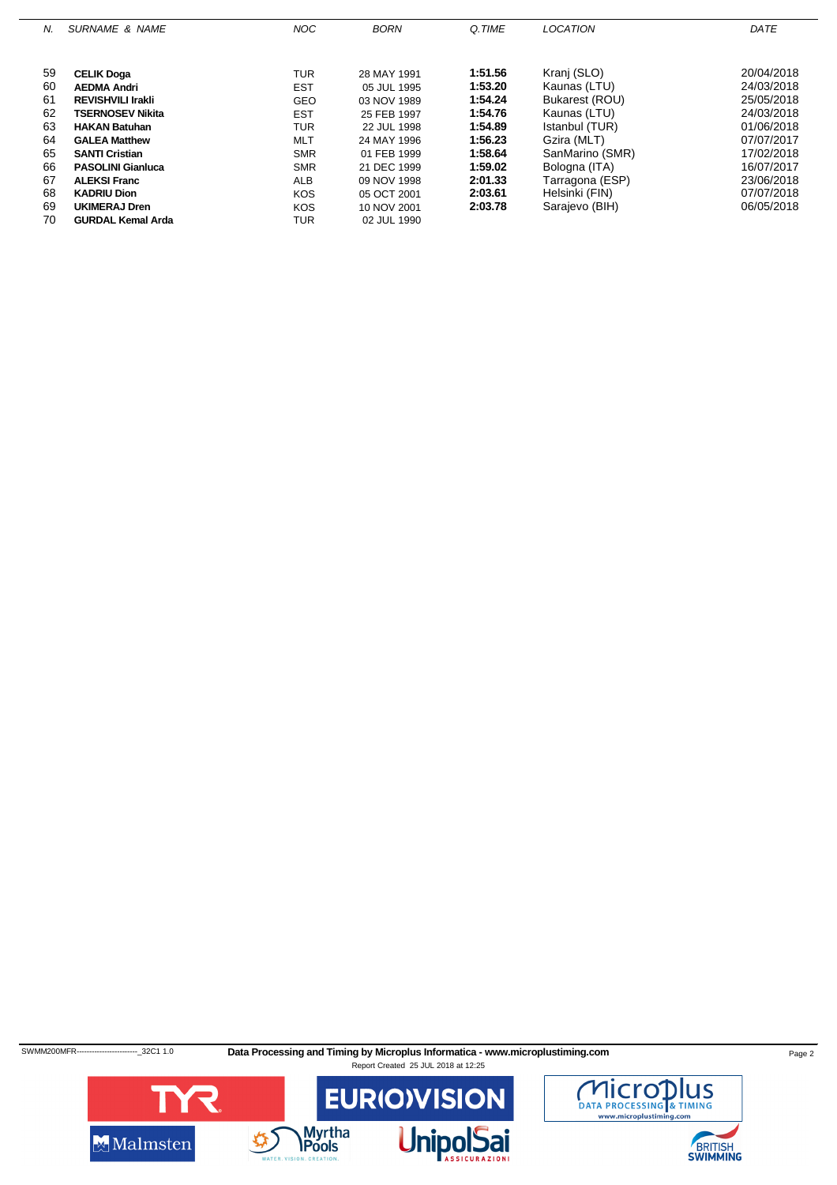| N. | SURNAME & NAME | NOC | BORN | Q.TIME | LOCATION | DATE |
|---|---|---|---|---|---|---|
| 59 | **CELIK Doga** | TUR | 28 MAY 1991 | **1:51.56** | Kranj (SLO) | 20/04/2018 |
| 60 | **AEDMA Andri** | EST | 05 JUL 1995 | **1:53.20** | Kaunas (LTU) | 24/03/2018 |
| 61 | **REVISHVILI Irakli** | GEO | 03 NOV 1989 | **1:54.24** | Bukarest (ROU) | 25/05/2018 |
| 62 | **TSERNOSEV Nikita** | EST | 25 FEB 1997 | **1:54.76** | Kaunas (LTU) | 24/03/2018 |
| 63 | **HAKAN Batuhan** | TUR | 22 JUL 1998 | **1:54.89** | Istanbul (TUR) | 01/06/2018 |
| 64 | **GALEA Matthew** | MLT | 24 MAY 1996 | **1:56.23** | Gzira (MLT) | 07/07/2017 |
| 65 | **SANTI Cristian** | SMR | 01 FEB 1999 | **1:58.64** | SanMarino (SMR) | 17/02/2018 |
| 66 | **PASOLINI Gianluca** | SMR | 21 DEC 1999 | **1:59.02** | Bologna (ITA) | 16/07/2017 |
| 67 | **ALEKSI Franc** | ALB | 09 NOV 1998 | **2:01.33** | Tarragona (ESP) | 23/06/2018 |
| 68 | **KADRIU Dion** | KOS | 05 OCT 2001 | **2:03.61** | Helsinki (FIN) | 07/07/2018 |
| 69 | **UKIMERAJ Dren** | KOS | 10 NOV 2001 | **2:03.78** | Sarajevo (BIH) | 06/05/2018 |
| 70 | **GURDAL Kemal Arda** | TUR | 02 JUL 1990 | | | |

SWMM200MFR------------------------_32C1 1.0 **Data Processing and Timing by Microplus Informatica - www.microplustiming.com**
Report Created 25 JUL 2018 at 12:25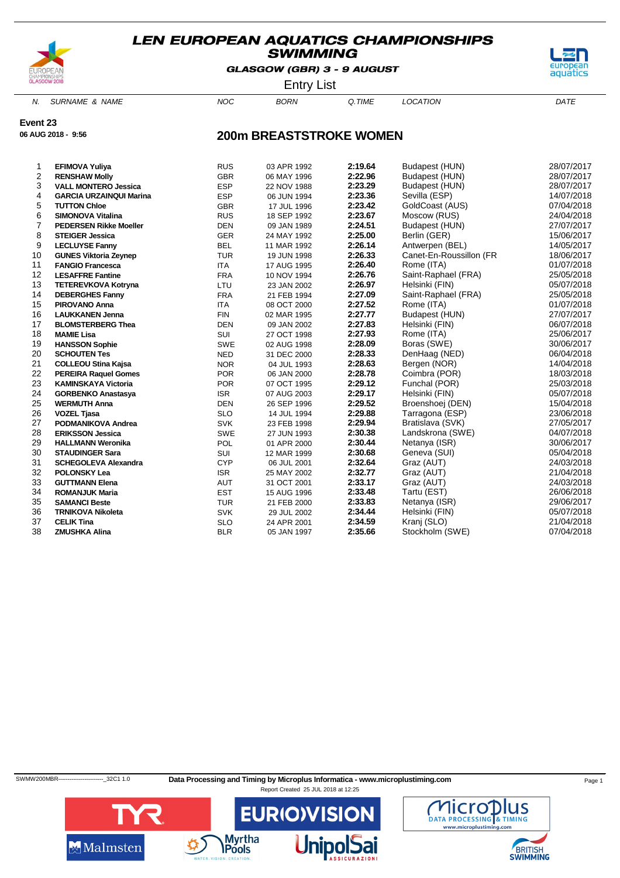# LEN EUROPEAN AQUATICS CHAMPIONSHIPS SWIMMING

**GLASGOW (GBR) 3 - 9 AUGUST**

Entry List

**Event 23**

**06 AUG 2018 - 9:56**

## 200m BREASTSTROKE WOMEN

| N. | SURNAME & NAME | NOC | BORN | Q.TIME | LOCATION | DATE |
|---|---|---|---|---|---|---|
| 1 | **EFIMOVA Yuliya** | RUS | 03 APR 1992 | **2:19.64** | Budapest (HUN) | 28/07/2017 |
| 2 | **RENSHAW Molly** | GBR | 06 MAY 1996 | **2:22.96** | Budapest (HUN) | 28/07/2017 |
| 3 | **VALL MONTERO Jessica** | ESP | 22 NOV 1988 | **2:23.29** | Budapest (HUN) | 28/07/2017 |
| 4 | **GARCIA URZAINQUI Marina** | ESP | 06 JUN 1994 | **2:23.36** | Sevilla (ESP) | 14/07/2018 |
| 5 | **TUTTON Chloe** | GBR | 17 JUL 1996 | **2:23.42** | GoldCoast (AUS) | 07/04/2018 |
| 6 | **SIMONOVA Vitalina** | RUS | 18 SEP 1992 | **2:23.67** | Moscow (RUS) | 24/04/2018 |
| 7 | **PEDERSEN Rikke Moeller** | DEN | 09 JAN 1989 | **2:24.51** | Budapest (HUN) | 27/07/2017 |
| 8 | **STEIGER Jessica** | GER | 24 MAY 1992 | **2:25.00** | Berlin (GER) | 15/06/2017 |
| 9 | **LECLUYSE Fanny** | BEL | 11 MAR 1992 | **2:26.14** | Antwerpen (BEL) | 14/05/2017 |
| 10 | **GUNES Viktoria Zeynep** | TUR | 19 JUN 1998 | **2:26.33** | Canet-En-Roussillon (FR | 18/06/2017 |
| 11 | **FANGIO Francesca** | ITA | 17 AUG 1995 | **2:26.40** | Rome (ITA) | 01/07/2018 |
| 12 | **LESAFFRE Fantine** | FRA | 10 NOV 1994 | **2:26.76** | Saint-Raphael (FRA) | 25/05/2018 |
| 13 | **TETEREVKOVA Kotryna** | LTU | 23 JAN 2002 | **2:26.97** | Helsinki (FIN) | 05/07/2018 |
| 14 | **DEBERGHES Fanny** | FRA | 21 FEB 1994 | **2:27.09** | Saint-Raphael (FRA) | 25/05/2018 |
| 15 | **PIROVANO Anna** | ITA | 08 OCT 2000 | **2:27.52** | Rome (ITA) | 01/07/2018 |
| 16 | **LAUKKANEN Jenna** | FIN | 02 MAR 1995 | **2:27.77** | Budapest (HUN) | 27/07/2017 |
| 17 | **BLOMSTERBERG Thea** | DEN | 09 JAN 2002 | **2:27.83** | Helsinki (FIN) | 06/07/2018 |
| 18 | **MAMIE Lisa** | SUI | 27 OCT 1998 | **2:27.93** | Rome (ITA) | 25/06/2017 |
| 19 | **HANSSON Sophie** | SWE | 02 AUG 1998 | **2:28.09** | Boras (SWE) | 30/06/2017 |
| 20 | **SCHOUTEN Tes** | NED | 31 DEC 2000 | **2:28.33** | DenHaag (NED) | 06/04/2018 |
| 21 | **COLLEOU Stina Kajsa** | NOR | 04 JUL 1993 | **2:28.63** | Bergen (NOR) | 14/04/2018 |
| 22 | **PEREIRA Raquel Gomes** | POR | 06 JAN 2000 | **2:28.78** | Coimbra (POR) | 18/03/2018 |
| 23 | **KAMINSKAYA Victoria** | POR | 07 OCT 1995 | **2:29.12** | Funchal (POR) | 25/03/2018 |
| 24 | **GORBENKO Anastasya** | ISR | 07 AUG 2003 | **2:29.17** | Helsinki (FIN) | 05/07/2018 |
| 25 | **WERMUTH Anna** | DEN | 26 SEP 1996 | **2:29.52** | Broenshoej (DEN) | 15/04/2018 |
| 26 | **VOZEL Tjasa** | SLO | 14 JUL 1994 | **2:29.88** | Tarragona (ESP) | 23/06/2018 |
| 27 | **PODMANIKOVA Andrea** | SVK | 23 FEB 1998 | **2:29.94** | Bratislava (SVK) | 27/05/2017 |
| 28 | **ERIKSSON Jessica** | SWE | 27 JUN 1993 | **2:30.38** | Landskrona (SWE) | 04/07/2018 |
| 29 | **HALLMANN Weronika** | POL | 01 APR 2000 | **2:30.44** | Netanya (ISR) | 30/06/2017 |
| 30 | **STAUDINGER Sara** | SUI | 12 MAR 1999 | **2:30.68** | Geneva (SUI) | 05/04/2018 |
| 31 | **SCHEGOLEVA Alexandra** | CYP | 06 JUL 2001 | **2:32.64** | Graz (AUT) | 24/03/2018 |
| 32 | **POLONSKY Lea** | ISR | 25 MAY 2002 | **2:32.77** | Graz (AUT) | 21/04/2018 |
| 33 | **GUTTMANN Elena** | AUT | 31 OCT 2001 | **2:33.17** | Graz (AUT) | 24/03/2018 |
| 34 | **ROMANJUK Maria** | EST | 15 AUG 1996 | **2:33.48** | Tartu (EST) | 26/06/2018 |
| 35 | **SAMANCI Beste** | TUR | 21 FEB 2000 | **2:33.83** | Netanya (ISR) | 29/06/2017 |
| 36 | **TRNIKOVA Nikoleta** | SVK | 29 JUL 2002 | **2:34.44** | Helsinki (FIN) | 05/07/2018 |
| 37 | **CELIK Tina** | SLO | 24 APR 2001 | **2:34.59** | Kranj (SLO) | 21/04/2018 |
| 38 | **ZMUSHKA Alina** | BLR | 05 JAN 1997 | **2:35.66** | Stockholm (SWE) | 07/04/2018 |

SWMW200MBR------------------------_32C1 1.0 **Data Processing and Timing by Microplus Informatica - www.microplustiming.com**

Report Created 25 JUL 2018 at 12:25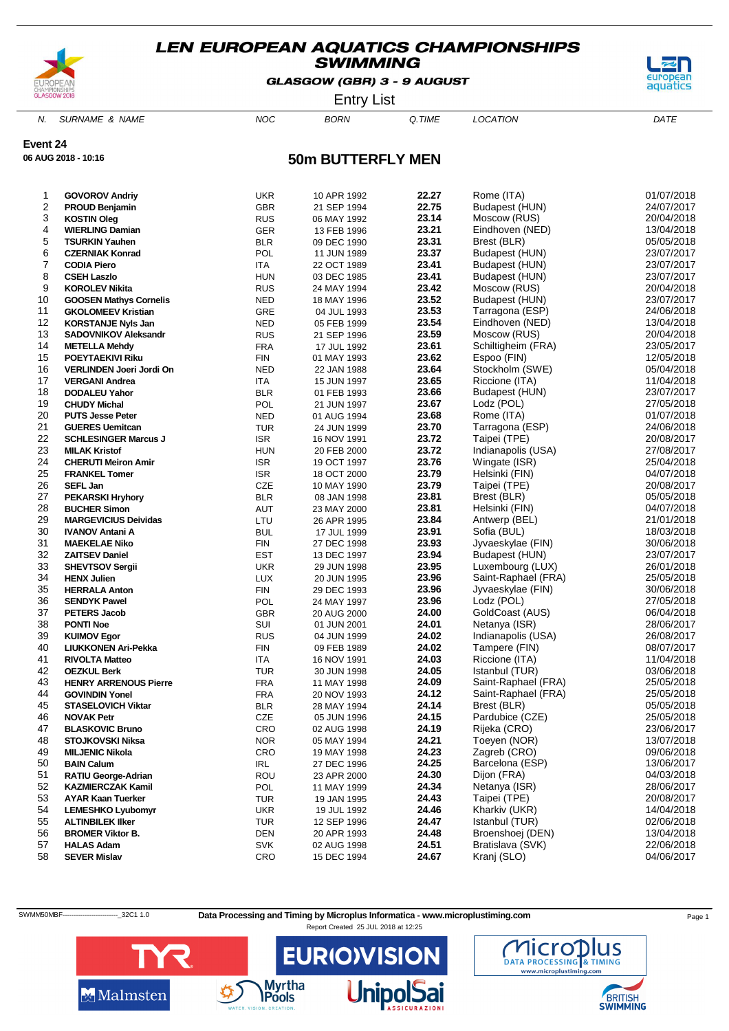# LEN EUROPEAN AQUATICS CHAMPIONSHIPS
## SWIMMING
**GLASGOW (GBR) 3 - 9 AUGUST**

Entry List

**Event 24**
**06 AUG 2018 - 10:16**

## 50m BUTTERFLY MEN

| N. | SURNAME & NAME | NOC | BORN | Q.TIME | LOCATION | DATE |
|---|---|---|---|---|---|---|
| 1 | **GOVOROV Andriy** | UKR | 10 APR 1992 | **22.27** | Rome (ITA) | 01/07/2018 |
| 2 | **PROUD Benjamin** | GBR | 21 SEP 1994 | **22.75** | Budapest (HUN) | 24/07/2017 |
| 3 | **KOSTIN Oleg** | RUS | 06 MAY 1992 | **23.14** | Moscow (RUS) | 20/04/2018 |
| 4 | **WIERLING Damian** | GER | 13 FEB 1996 | **23.21** | Eindhoven (NED) | 13/04/2018 |
| 5 | **TSURKIN Yauhen** | BLR | 09 DEC 1990 | **23.31** | Brest (BLR) | 05/05/2018 |
| 6 | **CZERNIAK Konrad** | POL | 11 JUN 1989 | **23.37** | Budapest (HUN) | 23/07/2017 |
| 7 | **CODIA Piero** | ITA | 22 OCT 1989 | **23.41** | Budapest (HUN) | 23/07/2017 |
| 8 | **CSEH Laszlo** | HUN | 03 DEC 1985 | **23.41** | Budapest (HUN) | 23/07/2017 |
| 9 | **KOROLEV Nikita** | RUS | 24 MAY 1994 | **23.42** | Moscow (RUS) | 20/04/2018 |
| 10 | **GOOSEN Mathys Cornelis** | NED | 18 MAY 1996 | **23.52** | Budapest (HUN) | 23/07/2017 |
| 11 | **GKOLOMEEV Kristian** | GRE | 04 JUL 1993 | **23.53** | Tarragona (ESP) | 24/06/2018 |
| 12 | **KORSTANJE Nyls Jan** | NED | 05 FEB 1999 | **23.54** | Eindhoven (NED) | 13/04/2018 |
| 13 | **SADOVNIKOV Aleksandr** | RUS | 21 SEP 1996 | **23.59** | Moscow (RUS) | 20/04/2018 |
| 14 | **METELLA Mehdy** | FRA | 17 JUL 1992 | **23.61** | Schiltigheim (FRA) | 23/05/2017 |
| 15 | **POEYTAEKIVI Riku** | FIN | 01 MAY 1993 | **23.62** | Espoo (FIN) | 12/05/2018 |
| 16 | **VERLINDEN Joeri Jordi On** | NED | 22 JAN 1988 | **23.64** | Stockholm (SWE) | 05/04/2018 |
| 17 | **VERGANI Andrea** | ITA | 15 JUN 1997 | **23.65** | Riccione (ITA) | 11/04/2018 |
| 18 | **DODALEU Yahor** | BLR | 01 FEB 1993 | **23.66** | Budapest (HUN) | 23/07/2017 |
| 19 | **CHUDY Michal** | POL | 21 JUN 1997 | **23.67** | Lodz (POL) | 27/05/2018 |
| 20 | **PUTS Jesse Peter** | NED | 01 AUG 1994 | **23.68** | Rome (ITA) | 01/07/2018 |
| 21 | **GUERES Uemitcan** | TUR | 24 JUN 1999 | **23.70** | Tarragona (ESP) | 24/06/2018 |
| 22 | **SCHLESINGER Marcus J** | ISR | 16 NOV 1991 | **23.72** | Taipei (TPE) | 20/08/2017 |
| 23 | **MILAK Kristof** | HUN | 20 FEB 2000 | **23.72** | Indianapolis (USA) | 27/08/2017 |
| 24 | **CHERUTI Meiron Amir** | ISR | 19 OCT 1997 | **23.76** | Wingate (ISR) | 25/04/2018 |
| 25 | **FRANKEL Tomer** | ISR | 18 OCT 2000 | **23.79** | Helsinki (FIN) | 04/07/2018 |
| 26 | **SEFL Jan** | CZE | 10 MAY 1990 | **23.79** | Taipei (TPE) | 20/08/2017 |
| 27 | **PEKARSKI Hryhory** | BLR | 08 JAN 1998 | **23.81** | Brest (BLR) | 05/05/2018 |
| 28 | **BUCHER Simon** | AUT | 23 MAY 2000 | **23.81** | Helsinki (FIN) | 04/07/2018 |
| 29 | **MARGEVICIUS Deividas** | LTU | 26 APR 1995 | **23.84** | Antwerp (BEL) | 21/01/2018 |
| 30 | **IVANOV Antani A** | BUL | 17 JUL 1999 | **23.91** | Sofia (BUL) | 18/03/2018 |
| 31 | **MAEKELAE Niko** | FIN | 27 DEC 1998 | **23.93** | Jyvaeskylae (FIN) | 30/06/2018 |
| 32 | **ZAITSEV Daniel** | EST | 13 DEC 1997 | **23.94** | Budapest (HUN) | 23/07/2017 |
| 33 | **SHEVTSOV Sergii** | UKR | 29 JUN 1998 | **23.95** | Luxembourg (LUX) | 26/01/2018 |
| 34 | **HENX Julien** | LUX | 20 JUN 1995 | **23.96** | Saint-Raphael (FRA) | 25/05/2018 |
| 35 | **HERRALA Anton** | FIN | 29 DEC 1993 | **23.96** | Jyvaeskylae (FIN) | 30/06/2018 |
| 36 | **SENDYK Pawel** | POL | 24 MAY 1997 | **23.96** | Lodz (POL) | 27/05/2018 |
| 37 | **PETERS Jacob** | GBR | 20 AUG 2000 | **24.00** | GoldCoast (AUS) | 06/04/2018 |
| 38 | **PONTI Noe** | SUI | 01 JUN 2001 | **24.01** | Netanya (ISR) | 28/06/2017 |
| 39 | **KUIMOV Egor** | RUS | 04 JUN 1999 | **24.02** | Indianapolis (USA) | 26/08/2017 |
| 40 | **LIUKKONEN Ari-Pekka** | FIN | 09 FEB 1989 | **24.02** | Tampere (FIN) | 08/07/2017 |
| 41 | **RIVOLTA Matteo** | ITA | 16 NOV 1991 | **24.03** | Riccione (ITA) | 11/04/2018 |
| 42 | **OEZKUL Berk** | TUR | 30 JUN 1998 | **24.05** | Istanbul (TUR) | 03/06/2018 |
| 43 | **HENRY ARRENOUS Pierre** | FRA | 11 MAY 1998 | **24.09** | Saint-Raphael (FRA) | 25/05/2018 |
| 44 | **GOVINDIN Yonel** | FRA | 20 NOV 1993 | **24.12** | Saint-Raphael (FRA) | 25/05/2018 |
| 45 | **STASELOVICH Viktar** | BLR | 28 MAY 1994 | **24.14** | Brest (BLR) | 05/05/2018 |
| 46 | **NOVAK Petr** | CZE | 05 JUN 1996 | **24.15** | Pardubice (CZE) | 25/05/2018 |
| 47 | **BLASKOVIC Bruno** | CRO | 02 AUG 1998 | **24.19** | Rijeka (CRO) | 23/06/2017 |
| 48 | **STOJKOVSKI Niksa** | NOR | 05 MAY 1994 | **24.21** | Toeyen (NOR) | 13/07/2018 |
| 49 | **MILJENIC Nikola** | CRO | 19 MAY 1998 | **24.23** | Zagreb (CRO) | 09/06/2018 |
| 50 | **BAIN Calum** | IRL | 27 DEC 1996 | **24.25** | Barcelona (ESP) | 13/06/2017 |
| 51 | **RATIU George-Adrian** | ROU | 23 APR 2000 | **24.30** | Dijon (FRA) | 04/03/2018 |
| 52 | **KAZMIERCZAK Kamil** | POL | 11 MAY 1999 | **24.34** | Netanya (ISR) | 28/06/2017 |
| 53 | **AYAR Kaan Tuerker** | TUR | 19 JAN 1995 | **24.43** | Taipei (TPE) | 20/08/2017 |
| 54 | **LEMESHKO Lyubomyr** | UKR | 19 JUL 1992 | **24.46** | Kharkiv (UKR) | 14/04/2018 |
| 55 | **ALTINBILEK Ilker** | TUR | 12 SEP 1996 | **24.47** | Istanbul (TUR) | 02/06/2018 |
| 56 | **BROMER Viktor B.** | DEN | 20 APR 1993 | **24.48** | Broenshoej (DEN) | 13/04/2018 |
| 57 | **HALAS Adam** | SVK | 02 AUG 1998 | **24.51** | Bratislava (SVK) | 22/06/2018 |
| 58 | **SEVER Mislav** | CRO | 15 DEC 1994 | **24.67** | Kranj (SLO) | 04/06/2017 |

SWMM50MBF-------------------------_32C1 1.0 **Data Processing and Timing by Microplus Informatica - www.microplustiming.com**
Report Created 25 JUL 2018 at 12:25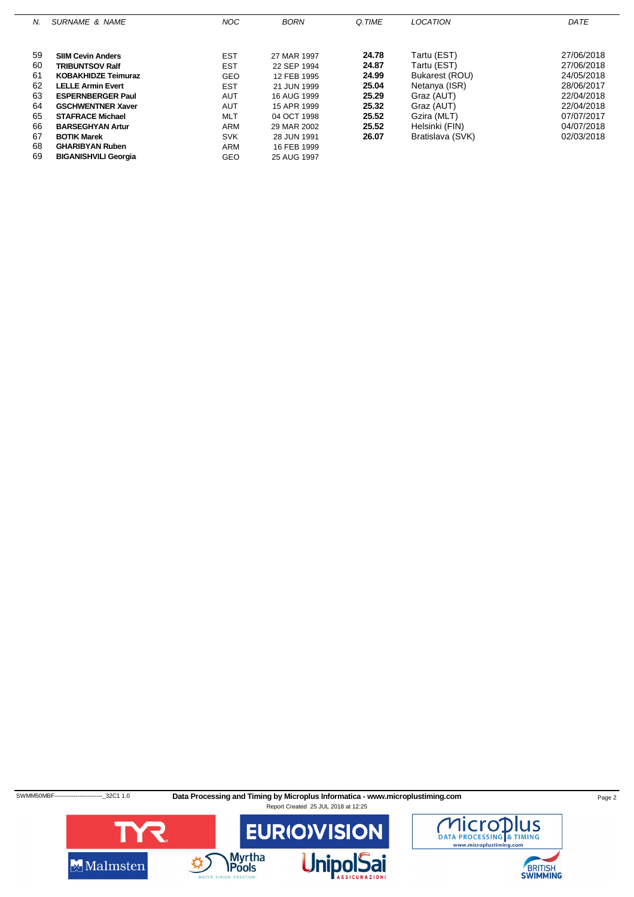| N. | SURNAME & NAME | NOC | BORN | Q.TIME | LOCATION | DATE |
|---|---|---|---|---|---|---|
| 59 | **SIIM Cevin Anders** | EST | 27 MAR 1997 | **24.78** | Tartu (EST) | 27/06/2018 |
| 60 | **TRIBUNTSOV Ralf** | EST | 22 SEP 1994 | **24.87** | Tartu (EST) | 27/06/2018 |
| 61 | **KOBAKHIDZE Teimuraz** | GEO | 12 FEB 1995 | **24.99** | Bukarest (ROU) | 24/05/2018 |
| 62 | **LELLE Armin Evert** | EST | 21 JUN 1999 | **25.04** | Netanya (ISR) | 28/06/2017 |
| 63 | **ESPERNBERGER Paul** | AUT | 16 AUG 1999 | **25.29** | Graz (AUT) | 22/04/2018 |
| 64 | **GSCHWENTNER Xaver** | AUT | 15 APR 1999 | **25.32** | Graz (AUT) | 22/04/2018 |
| 65 | **STAFRACE Michael** | MLT | 04 OCT 1998 | **25.52** | Gzira (MLT) | 07/07/2017 |
| 66 | **BARSEGHYAN Artur** | ARM | 29 MAR 2002 | **25.52** | Helsinki (FIN) | 04/07/2018 |
| 67 | **BOTIK Marek** | SVK | 28 JUN 1991 | **26.07** | Bratislava (SVK) | 02/03/2018 |
| 68 | **GHARIBYAN Ruben** | ARM | 16 FEB 1999 | | | |
| 69 | **BIGANISHVILI Georgia** | GEO | 25 AUG 1997 | | | |

SWMM50MBF------------------------_32C1 1.0 **Data Processing and Timing by Microplus Informatica - www.microplustiming.com**

Report Created 25 JUL 2018 at 12:25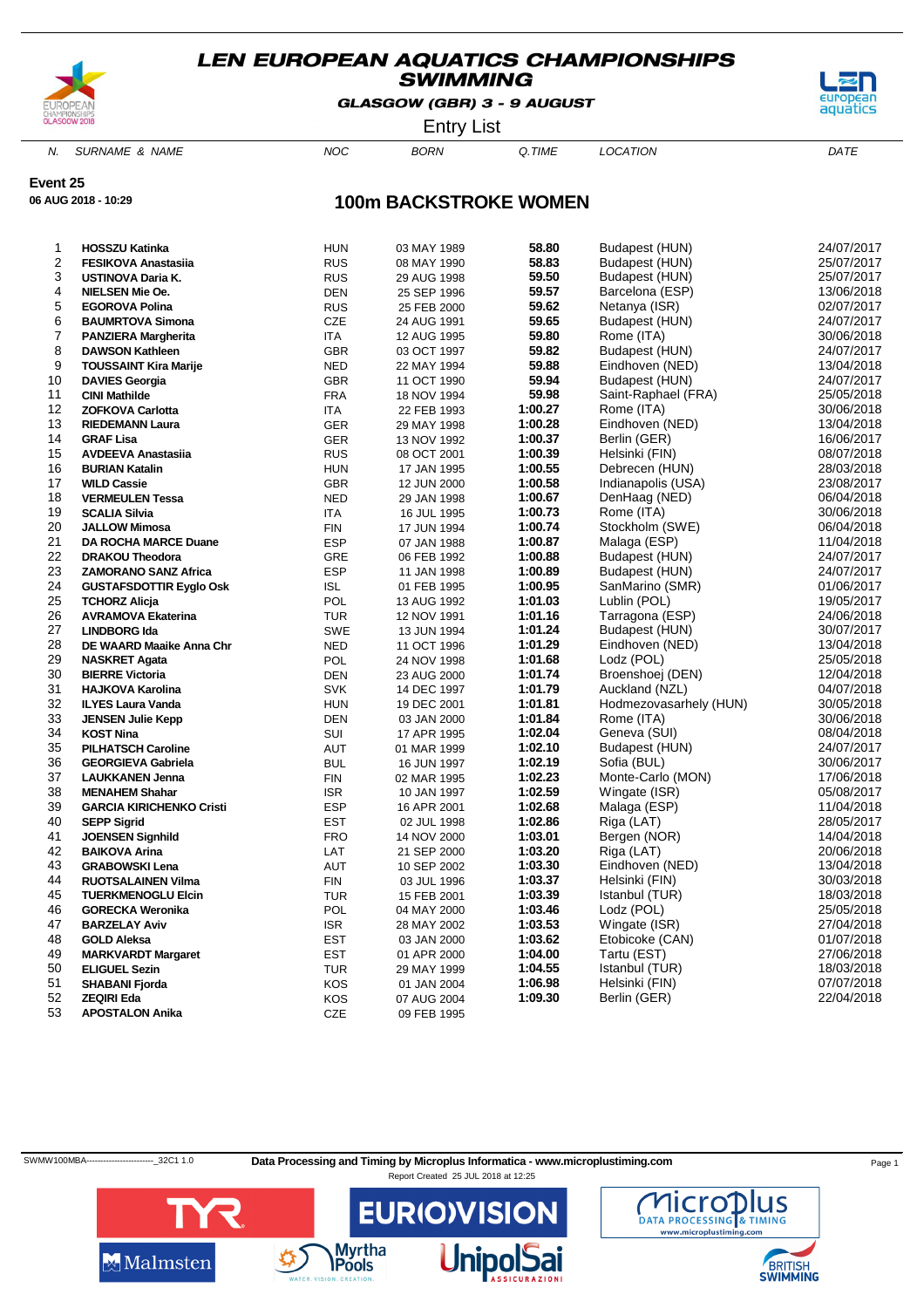# LEN EUROPEAN AQUATICS CHAMPIONSHIPS SWIMMING

**GLASGOW (GBR) 3 - 9 AUGUST**

Entry List

**Event 25**

**06 AUG 2018 - 10:29**

## 100m BACKSTROKE WOMEN

| N. | SURNAME & NAME | NOC | BORN | Q.TIME | LOCATION | DATE |
|---|---|---|---|---|---|---|
| 1 | **HOSSZU Katinka** | HUN | 03 MAY 1989 | **58.80** | Budapest (HUN) | 24/07/2017 |
| 2 | **FESIKOVA Anastasiia** | RUS | 08 MAY 1990 | **58.83** | Budapest (HUN) | 25/07/2017 |
| 3 | **USTINOVA Daria K.** | RUS | 29 AUG 1998 | **59.50** | Budapest (HUN) | 25/07/2017 |
| 4 | **NIELSEN Mie Oe.** | DEN | 25 SEP 1996 | **59.57** | Barcelona (ESP) | 13/06/2018 |
| 5 | **EGOROVA Polina** | RUS | 25 FEB 2000 | **59.62** | Netanya (ISR) | 02/07/2017 |
| 6 | **BAUMRTOVA Simona** | CZE | 24 AUG 1991 | **59.65** | Budapest (HUN) | 24/07/2017 |
| 7 | **PANZIERA Margherita** | ITA | 12 AUG 1995 | **59.80** | Rome (ITA) | 30/06/2018 |
| 8 | **DAWSON Kathleen** | GBR | 03 OCT 1997 | **59.82** | Budapest (HUN) | 24/07/2017 |
| 9 | **TOUSSAINT Kira Marije** | NED | 22 MAY 1994 | **59.88** | Eindhoven (NED) | 13/04/2018 |
| 10 | **DAVIES Georgia** | GBR | 11 OCT 1990 | **59.94** | Budapest (HUN) | 24/07/2017 |
| 11 | **CINI Mathilde** | FRA | 18 NOV 1994 | **59.98** | Saint-Raphael (FRA) | 25/05/2018 |
| 12 | **ZOFKOVA Carlotta** | ITA | 22 FEB 1993 | **1:00.27** | Rome (ITA) | 30/06/2018 |
| 13 | **RIEDEMANN Laura** | GER | 29 MAY 1998 | **1:00.28** | Eindhoven (NED) | 13/04/2018 |
| 14 | **GRAF Lisa** | GER | 13 NOV 1992 | **1:00.37** | Berlin (GER) | 16/06/2017 |
| 15 | **AVDEEVA Anastasiia** | RUS | 08 OCT 2001 | **1:00.39** | Helsinki (FIN) | 08/07/2018 |
| 16 | **BURIAN Katalin** | HUN | 17 JAN 1995 | **1:00.55** | Debrecen (HUN) | 28/03/2018 |
| 17 | **WILD Cassie** | GBR | 12 JUN 2000 | **1:00.58** | Indianapolis (USA) | 23/08/2017 |
| 18 | **VERMEULEN Tessa** | NED | 29 JAN 1998 | **1:00.67** | DenHaag (NED) | 06/04/2018 |
| 19 | **SCALIA Silvia** | ITA | 16 JUL 1995 | **1:00.73** | Rome (ITA) | 30/06/2018 |
| 20 | **JALLOW Mimosa** | FIN | 17 JUN 1994 | **1:00.74** | Stockholm (SWE) | 06/04/2018 |
| 21 | **DA ROCHA MARCE Duane** | ESP | 07 JAN 1988 | **1:00.87** | Malaga (ESP) | 11/04/2018 |
| 22 | **DRAKOU Theodora** | GRE | 06 FEB 1992 | **1:00.88** | Budapest (HUN) | 24/07/2017 |
| 23 | **ZAMORANO SANZ Africa** | ESP | 11 JAN 1998 | **1:00.89** | Budapest (HUN) | 24/07/2017 |
| 24 | **GUSTAFSDOTTIR Eyglo Osk** | ISL | 01 FEB 1995 | **1:00.95** | SanMarino (SMR) | 01/06/2017 |
| 25 | **TCHORZ Alicja** | POL | 13 AUG 1992 | **1:01.03** | Lublin (POL) | 19/05/2017 |
| 26 | **AVRAMOVA Ekaterina** | TUR | 12 NOV 1991 | **1:01.16** | Tarragona (ESP) | 24/06/2018 |
| 27 | **LINDBORG Ida** | SWE | 13 JUN 1994 | **1:01.24** | Budapest (HUN) | 30/07/2017 |
| 28 | **DE WAARD Maaike Anna Chr** | NED | 11 OCT 1996 | **1:01.29** | Eindhoven (NED) | 13/04/2018 |
| 29 | **NASKRET Agata** | POL | 24 NOV 1998 | **1:01.68** | Lodz (POL) | 25/05/2018 |
| 30 | **BIERRE Victoria** | DEN | 23 AUG 2000 | **1:01.74** | Broenshoej (DEN) | 12/04/2018 |
| 31 | **HAJKOVA Karolina** | SVK | 14 DEC 1997 | **1:01.79** | Auckland (NZL) | 04/07/2018 |
| 32 | **ILYES Laura Vanda** | HUN | 19 DEC 2001 | **1:01.81** | Hodmezovasarhely (HUN) | 30/05/2018 |
| 33 | **JENSEN Julie Kepp** | DEN | 03 JAN 2000 | **1:01.84** | Rome (ITA) | 30/06/2018 |
| 34 | **KOST Nina** | SUI | 17 APR 1995 | **1:02.04** | Geneva (SUI) | 08/04/2018 |
| 35 | **PILHATSCH Caroline** | AUT | 01 MAR 1999 | **1:02.10** | Budapest (HUN) | 24/07/2017 |
| 36 | **GEORGIEVA Gabriela** | BUL | 16 JUN 1997 | **1:02.19** | Sofia (BUL) | 30/06/2017 |
| 37 | **LAUKKANEN Jenna** | FIN | 02 MAR 1995 | **1:02.23** | Monte-Carlo (MON) | 17/06/2018 |
| 38 | **MENAHEM Shahar** | ISR | 10 JAN 1997 | **1:02.59** | Wingate (ISR) | 05/08/2017 |
| 39 | **GARCIA KIRICHENKO Cristi** | ESP | 16 APR 2001 | **1:02.68** | Malaga (ESP) | 11/04/2018 |
| 40 | **SEPP Sigrid** | EST | 02 JUL 1998 | **1:02.86** | Riga (LAT) | 28/05/2017 |
| 41 | **JOENSEN Signhild** | FRO | 14 NOV 2000 | **1:03.01** | Bergen (NOR) | 14/04/2018 |
| 42 | **BAIKOVA Arina** | LAT | 21 SEP 2000 | **1:03.20** | Riga (LAT) | 20/06/2018 |
| 43 | **GRABOWSKI Lena** | AUT | 10 SEP 2002 | **1:03.30** | Eindhoven (NED) | 13/04/2018 |
| 44 | **RUOTSALAINEN Vilma** | FIN | 03 JUL 1996 | **1:03.37** | Helsinki (FIN) | 30/03/2018 |
| 45 | **TUERKMENOGLU Elcin** | TUR | 15 FEB 2001 | **1:03.39** | Istanbul (TUR) | 18/03/2018 |
| 46 | **GORECKA Weronika** | POL | 04 MAY 2000 | **1:03.46** | Lodz (POL) | 25/05/2018 |
| 47 | **BARZELAY Aviv** | ISR | 28 MAY 2002 | **1:03.53** | Wingate (ISR) | 27/04/2018 |
| 48 | **GOLD Aleksa** | EST | 03 JAN 2000 | **1:03.62** | Etobicoke (CAN) | 01/07/2018 |
| 49 | **MARKVARDT Margaret** | EST | 01 APR 2000 | **1:04.00** | Tartu (EST) | 27/06/2018 |
| 50 | **ELIGUEL Sezin** | TUR | 29 MAY 1999 | **1:04.55** | Istanbul (TUR) | 18/03/2018 |
| 51 | **SHABANI Fjorda** | KOS | 01 JAN 2004 | **1:06.98** | Helsinki (FIN) | 07/07/2018 |
| 52 | **ZEQIRI Eda** | KOS | 07 AUG 2004 | **1:09.30** | Berlin (GER) | 22/04/2018 |
| 53 | **APOSTALON Anika** | CZE | 09 FEB 1995 | | | |

SWMW100MBA------------------------_32C1 1.0 **Data Processing and Timing by Microplus Informatica - www.microplustiming.com**

Report Created 25 JUL 2018 at 12:25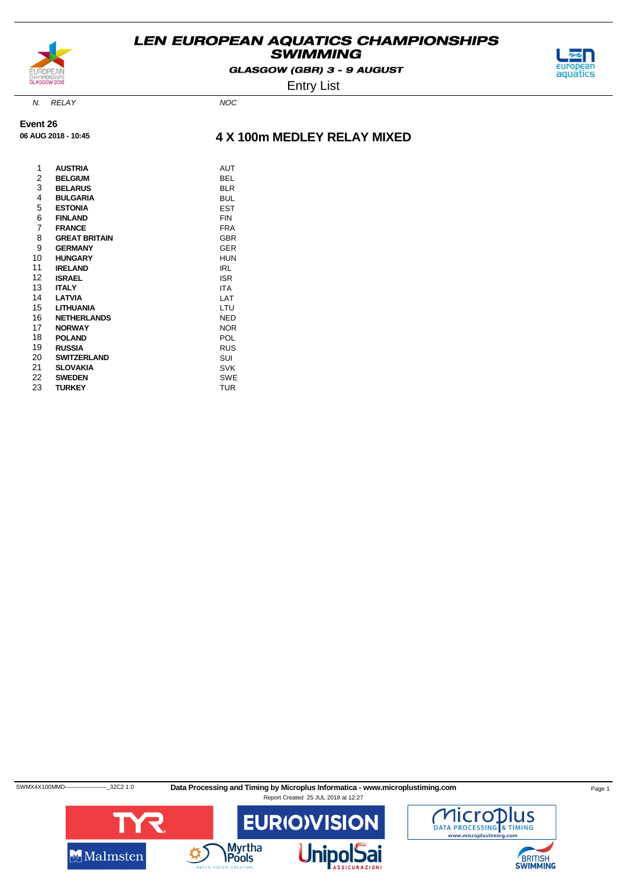# LEN EUROPEAN AQUATICS CHAMPIONSHIPS SWIMMING

GLASGOW (GBR) 3 - 9 AUGUST

Entry List

**Event 26**

**06 AUG 2018 - 10:45**

## 4 X 100m MEDLEY RELAY MIXED

| N. | RELAY | NOC |
|---|---|---|
| 1 | **AUSTRIA** | AUT |
| 2 | **BELGIUM** | BEL |
| 3 | **BELARUS** | BLR |
| 4 | **BULGARIA** | BUL |
| 5 | **ESTONIA** | EST |
| 6 | **FINLAND** | FIN |
| 7 | **FRANCE** | FRA |
| 8 | **GREAT BRITAIN** | GBR |
| 9 | **GERMANY** | GER |
| 10 | **HUNGARY** | HUN |
| 11 | **IRELAND** | IRL |
| 12 | **ISRAEL** | ISR |
| 13 | **ITALY** | ITA |
| 14 | **LATVIA** | LAT |
| 15 | **LITHUANIA** | LTU |
| 16 | **NETHERLANDS** | NED |
| 17 | **NORWAY** | NOR |
| 18 | **POLAND** | POL |
| 19 | **RUSSIA** | RUS |
| 20 | **SWITZERLAND** | SUI |
| 21 | **SLOVAKIA** | SVK |
| 22 | **SWEDEN** | SWE |
| 23 | **TURKEY** | TUR |

SWMX4X100MMD----------------------_32C2 1.0 **Data Processing and Timing by Microplus Informatica - www.microplustiming.com**

Report Created 25 JUL 2018 at 12:27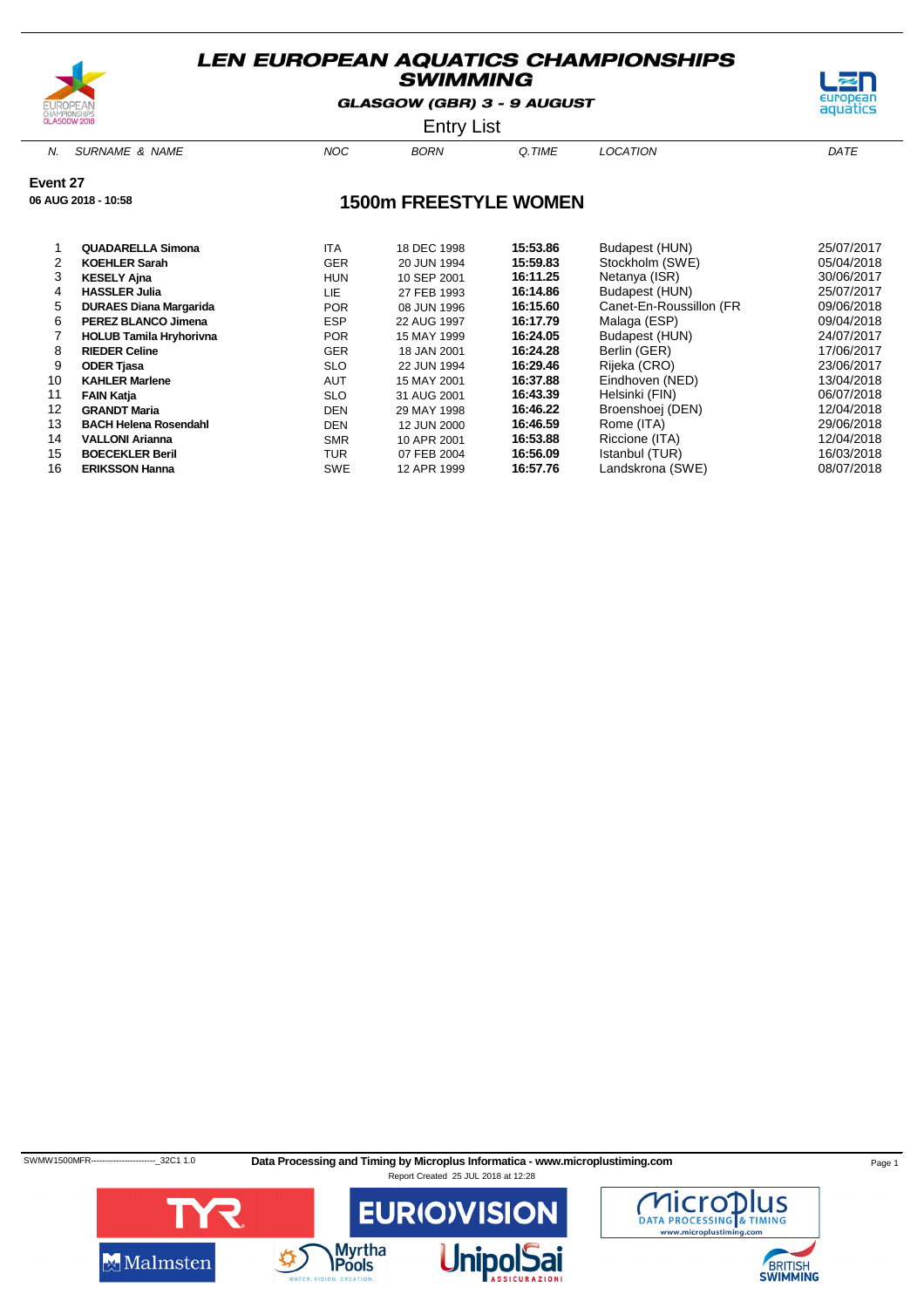# LEN EUROPEAN AQUATICS CHAMPIONSHIPS SWIMMING

**GLASGOW (GBR) 3 - 9 AUGUST**

Entry List

**Event 27**

**06 AUG 2018 - 10:58**

## 1500m FREESTYLE WOMEN

| N. | SURNAME & NAME | NOC | BORN | Q.TIME | LOCATION | DATE |
|---|---|---|---|---|---|---|
| 1 | **QUADARELLA Simona** | ITA | 18 DEC 1998 | **15:53.86** | Budapest (HUN) | 25/07/2017 |
| 2 | **KOEHLER Sarah** | GER | 20 JUN 1994 | **15:59.83** | Stockholm (SWE) | 05/04/2018 |
| 3 | **KESELY Ajna** | HUN | 10 SEP 2001 | **16:11.25** | Netanya (ISR) | 30/06/2017 |
| 4 | **HASSLER Julia** | LIE | 27 FEB 1993 | **16:14.86** | Budapest (HUN) | 25/07/2017 |
| 5 | **DURAES Diana Margarida** | POR | 08 JUN 1996 | **16:15.60** | Canet-En-Roussillon (FR | 09/06/2018 |
| 6 | **PEREZ BLANCO Jimena** | ESP | 22 AUG 1997 | **16:17.79** | Malaga (ESP) | 09/04/2018 |
| 7 | **HOLUB Tamila Hryhorivna** | POR | 15 MAY 1999 | **16:24.05** | Budapest (HUN) | 24/07/2017 |
| 8 | **RIEDER Celine** | GER | 18 JAN 2001 | **16:24.28** | Berlin (GER) | 17/06/2017 |
| 9 | **ODER Tjasa** | SLO | 22 JUN 1994 | **16:29.46** | Rijeka (CRO) | 23/06/2017 |
| 10 | **KAHLER Marlene** | AUT | 15 MAY 2001 | **16:37.88** | Eindhoven (NED) | 13/04/2018 |
| 11 | **FAIN Katja** | SLO | 31 AUG 2001 | **16:43.39** | Helsinki (FIN) | 06/07/2018 |
| 12 | **GRANDT Maria** | DEN | 29 MAY 1998 | **16:46.22** | Broenshoej (DEN) | 12/04/2018 |
| 13 | **BACH Helena Rosendahl** | DEN | 12 JUN 2000 | **16:46.59** | Rome (ITA) | 29/06/2018 |
| 14 | **VALLONI Arianna** | SMR | 10 APR 2001 | **16:53.88** | Riccione (ITA) | 12/04/2018 |
| 15 | **BOECEKLER Beril** | TUR | 07 FEB 2004 | **16:56.09** | Istanbul (TUR) | 16/03/2018 |
| 16 | **ERIKSSON Hanna** | SWE | 12 APR 1999 | **16:57.76** | Landskrona (SWE) | 08/07/2018 |

SWMW1500MFR------------------------_32C1 1.0 **Data Processing and Timing by Microplus Informatica - www.microplustiming.com**

Report Created 25 JUL 2018 at 12:28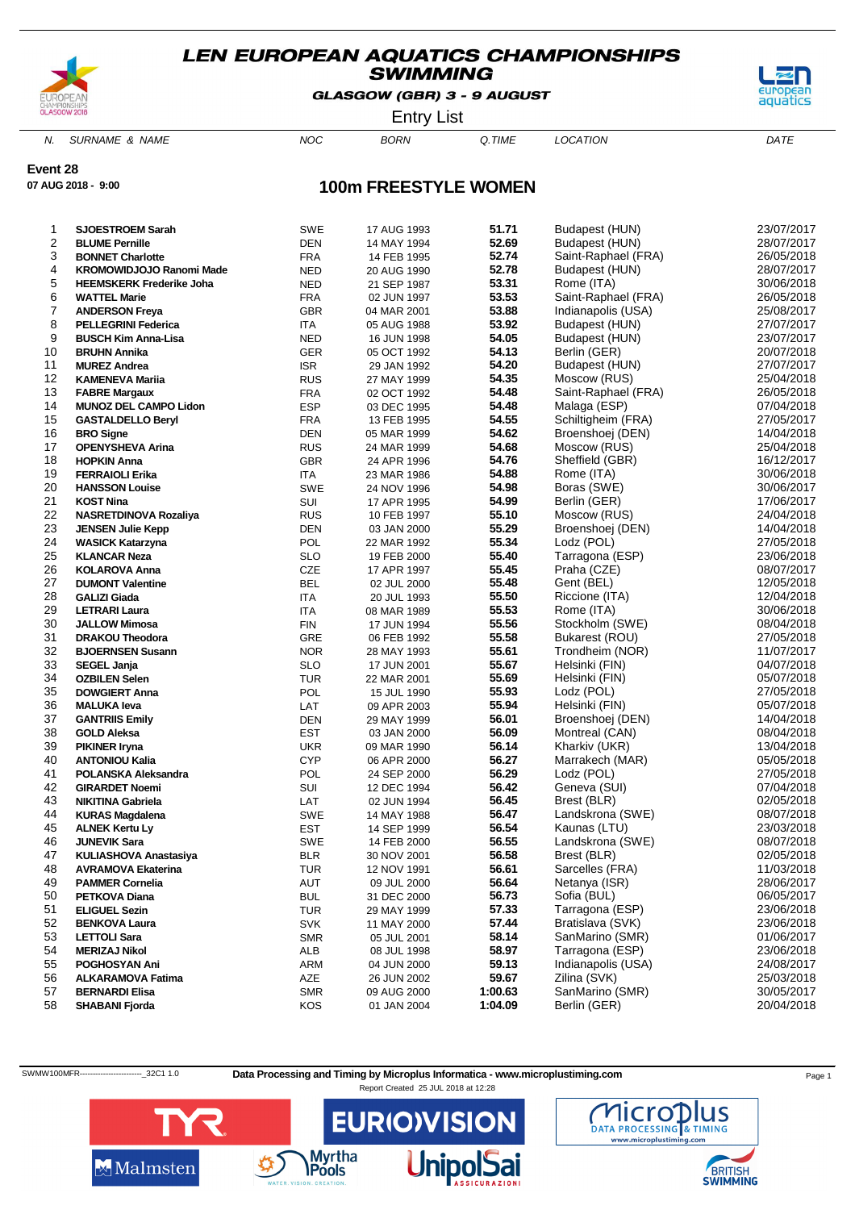# LEN EUROPEAN AQUATICS CHAMPIONSHIPS
## SWIMMING

**GLASGOW (GBR) 3 - 9 AUGUST**

Entry List

**Event 28**

**07 AUG 2018 - 9:00**

## 100m FREESTYLE WOMEN

| N. | SURNAME & NAME | NOC | BORN | Q.TIME | LOCATION | DATE |
|---|---|---|---|---|---|---|
| 1 | **SJOESTROEM Sarah** | SWE | 17 AUG 1993 | **51.71** | Budapest (HUN) | 23/07/2017 |
| 2 | **BLUME Pernille** | DEN | 14 MAY 1994 | **52.69** | Budapest (HUN) | 28/07/2017 |
| 3 | **BONNET Charlotte** | FRA | 14 FEB 1995 | **52.74** | Saint-Raphael (FRA) | 26/05/2018 |
| 4 | **KROMOWIDJOJO Ranomi Made** | NED | 20 AUG 1990 | **52.78** | Budapest (HUN) | 28/07/2017 |
| 5 | **HEEMSKERK Frederike Joha** | NED | 21 SEP 1987 | **53.31** | Rome (ITA) | 30/06/2018 |
| 6 | **WATTEL Marie** | FRA | 02 JUN 1997 | **53.53** | Saint-Raphael (FRA) | 26/05/2018 |
| 7 | **ANDERSON Freya** | GBR | 04 MAR 2001 | **53.88** | Indianapolis (USA) | 25/08/2017 |
| 8 | **PELLEGRINI Federica** | ITA | 05 AUG 1988 | **53.92** | Budapest (HUN) | 27/07/2017 |
| 9 | **BUSCH Kim Anna-Lisa** | NED | 16 JUN 1998 | **54.05** | Budapest (HUN) | 23/07/2017 |
| 10 | **BRUHN Annika** | GER | 05 OCT 1992 | **54.13** | Berlin (GER) | 20/07/2018 |
| 11 | **MUREZ Andrea** | ISR | 29 JAN 1992 | **54.20** | Budapest (HUN) | 27/07/2017 |
| 12 | **KAMENEVA Mariia** | RUS | 27 MAY 1999 | **54.35** | Moscow (RUS) | 25/04/2018 |
| 13 | **FABRE Margaux** | FRA | 02 OCT 1992 | **54.48** | Saint-Raphael (FRA) | 26/05/2018 |
| 14 | **MUNOZ DEL CAMPO Lidon** | ESP | 03 DEC 1995 | **54.48** | Malaga (ESP) | 07/04/2018 |
| 15 | **GASTALDELLO Beryl** | FRA | 13 FEB 1995 | **54.55** | Schiltigheim (FRA) | 27/05/2017 |
| 16 | **BRO Signe** | DEN | 05 MAR 1999 | **54.62** | Broenshoej (DEN) | 14/04/2018 |
| 17 | **OPENYSHEVA Arina** | RUS | 24 MAR 1999 | **54.68** | Moscow (RUS) | 25/04/2018 |
| 18 | **HOPKIN Anna** | GBR | 24 APR 1996 | **54.76** | Sheffield (GBR) | 16/12/2017 |
| 19 | **FERRAIOLI Erika** | ITA | 23 MAR 1986 | **54.88** | Rome (ITA) | 30/06/2018 |
| 20 | **HANSSON Louise** | SWE | 24 NOV 1996 | **54.98** | Boras (SWE) | 30/06/2017 |
| 21 | **KOST Nina** | SUI | 17 APR 1995 | **54.99** | Berlin (GER) | 17/06/2017 |
| 22 | **NASRETDINOVA Rozaliya** | RUS | 10 FEB 1997 | **55.10** | Moscow (RUS) | 24/04/2018 |
| 23 | **JENSEN Julie Kepp** | DEN | 03 JAN 2000 | **55.29** | Broenshoej (DEN) | 14/04/2018 |
| 24 | **WASICK Katarzyna** | POL | 22 MAR 1992 | **55.34** | Lodz (POL) | 27/05/2018 |
| 25 | **KLANCAR Neza** | SLO | 19 FEB 2000 | **55.40** | Tarragona (ESP) | 23/06/2018 |
| 26 | **KOLAROVA Anna** | CZE | 17 APR 1997 | **55.45** | Praha (CZE) | 08/07/2017 |
| 27 | **DUMONT Valentine** | BEL | 02 JUL 2000 | **55.48** | Gent (BEL) | 12/05/2018 |
| 28 | **GALIZI Giada** | ITA | 20 JUL 1993 | **55.50** | Riccione (ITA) | 12/04/2018 |
| 29 | **LETRARI Laura** | ITA | 08 MAR 1989 | **55.53** | Rome (ITA) | 30/06/2018 |
| 30 | **JALLOW Mimosa** | FIN | 17 JUN 1994 | **55.56** | Stockholm (SWE) | 08/04/2018 |
| 31 | **DRAKOU Theodora** | GRE | 06 FEB 1992 | **55.58** | Bukarest (ROU) | 27/05/2018 |
| 32 | **BJOERNSEN Susann** | NOR | 28 MAY 1993 | **55.61** | Trondheim (NOR) | 11/07/2017 |
| 33 | **SEGEL Janja** | SLO | 17 JUN 2001 | **55.67** | Helsinki (FIN) | 04/07/2018 |
| 34 | **OZBILEN Selen** | TUR | 22 MAR 2001 | **55.69** | Helsinki (FIN) | 05/07/2018 |
| 35 | **DOWGIERT Anna** | POL | 15 JUL 1990 | **55.93** | Lodz (POL) | 27/05/2018 |
| 36 | **MALUKA Ieva** | LAT | 09 APR 2003 | **55.94** | Helsinki (FIN) | 05/07/2018 |
| 37 | **GANTRIIS Emily** | DEN | 29 MAY 1999 | **56.01** | Broenshoej (DEN) | 14/04/2018 |
| 38 | **GOLD Aleksa** | EST | 03 JAN 2000 | **56.09** | Montreal (CAN) | 08/04/2018 |
| 39 | **PIKINER Iryna** | UKR | 09 MAR 1990 | **56.14** | Kharkiv (UKR) | 13/04/2018 |
| 40 | **ANTONIOU Kalia** | CYP | 06 APR 2000 | **56.27** | Marrakech (MAR) | 05/05/2018 |
| 41 | **POLANSKA Aleksandra** | POL | 24 SEP 2000 | **56.29** | Lodz (POL) | 27/05/2018 |
| 42 | **GIRARDET Noemi** | SUI | 12 DEC 1994 | **56.42** | Geneva (SUI) | 07/04/2018 |
| 43 | **NIKITINA Gabriela** | LAT | 02 JUN 1994 | **56.45** | Brest (BLR) | 02/05/2018 |
| 44 | **KURAS Magdalena** | SWE | 14 MAY 1988 | **56.47** | Landskrona (SWE) | 08/07/2018 |
| 45 | **ALNEK Kertu Ly** | EST | 14 SEP 1999 | **56.54** | Kaunas (LTU) | 23/03/2018 |
| 46 | **JUNEVIK Sara** | SWE | 14 FEB 2000 | **56.55** | Landskrona (SWE) | 08/07/2018 |
| 47 | **KULIASHOVA Anastasiya** | BLR | 30 NOV 2001 | **56.58** | Brest (BLR) | 02/05/2018 |
| 48 | **AVRAMOVA Ekaterina** | TUR | 12 NOV 1991 | **56.61** | Sarcelles (FRA) | 11/03/2018 |
| 49 | **PAMMER Cornelia** | AUT | 09 JUL 2000 | **56.64** | Netanya (ISR) | 28/06/2017 |
| 50 | **PETKOVA Diana** | BUL | 31 DEC 2000 | **56.73** | Sofia (BUL) | 06/05/2017 |
| 51 | **ELIGUEL Sezin** | TUR | 29 MAY 1999 | **57.33** | Tarragona (ESP) | 23/06/2018 |
| 52 | **BENKOVA Laura** | SVK | 11 MAY 2000 | **57.44** | Bratislava (SVK) | 23/06/2018 |
| 53 | **LETTOLI Sara** | SMR | 05 JUL 2001 | **58.14** | SanMarino (SMR) | 01/06/2017 |
| 54 | **MERIZAJ Nikol** | ALB | 08 JUL 1998 | **58.97** | Tarragona (ESP) | 23/06/2018 |
| 55 | **POGHOSYAN Ani** | ARM | 04 JUN 2000 | **59.13** | Indianapolis (USA) | 24/08/2017 |
| 56 | **ALKARAMOVA Fatima** | AZE | 26 JUN 2002 | **59.67** | Zilina (SVK) | 25/03/2018 |
| 57 | **BERNARDI Elisa** | SMR | 09 AUG 2000 | **1:00.63** | SanMarino (SMR) | 30/05/2017 |
| 58 | **SHABANI Fjorda** | KOS | 01 JAN 2004 | **1:04.09** | Berlin (GER) | 20/04/2018 |

SWMW100MFR------------------------_32C1 1.0 **Data Processing and Timing by Microplus Informatica - www.microplustiming.com**

Report Created 25 JUL 2018 at 12:28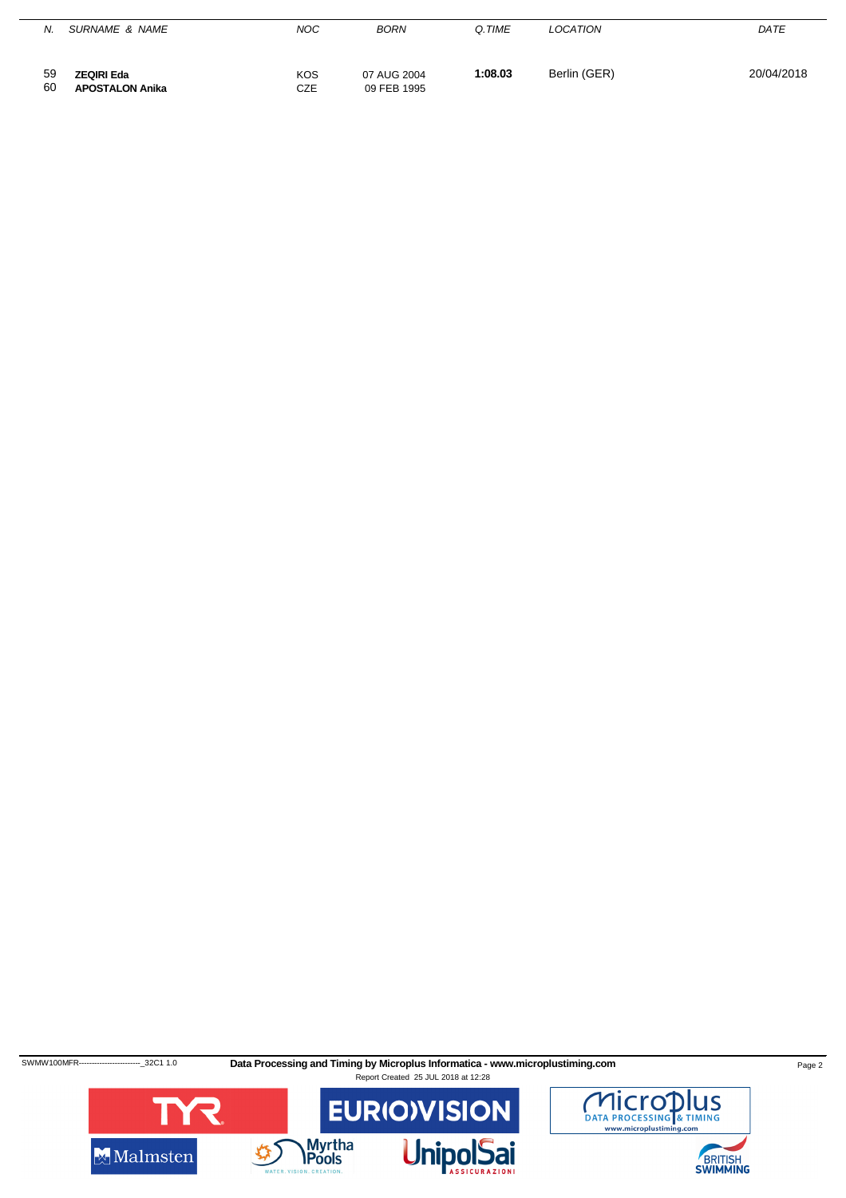| N. | SURNAME & NAME | NOC | BORN | Q.TIME | LOCATION | DATE |
|---|---|---|---|---|---|---|
| 59 | **ZEQIRI Eda** | KOS | 07 AUG 2004 | **1:08.03** | Berlin (GER) | 20/04/2018 |
| 60 | **APOSTALON Anika** | CZE | 09 FEB 1995 | | | |

SWMW100MFR------------------------_32C1 1.0

**Data Processing and Timing by Microplus Informatica - www.microplustiming.com**

Report Created 25 JUL 2018 at 12:28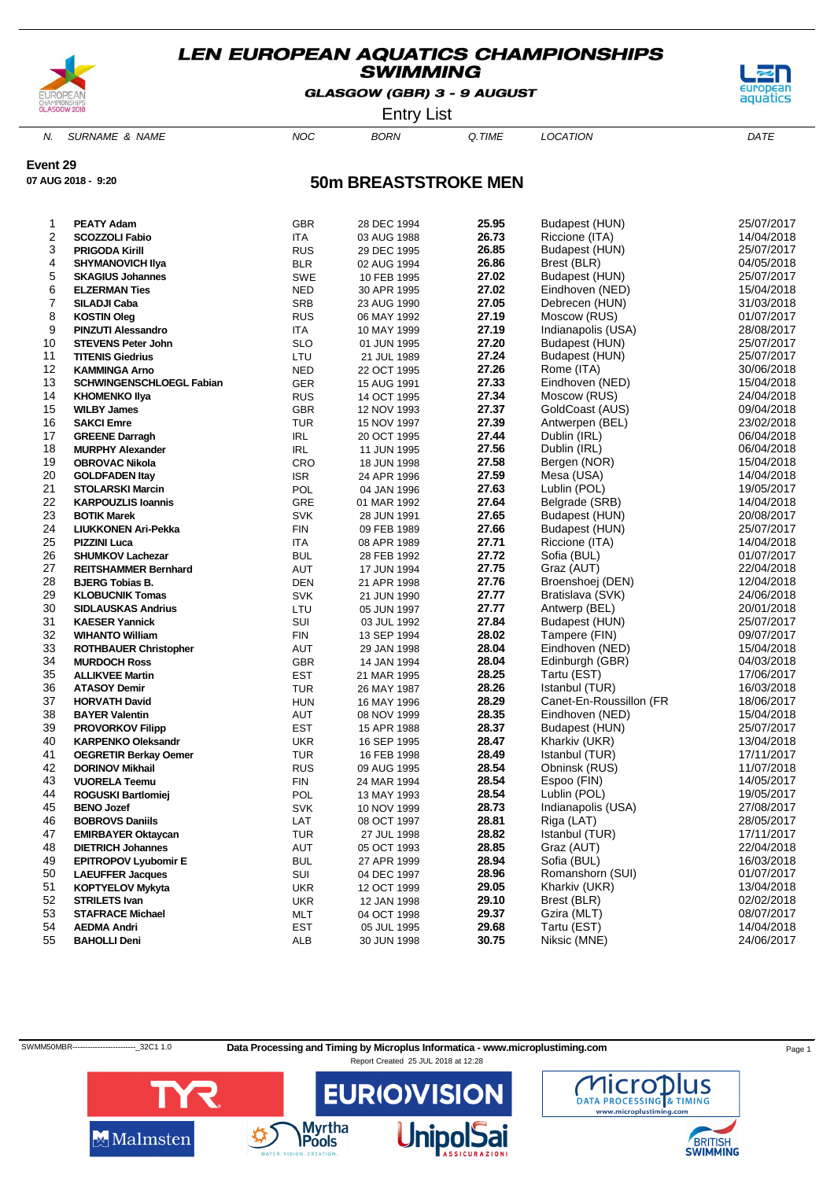# LEN EUROPEAN AQUATICS CHAMPIONSHIPS
## SWIMMING

**GLASGOW (GBR) 3 - 9 AUGUST**

Entry List

**Event 29**

**07 AUG 2018 - 9:20**

## 50m BREASTSTROKE MEN

| N. | SURNAME & NAME | NOC | BORN | Q.TIME | LOCATION | DATE |
|---|---|---|---|---|---|---|
| 1 | **PEATY Adam** | GBR | 28 DEC 1994 | **25.95** | Budapest (HUN) | 25/07/2017 |
| 2 | **SCOZZOLI Fabio** | ITA | 03 AUG 1988 | **26.73** | Riccione (ITA) | 14/04/2018 |
| 3 | **PRIGODA Kirill** | RUS | 29 DEC 1995 | **26.85** | Budapest (HUN) | 25/07/2017 |
| 4 | **SHYMANOVICH Ilya** | BLR | 02 AUG 1994 | **26.86** | Brest (BLR) | 04/05/2018 |
| 5 | **SKAGIUS Johannes** | SWE | 10 FEB 1995 | **27.02** | Budapest (HUN) | 25/07/2017 |
| 6 | **ELZERMAN Ties** | NED | 30 APR 1995 | **27.02** | Eindhoven (NED) | 15/04/2018 |
| 7 | **SILADJI Caba** | SRB | 23 AUG 1990 | **27.05** | Debrecen (HUN) | 31/03/2018 |
| 8 | **KOSTIN Oleg** | RUS | 06 MAY 1992 | **27.19** | Moscow (RUS) | 01/07/2017 |
| 9 | **PINZUTI Alessandro** | ITA | 10 MAY 1999 | **27.19** | Indianapolis (USA) | 28/08/2017 |
| 10 | **STEVENS Peter John** | SLO | 01 JUN 1995 | **27.20** | Budapest (HUN) | 25/07/2017 |
| 11 | **TITENIS Giedrius** | LTU | 21 JUL 1989 | **27.24** | Budapest (HUN) | 25/07/2017 |
| 12 | **KAMMINGA Arno** | NED | 22 OCT 1995 | **27.26** | Rome (ITA) | 30/06/2018 |
| 13 | **SCHWINGENSCHLOEGL Fabian** | GER | 15 AUG 1991 | **27.33** | Eindhoven (NED) | 15/04/2018 |
| 14 | **KHOMENKO Ilya** | RUS | 14 OCT 1995 | **27.34** | Moscow (RUS) | 24/04/2018 |
| 15 | **WILBY James** | GBR | 12 NOV 1993 | **27.37** | GoldCoast (AUS) | 09/04/2018 |
| 16 | **SAKCI Emre** | TUR | 15 NOV 1997 | **27.39** | Antwerpen (BEL) | 23/02/2018 |
| 17 | **GREENE Darragh** | IRL | 20 OCT 1995 | **27.44** | Dublin (IRL) | 06/04/2018 |
| 18 | **MURPHY Alexander** | IRL | 11 JUN 1995 | **27.56** | Dublin (IRL) | 06/04/2018 |
| 19 | **OBROVAC Nikola** | CRO | 18 JUN 1998 | **27.58** | Bergen (NOR) | 15/04/2018 |
| 20 | **GOLDFADEN Itay** | ISR | 24 APR 1996 | **27.59** | Mesa (USA) | 14/04/2018 |
| 21 | **STOLARSKI Marcin** | POL | 04 JAN 1996 | **27.63** | Lublin (POL) | 19/05/2017 |
| 22 | **KARPOUZLIS Ioannis** | GRE | 01 MAR 1992 | **27.64** | Belgrade (SRB) | 14/04/2018 |
| 23 | **BOTIK Marek** | SVK | 28 JUN 1991 | **27.65** | Budapest (HUN) | 20/08/2017 |
| 24 | **LIUKKONEN Ari-Pekka** | FIN | 09 FEB 1989 | **27.66** | Budapest (HUN) | 25/07/2017 |
| 25 | **PIZZINI Luca** | ITA | 08 APR 1989 | **27.71** | Riccione (ITA) | 14/04/2018 |
| 26 | **SHUMKOV Lachezar** | BUL | 28 FEB 1992 | **27.72** | Sofia (BUL) | 01/07/2017 |
| 27 | **REITSHAMMER Bernhard** | AUT | 17 JUN 1994 | **27.75** | Graz (AUT) | 22/04/2018 |
| 28 | **BJERG Tobias B.** | DEN | 21 APR 1998 | **27.76** | Broenshoej (DEN) | 12/04/2018 |
| 29 | **KLOBUCNIK Tomas** | SVK | 21 JUN 1990 | **27.77** | Bratislava (SVK) | 24/06/2018 |
| 30 | **SIDLAUSKAS Andrius** | LTU | 05 JUN 1997 | **27.77** | Antwerp (BEL) | 20/01/2018 |
| 31 | **KAESER Yannick** | SUI | 03 JUL 1992 | **27.84** | Budapest (HUN) | 25/07/2017 |
| 32 | **WIHANTO William** | FIN | 13 SEP 1994 | **28.02** | Tampere (FIN) | 09/07/2017 |
| 33 | **ROTHBAUER Christopher** | AUT | 29 JAN 1998 | **28.04** | Eindhoven (NED) | 15/04/2018 |
| 34 | **MURDOCH Ross** | GBR | 14 JAN 1994 | **28.04** | Edinburgh (GBR) | 04/03/2018 |
| 35 | **ALLIKVEE Martin** | EST | 21 MAR 1995 | **28.25** | Tartu (EST) | 17/06/2017 |
| 36 | **ATASOY Demir** | TUR | 26 MAY 1987 | **28.26** | Istanbul (TUR) | 16/03/2018 |
| 37 | **HORVATH David** | HUN | 16 MAY 1996 | **28.29** | Canet-En-Roussillon (FR | 18/06/2017 |
| 38 | **BAYER Valentin** | AUT | 08 NOV 1999 | **28.35** | Eindhoven (NED) | 15/04/2018 |
| 39 | **PROVORKOV Filipp** | EST | 15 APR 1988 | **28.37** | Budapest (HUN) | 25/07/2017 |
| 40 | **KARPENKO Oleksandr** | UKR | 16 SEP 1995 | **28.47** | Kharkiv (UKR) | 13/04/2018 |
| 41 | **OEGRETIR Berkay Oemer** | TUR | 16 FEB 1998 | **28.49** | Istanbul (TUR) | 17/11/2017 |
| 42 | **DORINOV Mikhail** | RUS | 09 AUG 1995 | **28.54** | Obninsk (RUS) | 11/07/2018 |
| 43 | **VUORELA Teemu** | FIN | 24 MAR 1994 | **28.54** | Espoo (FIN) | 14/05/2017 |
| 44 | **ROGUSKI Bartlomiej** | POL | 13 MAY 1993 | **28.54** | Lublin (POL) | 19/05/2017 |
| 45 | **BENO Jozef** | SVK | 10 NOV 1999 | **28.73** | Indianapolis (USA) | 27/08/2017 |
| 46 | **BOBROVS Daniils** | LAT | 08 OCT 1997 | **28.81** | Riga (LAT) | 28/05/2017 |
| 47 | **EMIRBAYER Oktaycan** | TUR | 27 JUL 1998 | **28.82** | Istanbul (TUR) | 17/11/2017 |
| 48 | **DIETRICH Johannes** | AUT | 05 OCT 1993 | **28.85** | Graz (AUT) | 22/04/2018 |
| 49 | **EPITROPOV Lyubomir E** | BUL | 27 APR 1999 | **28.94** | Sofia (BUL) | 16/03/2018 |
| 50 | **LAEUFFER Jacques** | SUI | 04 DEC 1997 | **28.96** | Romanshorn (SUI) | 01/07/2017 |
| 51 | **KOPTYELOV Mykyta** | UKR | 12 OCT 1999 | **29.05** | Kharkiv (UKR) | 13/04/2018 |
| 52 | **STRILETS Ivan** | UKR | 12 JAN 1998 | **29.10** | Brest (BLR) | 02/02/2018 |
| 53 | **STAFRACE Michael** | MLT | 04 OCT 1998 | **29.37** | Gzira (MLT) | 08/07/2017 |
| 54 | **AEDMA Andri** | EST | 05 JUL 1995 | **29.68** | Tartu (EST) | 14/04/2018 |
| 55 | **BAHOLLI Deni** | ALB | 30 JUN 1998 | **30.75** | Niksic (MNE) | 24/06/2017 |

SWMM50MBR--------------------------_32C1 1.0 **Data Processing and Timing by Microplus Informatica - www.microplustiming.com**

Report Created 25 JUL 2018 at 12:28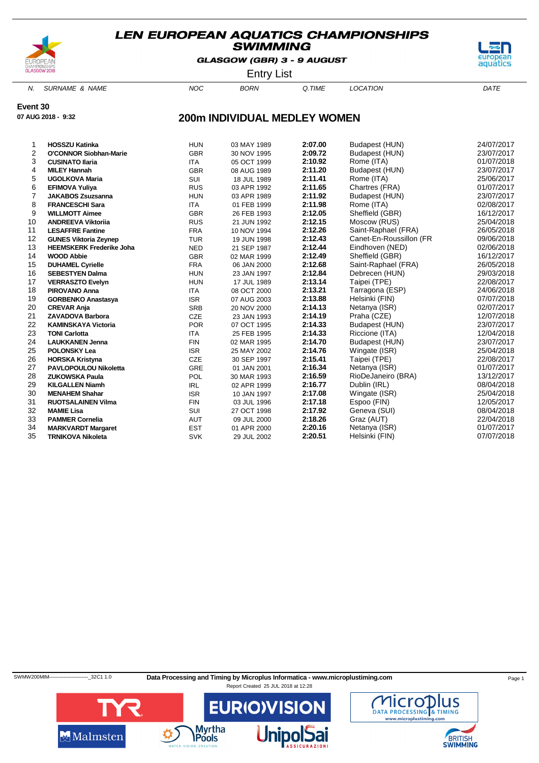# LEN EUROPEAN AQUATICS CHAMPIONSHIPS SWIMMING

**GLASGOW (GBR) 3 - 9 AUGUST**

Entry List

**Event 30**

**07 AUG 2018 - 9:32**

## 200m INDIVIDUAL MEDLEY WOMEN

| N. | SURNAME & NAME | NOC | BORN | Q.TIME | LOCATION | DATE |
|---|---|---|---|---|---|---|
| 1 | **HOSSZU Katinka** | HUN | 03 MAY 1989 | **2:07.00** | Budapest (HUN) | 24/07/2017 |
| 2 | **O'CONNOR Siobhan-Marie** | GBR | 30 NOV 1995 | **2:09.72** | Budapest (HUN) | 23/07/2017 |
| 3 | **CUSINATO Ilaria** | ITA | 05 OCT 1999 | **2:10.92** | Rome (ITA) | 01/07/2018 |
| 4 | **MILEY Hannah** | GBR | 08 AUG 1989 | **2:11.20** | Budapest (HUN) | 23/07/2017 |
| 5 | **UGOLKOVA Maria** | SUI | 18 JUL 1989 | **2:11.41** | Rome (ITA) | 25/06/2017 |
| 6 | **EFIMOVA Yuliya** | RUS | 03 APR 1992 | **2:11.65** | Chartres (FRA) | 01/07/2017 |
| 7 | **JAKABOS Zsuzsanna** | HUN | 03 APR 1989 | **2:11.92** | Budapest (HUN) | 23/07/2017 |
| 8 | **FRANCESCHI Sara** | ITA | 01 FEB 1999 | **2:11.98** | Rome (ITA) | 02/08/2017 |
| 9 | **WILLMOTT Aimee** | GBR | 26 FEB 1993 | **2:12.05** | Sheffield (GBR) | 16/12/2017 |
| 10 | **ANDREEVA Viktoriia** | RUS | 21 JUN 1992 | **2:12.15** | Moscow (RUS) | 25/04/2018 |
| 11 | **LESAFFRE Fantine** | FRA | 10 NOV 1994 | **2:12.26** | Saint-Raphael (FRA) | 26/05/2018 |
| 12 | **GUNES Viktoria Zeynep** | TUR | 19 JUN 1998 | **2:12.43** | Canet-En-Roussillon (FR | 09/06/2018 |
| 13 | **HEEMSKERK Frederike Joha** | NED | 21 SEP 1987 | **2:12.44** | Eindhoven (NED) | 02/06/2018 |
| 14 | **WOOD Abbie** | GBR | 02 MAR 1999 | **2:12.49** | Sheffield (GBR) | 16/12/2017 |
| 15 | **DUHAMEL Cyrielle** | FRA | 06 JAN 2000 | **2:12.68** | Saint-Raphael (FRA) | 26/05/2018 |
| 16 | **SEBESTYEN Dalma** | HUN | 23 JAN 1997 | **2:12.84** | Debrecen (HUN) | 29/03/2018 |
| 17 | **VERRASZTO Evelyn** | HUN | 17 JUL 1989 | **2:13.14** | Taipei (TPE) | 22/08/2017 |
| 18 | **PIROVANO Anna** | ITA | 08 OCT 2000 | **2:13.21** | Tarragona (ESP) | 24/06/2018 |
| 19 | **GORBENKO Anastasya** | ISR | 07 AUG 2003 | **2:13.88** | Helsinki (FIN) | 07/07/2018 |
| 20 | **CREVAR Anja** | SRB | 20 NOV 2000 | **2:14.13** | Netanya (ISR) | 02/07/2017 |
| 21 | **ZAVADOVA Barbora** | CZE | 23 JAN 1993 | **2:14.19** | Praha (CZE) | 12/07/2018 |
| 22 | **KAMINSKAYA Victoria** | POR | 07 OCT 1995 | **2:14.33** | Budapest (HUN) | 23/07/2017 |
| 23 | **TONI Carlotta** | ITA | 25 FEB 1995 | **2:14.33** | Riccione (ITA) | 12/04/2018 |
| 24 | **LAUKKANEN Jenna** | FIN | 02 MAR 1995 | **2:14.70** | Budapest (HUN) | 23/07/2017 |
| 25 | **POLONSKY Lea** | ISR | 25 MAY 2002 | **2:14.76** | Wingate (ISR) | 25/04/2018 |
| 26 | **HORSKA Kristyna** | CZE | 30 SEP 1997 | **2:15.41** | Taipei (TPE) | 22/08/2017 |
| 27 | **PAVLOPOULOU Nikoletta** | GRE | 01 JAN 2001 | **2:16.34** | Netanya (ISR) | 01/07/2017 |
| 28 | **ZUKOWSKA Paula** | POL | 30 MAR 1993 | **2:16.59** | RioDeJaneiro (BRA) | 13/12/2017 |
| 29 | **KILGALLEN Niamh** | IRL | 02 APR 1999 | **2:16.77** | Dublin (IRL) | 08/04/2018 |
| 30 | **MENAHEM Shahar** | ISR | 10 JAN 1997 | **2:17.08** | Wingate (ISR) | 25/04/2018 |
| 31 | **RUOTSALAINEN Vilma** | FIN | 03 JUL 1996 | **2:17.18** | Espoo (FIN) | 12/05/2017 |
| 32 | **MAMIE Lisa** | SUI | 27 OCT 1998 | **2:17.92** | Geneva (SUI) | 08/04/2018 |
| 33 | **PAMMER Cornelia** | AUT | 09 JUL 2000 | **2:18.26** | Graz (AUT) | 22/04/2018 |
| 34 | **MARKVARDT Margaret** | EST | 01 APR 2000 | **2:20.16** | Netanya (ISR) | 01/07/2017 |
| 35 | **TRNIKOVA Nikoleta** | SVK | 29 JUL 2002 | **2:20.51** | Helsinki (FIN) | 07/07/2018 |

SWMW200MIM------------------------_32C1 1.0

**Data Processing and Timing by Microplus Informatica - www.microplustiming.com**

Report Created 25 JUL 2018 at 12:28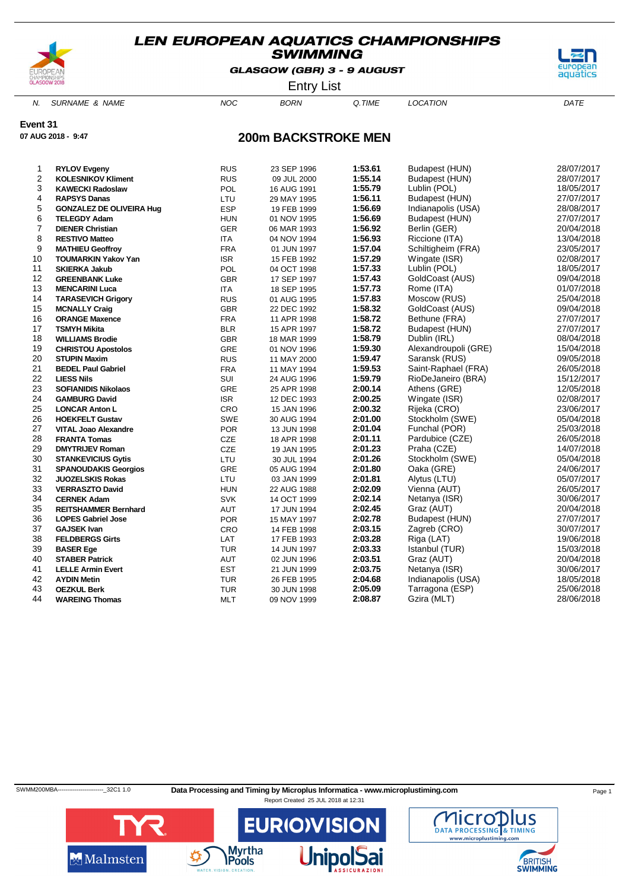# LEN EUROPEAN AQUATICS CHAMPIONSHIPS SWIMMING

**GLASGOW (GBR) 3 - 9 AUGUST**

Entry List

**Event 31**

**07 AUG 2018 - 9:47**

## 200m BACKSTROKE MEN

| N. | SURNAME & NAME | NOC | BORN | Q.TIME | LOCATION | DATE |
|---|---|---|---|---|---|---|
| 1 | **RYLOV Evgeny** | RUS | 23 SEP 1996 | **1:53.61** | Budapest (HUN) | 28/07/2017 |
| 2 | **KOLESNIKOV Kliment** | RUS | 09 JUL 2000 | **1:55.14** | Budapest (HUN) | 28/07/2017 |
| 3 | **KAWECKI Radoslaw** | POL | 16 AUG 1991 | **1:55.79** | Lublin (POL) | 18/05/2017 |
| 4 | **RAPSYS Danas** | LTU | 29 MAY 1995 | **1:56.11** | Budapest (HUN) | 27/07/2017 |
| 5 | **GONZALEZ DE OLIVEIRA Hug** | ESP | 19 FEB 1999 | **1:56.69** | Indianapolis (USA) | 28/08/2017 |
| 6 | **TELEGDY Adam** | HUN | 01 NOV 1995 | **1:56.69** | Budapest (HUN) | 27/07/2017 |
| 7 | **DIENER Christian** | GER | 06 MAR 1993 | **1:56.92** | Berlin (GER) | 20/04/2018 |
| 8 | **RESTIVO Matteo** | ITA | 04 NOV 1994 | **1:56.93** | Riccione (ITA) | 13/04/2018 |
| 9 | **MATHIEU Geoffroy** | FRA | 01 JUN 1997 | **1:57.04** | Schiltigheim (FRA) | 23/05/2017 |
| 10 | **TOUMARKIN Yakov Yan** | ISR | 15 FEB 1992 | **1:57.29** | Wingate (ISR) | 02/08/2017 |
| 11 | **SKIERKA Jakub** | POL | 04 OCT 1998 | **1:57.33** | Lublin (POL) | 18/05/2017 |
| 12 | **GREENBANK Luke** | GBR | 17 SEP 1997 | **1:57.43** | GoldCoast (AUS) | 09/04/2018 |
| 13 | **MENCARINI Luca** | ITA | 18 SEP 1995 | **1:57.73** | Rome (ITA) | 01/07/2018 |
| 14 | **TARASEVICH Grigory** | RUS | 01 AUG 1995 | **1:57.83** | Moscow (RUS) | 25/04/2018 |
| 15 | **MCNALLY Craig** | GBR | 22 DEC 1992 | **1:58.32** | GoldCoast (AUS) | 09/04/2018 |
| 16 | **ORANGE Maxence** | FRA | 11 APR 1998 | **1:58.72** | Bethune (FRA) | 27/07/2017 |
| 17 | **TSMYH Mikita** | BLR | 15 APR 1997 | **1:58.72** | Budapest (HUN) | 27/07/2017 |
| 18 | **WILLIAMS Brodie** | GBR | 18 MAR 1999 | **1:58.79** | Dublin (IRL) | 08/04/2018 |
| 19 | **CHRISTOU Apostolos** | GRE | 01 NOV 1996 | **1:59.30** | Alexandroupoli (GRE) | 15/04/2018 |
| 20 | **STUPIN Maxim** | RUS | 11 MAY 2000 | **1:59.47** | Saransk (RUS) | 09/05/2018 |
| 21 | **BEDEL Paul Gabriel** | FRA | 11 MAY 1994 | **1:59.53** | Saint-Raphael (FRA) | 26/05/2018 |
| 22 | **LIESS Nils** | SUI | 24 AUG 1996 | **1:59.79** | RioDeJaneiro (BRA) | 15/12/2017 |
| 23 | **SOFIANIDIS Nikolaos** | GRE | 25 APR 1998 | **2:00.14** | Athens (GRE) | 12/05/2018 |
| 24 | **GAMBURG David** | ISR | 12 DEC 1993 | **2:00.25** | Wingate (ISR) | 02/08/2017 |
| 25 | **LONCAR Anton L** | CRO | 15 JAN 1996 | **2:00.32** | Rijeka (CRO) | 23/06/2017 |
| 26 | **HOEKFELT Gustav** | SWE | 30 AUG 1994 | **2:01.00** | Stockholm (SWE) | 05/04/2018 |
| 27 | **VITAL Joao Alexandre** | POR | 13 JUN 1998 | **2:01.04** | Funchal (POR) | 25/03/2018 |
| 28 | **FRANTA Tomas** | CZE | 18 APR 1998 | **2:01.11** | Pardubice (CZE) | 26/05/2018 |
| 29 | **DMYTRIJEV Roman** | CZE | 19 JAN 1995 | **2:01.23** | Praha (CZE) | 14/07/2018 |
| 30 | **STANKEVICIUS Gytis** | LTU | 30 JUL 1994 | **2:01.26** | Stockholm (SWE) | 05/04/2018 |
| 31 | **SPANOUDAKIS Georgios** | GRE | 05 AUG 1994 | **2:01.80** | Oaka (GRE) | 24/06/2017 |
| 32 | **JUOZELSKIS Rokas** | LTU | 03 JAN 1999 | **2:01.81** | Alytus (LTU) | 05/07/2017 |
| 33 | **VERRASZTO David** | HUN | 22 AUG 1988 | **2:02.09** | Vienna (AUT) | 26/05/2017 |
| 34 | **CERNEK Adam** | SVK | 14 OCT 1999 | **2:02.14** | Netanya (ISR) | 30/06/2017 |
| 35 | **REITSHAMMER Bernhard** | AUT | 17 JUN 1994 | **2:02.45** | Graz (AUT) | 20/04/2018 |
| 36 | **LOPES Gabriel Jose** | POR | 15 MAY 1997 | **2:02.78** | Budapest (HUN) | 27/07/2017 |
| 37 | **GAJSEK Ivan** | CRO | 14 FEB 1998 | **2:03.15** | Zagreb (CRO) | 30/07/2017 |
| 38 | **FELDBERGS Girts** | LAT | 17 FEB 1993 | **2:03.28** | Riga (LAT) | 19/06/2018 |
| 39 | **BASER Ege** | TUR | 14 JUN 1997 | **2:03.33** | Istanbul (TUR) | 15/03/2018 |
| 40 | **STABER Patrick** | AUT | 02 JUN 1996 | **2:03.51** | Graz (AUT) | 20/04/2018 |
| 41 | **LELLE Armin Evert** | EST | 21 JUN 1999 | **2:03.75** | Netanya (ISR) | 30/06/2017 |
| 42 | **AYDIN Metin** | TUR | 26 FEB 1995 | **2:04.68** | Indianapolis (USA) | 18/05/2018 |
| 43 | **OEZKUL Berk** | TUR | 30 JUN 1998 | **2:05.09** | Tarragona (ESP) | 25/06/2018 |
| 44 | **WAREING Thomas** | MLT | 09 NOV 1999 | **2:08.87** | Gzira (MLT) | 28/06/2018 |

SWMM200MBA------------------------_32C1 1.0

**Data Processing and Timing by Microplus Informatica - www.microplustiming.com**

Report Created 25 JUL 2018 at 12:31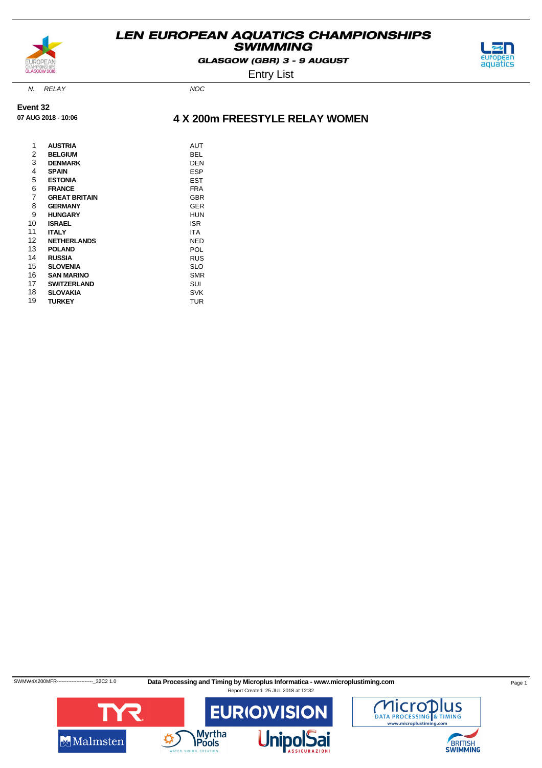# LEN EUROPEAN AQUATICS CHAMPIONSHIPS SWIMMING

**GLASGOW (GBR) 3 - 9 AUGUST**

Entry List

**Event 32**

**07 AUG 2018 - 10:06**

## 4 X 200m FREESTYLE RELAY WOMEN

| *N.* | *RELAY* | *NOC* |
|---|---|---|
| 1 | **AUSTRIA** | AUT |
| 2 | **BELGIUM** | BEL |
| 3 | **DENMARK** | DEN |
| 4 | **SPAIN** | ESP |
| 5 | **ESTONIA** | EST |
| 6 | **FRANCE** | FRA |
| 7 | **GREAT BRITAIN** | GBR |
| 8 | **GERMANY** | GER |
| 9 | **HUNGARY** | HUN |
| 10 | **ISRAEL** | ISR |
| 11 | **ITALY** | ITA |
| 12 | **NETHERLANDS** | NED |
| 13 | **POLAND** | POL |
| 14 | **RUSSIA** | RUS |
| 15 | **SLOVENIA** | SLO |
| 16 | **SAN MARINO** | SMR |
| 17 | **SWITZERLAND** | SUI |
| 18 | **SLOVAKIA** | SVK |
| 19 | **TURKEY** | TUR |

SWMW4X200MFR-----------------------_32C2 1.0 **Data Processing and Timing by Microplus Informatica - www.microplustiming.com**

Report Created 25 JUL 2018 at 12:32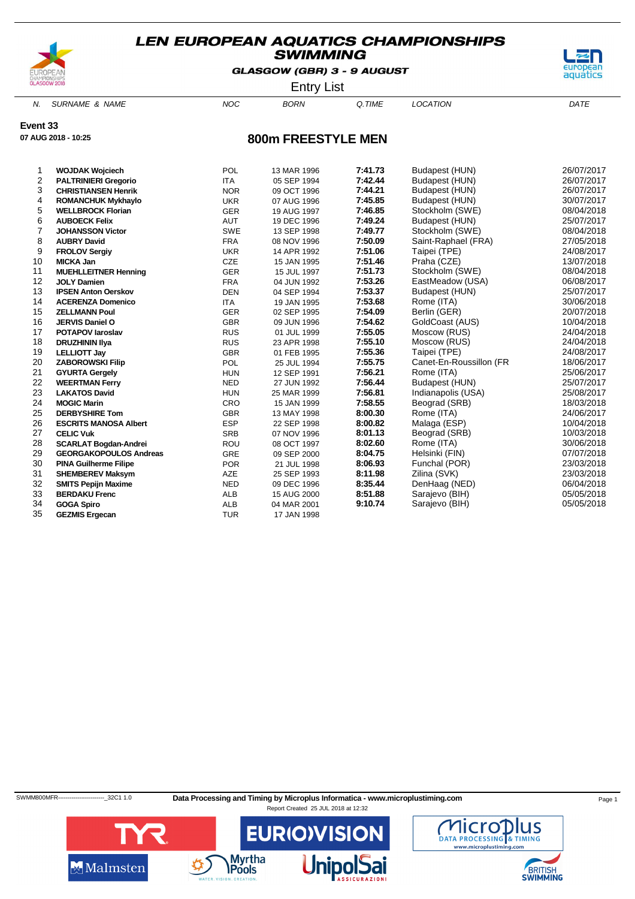# LEN EUROPEAN AQUATICS CHAMPIONSHIPS
## SWIMMING

**GLASGOW (GBR) 3 - 9 AUGUST**

Entry List

**Event 33**
**07 AUG 2018 - 10:25**

## 800m FREESTYLE MEN

| N. | SURNAME & NAME | NOC | BORN | Q.TIME | LOCATION | DATE |
|---|---|---|---|---|---|---|
| 1 | **WOJDAK Wojciech** | POL | 13 MAR 1996 | **7:41.73** | Budapest (HUN) | 26/07/2017 |
| 2 | **PALTRINIERI Gregorio** | ITA | 05 SEP 1994 | **7:42.44** | Budapest (HUN) | 26/07/2017 |
| 3 | **CHRISTIANSEN Henrik** | NOR | 09 OCT 1996 | **7:44.21** | Budapest (HUN) | 26/07/2017 |
| 4 | **ROMANCHUK Mykhaylo** | UKR | 07 AUG 1996 | **7:45.85** | Budapest (HUN) | 30/07/2017 |
| 5 | **WELLBROCK Florian** | GER | 19 AUG 1997 | **7:46.85** | Stockholm (SWE) | 08/04/2018 |
| 6 | **AUBOECK Felix** | AUT | 19 DEC 1996 | **7:49.24** | Budapest (HUN) | 25/07/2017 |
| 7 | **JOHANSSON Victor** | SWE | 13 SEP 1998 | **7:49.77** | Stockholm (SWE) | 08/04/2018 |
| 8 | **AUBRY David** | FRA | 08 NOV 1996 | **7:50.09** | Saint-Raphael (FRA) | 27/05/2018 |
| 9 | **FROLOV Sergiy** | UKR | 14 APR 1992 | **7:51.06** | Taipei (TPE) | 24/08/2017 |
| 10 | **MICKA Jan** | CZE | 15 JAN 1995 | **7:51.46** | Praha (CZE) | 13/07/2018 |
| 11 | **MUEHLLEITNER Henning** | GER | 15 JUL 1997 | **7:51.73** | Stockholm (SWE) | 08/04/2018 |
| 12 | **JOLY Damien** | FRA | 04 JUN 1992 | **7:53.26** | EastMeadow (USA) | 06/08/2017 |
| 13 | **IPSEN Anton Oerskov** | DEN | 04 SEP 1994 | **7:53.37** | Budapest (HUN) | 25/07/2017 |
| 14 | **ACERENZA Domenico** | ITA | 19 JAN 1995 | **7:53.68** | Rome (ITA) | 30/06/2018 |
| 15 | **ZELLMANN Poul** | GER | 02 SEP 1995 | **7:54.09** | Berlin (GER) | 20/07/2018 |
| 16 | **JERVIS Daniel O** | GBR | 09 JUN 1996 | **7:54.62** | GoldCoast (AUS) | 10/04/2018 |
| 17 | **POTAPOV Iaroslav** | RUS | 01 JUL 1999 | **7:55.05** | Moscow (RUS) | 24/04/2018 |
| 18 | **DRUZHININ Ilya** | RUS | 23 APR 1998 | **7:55.10** | Moscow (RUS) | 24/04/2018 |
| 19 | **LELLIOTT Jay** | GBR | 01 FEB 1995 | **7:55.36** | Taipei (TPE) | 24/08/2017 |
| 20 | **ZABOROWSKI Filip** | POL | 25 JUL 1994 | **7:55.75** | Canet-En-Roussillon (FR | 18/06/2017 |
| 21 | **GYURTA Gergely** | HUN | 12 SEP 1991 | **7:56.21** | Rome (ITA) | 25/06/2017 |
| 22 | **WEERTMAN Ferry** | NED | 27 JUN 1992 | **7:56.44** | Budapest (HUN) | 25/07/2017 |
| 23 | **LAKATOS David** | HUN | 25 MAR 1999 | **7:56.81** | Indianapolis (USA) | 25/08/2017 |
| 24 | **MOGIC Marin** | CRO | 15 JAN 1999 | **7:58.55** | Beograd (SRB) | 18/03/2018 |
| 25 | **DERBYSHIRE Tom** | GBR | 13 MAY 1998 | **8:00.30** | Rome (ITA) | 24/06/2017 |
| 26 | **ESCRITS MANOSA Albert** | ESP | 22 SEP 1998 | **8:00.82** | Malaga (ESP) | 10/04/2018 |
| 27 | **CELIC Vuk** | SRB | 07 NOV 1996 | **8:01.13** | Beograd (SRB) | 10/03/2018 |
| 28 | **SCARLAT Bogdan-Andrei** | ROU | 08 OCT 1997 | **8:02.60** | Rome (ITA) | 30/06/2018 |
| 29 | **GEORGAKOPOULOS Andreas** | GRE | 09 SEP 2000 | **8:04.75** | Helsinki (FIN) | 07/07/2018 |
| 30 | **PINA Guilherme Filipe** | POR | 21 JUL 1998 | **8:06.93** | Funchal (POR) | 23/03/2018 |
| 31 | **SHEMBEREV Maksym** | AZE | 25 SEP 1993 | **8:11.98** | Zilina (SVK) | 23/03/2018 |
| 32 | **SMITS Pepijn Maxime** | NED | 09 DEC 1996 | **8:35.44** | DenHaag (NED) | 06/04/2018 |
| 33 | **BERDAKU Frenc** | ALB | 15 AUG 2000 | **8:51.88** | Sarajevo (BIH) | 05/05/2018 |
| 34 | **GOGA Spiro** | ALB | 04 MAR 2001 | **9:10.74** | Sarajevo (BIH) | 05/05/2018 |
| 35 | **GEZMIS Ergecan** | TUR | 17 JAN 1998 | | | |

SWMM800MFR------------------------_32C1 1.0 **Data Processing and Timing by Microplus Informatica - www.microplustiming.com**
Report Created 25 JUL 2018 at 12:32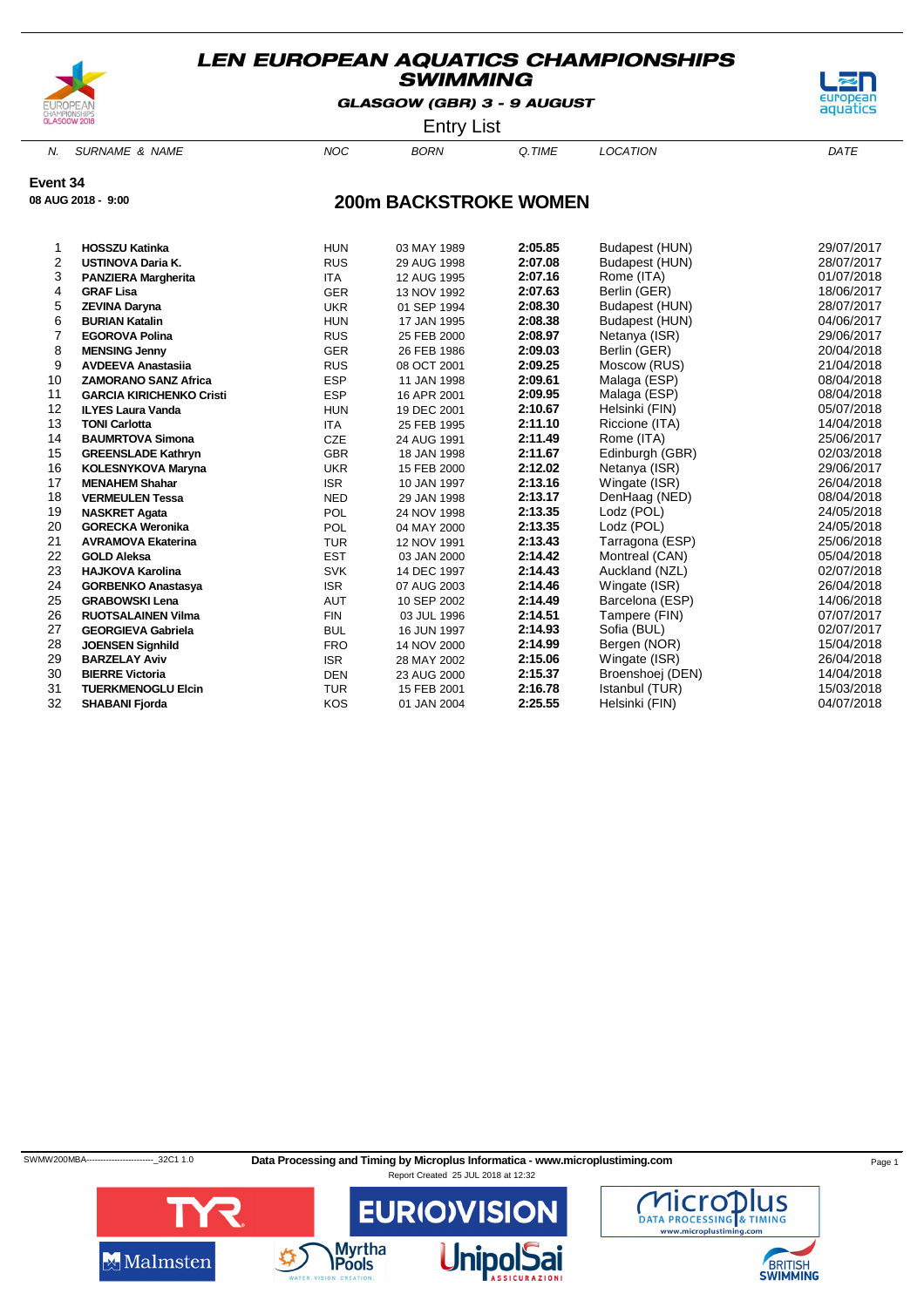# LEN EUROPEAN AQUATICS CHAMPIONSHIPS SWIMMING

**GLASGOW (GBR) 3 - 9 AUGUST**

Entry List

**Event 34**

**08 AUG 2018 - 9:00**

## 200m BACKSTROKE WOMEN

| N. | SURNAME & NAME | NOC | BORN | Q.TIME | LOCATION | DATE |
|---|---|---|---|---|---|---|
| 1 | **HOSSZU Katinka** | HUN | 03 MAY 1989 | **2:05.85** | Budapest (HUN) | 29/07/2017 |
| 2 | **USTINOVA Daria K.** | RUS | 29 AUG 1998 | **2:07.08** | Budapest (HUN) | 28/07/2017 |
| 3 | **PANZIERA Margherita** | ITA | 12 AUG 1995 | **2:07.16** | Rome (ITA) | 01/07/2018 |
| 4 | **GRAF Lisa** | GER | 13 NOV 1992 | **2:07.63** | Berlin (GER) | 18/06/2017 |
| 5 | **ZEVINA Daryna** | UKR | 01 SEP 1994 | **2:08.30** | Budapest (HUN) | 28/07/2017 |
| 6 | **BURIAN Katalin** | HUN | 17 JAN 1995 | **2:08.38** | Budapest (HUN) | 04/06/2017 |
| 7 | **EGOROVA Polina** | RUS | 25 FEB 2000 | **2:08.97** | Netanya (ISR) | 29/06/2017 |
| 8 | **MENSING Jenny** | GER | 26 FEB 1986 | **2:09.03** | Berlin (GER) | 20/04/2018 |
| 9 | **AVDEEVA Anastasiia** | RUS | 08 OCT 2001 | **2:09.25** | Moscow (RUS) | 21/04/2018 |
| 10 | **ZAMORANO SANZ Africa** | ESP | 11 JAN 1998 | **2:09.61** | Malaga (ESP) | 08/04/2018 |
| 11 | **GARCIA KIRICHENKO Cristi** | ESP | 16 APR 2001 | **2:09.95** | Malaga (ESP) | 08/04/2018 |
| 12 | **ILYES Laura Vanda** | HUN | 19 DEC 2001 | **2:10.67** | Helsinki (FIN) | 05/07/2018 |
| 13 | **TONI Carlotta** | ITA | 25 FEB 1995 | **2:11.10** | Riccione (ITA) | 14/04/2018 |
| 14 | **BAUMRTOVA Simona** | CZE | 24 AUG 1991 | **2:11.49** | Rome (ITA) | 25/06/2017 |
| 15 | **GREENSLADE Kathryn** | GBR | 18 JAN 1998 | **2:11.67** | Edinburgh (GBR) | 02/03/2018 |
| 16 | **KOLESNYKOVA Maryna** | UKR | 15 FEB 2000 | **2:12.02** | Netanya (ISR) | 29/06/2017 |
| 17 | **MENAHEM Shahar** | ISR | 10 JAN 1997 | **2:13.16** | Wingate (ISR) | 26/04/2018 |
| 18 | **VERMEULEN Tessa** | NED | 29 JAN 1998 | **2:13.17** | DenHaag (NED) | 08/04/2018 |
| 19 | **NASKRET Agata** | POL | 24 NOV 1998 | **2:13.35** | Lodz (POL) | 24/05/2018 |
| 20 | **GORECKA Weronika** | POL | 04 MAY 2000 | **2:13.35** | Lodz (POL) | 24/05/2018 |
| 21 | **AVRAMOVA Ekaterina** | TUR | 12 NOV 1991 | **2:13.43** | Tarragona (ESP) | 25/06/2018 |
| 22 | **GOLD Aleksa** | EST | 03 JAN 2000 | **2:14.42** | Montreal (CAN) | 05/04/2018 |
| 23 | **HAJKOVA Karolina** | SVK | 14 DEC 1997 | **2:14.43** | Auckland (NZL) | 02/07/2018 |
| 24 | **GORBENKO Anastasya** | ISR | 07 AUG 2003 | **2:14.46** | Wingate (ISR) | 26/04/2018 |
| 25 | **GRABOWSKI Lena** | AUT | 10 SEP 2002 | **2:14.49** | Barcelona (ESP) | 14/06/2018 |
| 26 | **RUOTSALAINEN Vilma** | FIN | 03 JUL 1996 | **2:14.51** | Tampere (FIN) | 07/07/2017 |
| 27 | **GEORGIEVA Gabriela** | BUL | 16 JUN 1997 | **2:14.93** | Sofia (BUL) | 02/07/2017 |
| 28 | **JOENSEN Signhild** | FRO | 14 NOV 2000 | **2:14.99** | Bergen (NOR) | 15/04/2018 |
| 29 | **BARZELAY Aviv** | ISR | 28 MAY 2002 | **2:15.06** | Wingate (ISR) | 26/04/2018 |
| 30 | **BIERRE Victoria** | DEN | 23 AUG 2000 | **2:15.37** | Broenshoej (DEN) | 14/04/2018 |
| 31 | **TUERKMENOGLU Elcin** | TUR | 15 FEB 2001 | **2:16.78** | Istanbul (TUR) | 15/03/2018 |
| 32 | **SHABANI Fjorda** | KOS | 01 JAN 2004 | **2:25.55** | Helsinki (FIN) | 04/07/2018 |

SWMW200MBA------------------------_32C1 1.0 **Data Processing and Timing by Microplus Informatica - www.microplustiming.com**

Report Created 25 JUL 2018 at 12:32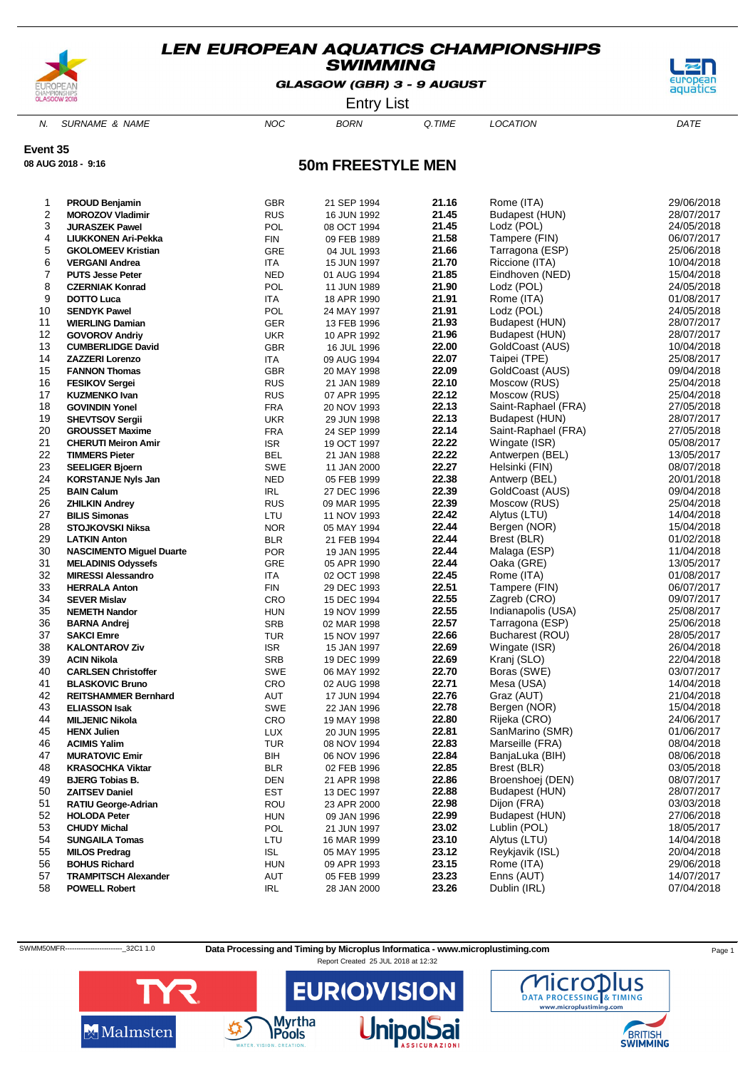# LEN EUROPEAN AQUATICS CHAMPIONSHIPS
## SWIMMING

**GLASGOW (GBR) 3 - 9 AUGUST**

Entry List

**Event 35**
**08 AUG 2018 - 9:16**

## 50m FREESTYLE MEN

| N. | SURNAME & NAME | NOC | BORN | Q.TIME | LOCATION | DATE |
|---|---|---|---|---|---|---|
| 1 | **PROUD Benjamin** | GBR | 21 SEP 1994 | **21.16** | Rome (ITA) | 29/06/2018 |
| 2 | **MOROZOV Vladimir** | RUS | 16 JUN 1992 | **21.45** | Budapest (HUN) | 28/07/2017 |
| 3 | **JURASZEK Pawel** | POL | 08 OCT 1994 | **21.45** | Lodz (POL) | 24/05/2018 |
| 4 | **LIUKKONEN Ari-Pekka** | FIN | 09 FEB 1989 | **21.58** | Tampere (FIN) | 06/07/2017 |
| 5 | **GKOLOMEEV Kristian** | GRE | 04 JUL 1993 | **21.66** | Tarragona (ESP) | 25/06/2018 |
| 6 | **VERGANI Andrea** | ITA | 15 JUN 1997 | **21.70** | Riccione (ITA) | 10/04/2018 |
| 7 | **PUTS Jesse Peter** | NED | 01 AUG 1994 | **21.85** | Eindhoven (NED) | 15/04/2018 |
| 8 | **CZERNIAK Konrad** | POL | 11 JUN 1989 | **21.90** | Lodz (POL) | 24/05/2018 |
| 9 | **DOTTO Luca** | ITA | 18 APR 1990 | **21.91** | Rome (ITA) | 01/08/2017 |
| 10 | **SENDYK Pawel** | POL | 24 MAY 1997 | **21.91** | Lodz (POL) | 24/05/2018 |
| 11 | **WIERLING Damian** | GER | 13 FEB 1996 | **21.93** | Budapest (HUN) | 28/07/2017 |
| 12 | **GOVOROV Andriy** | UKR | 10 APR 1992 | **21.96** | Budapest (HUN) | 28/07/2017 |
| 13 | **CUMBERLIDGE David** | GBR | 16 JUL 1996 | **22.00** | GoldCoast (AUS) | 10/04/2018 |
| 14 | **ZAZZERI Lorenzo** | ITA | 09 AUG 1994 | **22.07** | Taipei (TPE) | 25/08/2017 |
| 15 | **FANNON Thomas** | GBR | 20 MAY 1998 | **22.09** | GoldCoast (AUS) | 09/04/2018 |
| 16 | **FESIKOV Sergei** | RUS | 21 JAN 1989 | **22.10** | Moscow (RUS) | 25/04/2018 |
| 17 | **KUZMENKO Ivan** | RUS | 07 APR 1995 | **22.12** | Moscow (RUS) | 25/04/2018 |
| 18 | **GOVINDIN Yonel** | FRA | 20 NOV 1993 | **22.13** | Saint-Raphael (FRA) | 27/05/2018 |
| 19 | **SHEVTSOV Sergii** | UKR | 29 JUN 1998 | **22.13** | Budapest (HUN) | 28/07/2017 |
| 20 | **GROUSSET Maxime** | FRA | 24 SEP 1999 | **22.14** | Saint-Raphael (FRA) | 27/05/2018 |
| 21 | **CHERUTI Meiron Amir** | ISR | 19 OCT 1997 | **22.22** | Wingate (ISR) | 05/08/2017 |
| 22 | **TIMMERS Pieter** | BEL | 21 JAN 1988 | **22.22** | Antwerpen (BEL) | 13/05/2017 |
| 23 | **SEELIGER Bjoern** | SWE | 11 JAN 2000 | **22.27** | Helsinki (FIN) | 08/07/2018 |
| 24 | **KORSTANJE Nyls Jan** | NED | 05 FEB 1999 | **22.38** | Antwerp (BEL) | 20/01/2018 |
| 25 | **BAIN Calum** | IRL | 27 DEC 1996 | **22.39** | GoldCoast (AUS) | 09/04/2018 |
| 26 | **ZHILKIN Andrey** | RUS | 09 MAR 1995 | **22.39** | Moscow (RUS) | 25/04/2018 |
| 27 | **BILIS Simonas** | LTU | 11 NOV 1993 | **22.42** | Alytus (LTU) | 14/04/2018 |
| 28 | **STOJKOVSKI Niksa** | NOR | 05 MAY 1994 | **22.44** | Bergen (NOR) | 15/04/2018 |
| 29 | **LATKIN Anton** | BLR | 21 FEB 1994 | **22.44** | Brest (BLR) | 01/02/2018 |
| 30 | **NASCIMENTO Miguel Duarte** | POR | 19 JAN 1995 | **22.44** | Malaga (ESP) | 11/04/2018 |
| 31 | **MELADINIS Odyssefs** | GRE | 05 APR 1990 | **22.44** | Oaka (GRE) | 13/05/2017 |
| 32 | **MIRESSI Alessandro** | ITA | 02 OCT 1998 | **22.45** | Rome (ITA) | 01/08/2017 |
| 33 | **HERRALA Anton** | FIN | 29 DEC 1993 | **22.51** | Tampere (FIN) | 06/07/2017 |
| 34 | **SEVER Mislav** | CRO | 15 DEC 1994 | **22.55** | Zagreb (CRO) | 09/07/2017 |
| 35 | **NEMETH Nandor** | HUN | 19 NOV 1999 | **22.55** | Indianapolis (USA) | 25/08/2017 |
| 36 | **BARNA Andrej** | SRB | 02 MAR 1998 | **22.57** | Tarragona (ESP) | 25/06/2018 |
| 37 | **SAKCI Emre** | TUR | 15 NOV 1997 | **22.66** | Bucharest (ROU) | 28/05/2017 |
| 38 | **KALONTAROV Ziv** | ISR | 15 JAN 1997 | **22.69** | Wingate (ISR) | 26/04/2018 |
| 39 | **ACIN Nikola** | SRB | 19 DEC 1999 | **22.69** | Kranj (SLO) | 22/04/2018 |
| 40 | **CARLSEN Christoffer** | SWE | 06 MAY 1992 | **22.70** | Boras (SWE) | 03/07/2017 |
| 41 | **BLASKOVIC Bruno** | CRO | 02 AUG 1998 | **22.71** | Mesa (USA) | 14/04/2018 |
| 42 | **REITSHAMMER Bernhard** | AUT | 17 JUN 1994 | **22.76** | Graz (AUT) | 21/04/2018 |
| 43 | **ELIASSON Isak** | SWE | 22 JAN 1996 | **22.78** | Bergen (NOR) | 15/04/2018 |
| 44 | **MILJENIC Nikola** | CRO | 19 MAY 1998 | **22.80** | Rijeka (CRO) | 24/06/2017 |
| 45 | **HENX Julien** | LUX | 20 JUN 1995 | **22.81** | SanMarino (SMR) | 01/06/2017 |
| 46 | **ACIMIS Yalim** | TUR | 08 NOV 1994 | **22.83** | Marseille (FRA) | 08/04/2018 |
| 47 | **MURATOVIC Emir** | BIH | 06 NOV 1996 | **22.84** | BanjaLuka (BIH) | 08/06/2018 |
| 48 | **KRASOCHKA Viktar** | BLR | 02 FEB 1996 | **22.85** | Brest (BLR) | 03/05/2018 |
| 49 | **BJERG Tobias B.** | DEN | 21 APR 1998 | **22.86** | Broenshoej (DEN) | 08/07/2017 |
| 50 | **ZAITSEV Daniel** | EST | 13 DEC 1997 | **22.88** | Budapest (HUN) | 28/07/2017 |
| 51 | **RATIU George-Adrian** | ROU | 23 APR 2000 | **22.98** | Dijon (FRA) | 03/03/2018 |
| 52 | **HOLODA Peter** | HUN | 09 JAN 1996 | **22.99** | Budapest (HUN) | 27/06/2018 |
| 53 | **CHUDY Michal** | POL | 21 JUN 1997 | **23.02** | Lublin (POL) | 18/05/2017 |
| 54 | **SUNGAILA Tomas** | LTU | 16 MAR 1999 | **23.10** | Alytus (LTU) | 14/04/2018 |
| 55 | **MILOS Predrag** | ISL | 05 MAY 1995 | **23.12** | Reykjavik (ISL) | 20/04/2018 |
| 56 | **BOHUS Richard** | HUN | 09 APR 1993 | **23.15** | Rome (ITA) | 29/06/2018 |
| 57 | **TRAMPITSCH Alexander** | AUT | 05 FEB 1999 | **23.23** | Enns (AUT) | 14/07/2017 |
| 58 | **POWELL Robert** | IRL | 28 JAN 2000 | **23.26** | Dublin (IRL) | 07/04/2018 |

SWMM50MFR------------------------_32C1 1.0

**Data Processing and Timing by Microplus Informatica - www.microplustiming.com**

Report Created 25 JUL 2018 at 12:32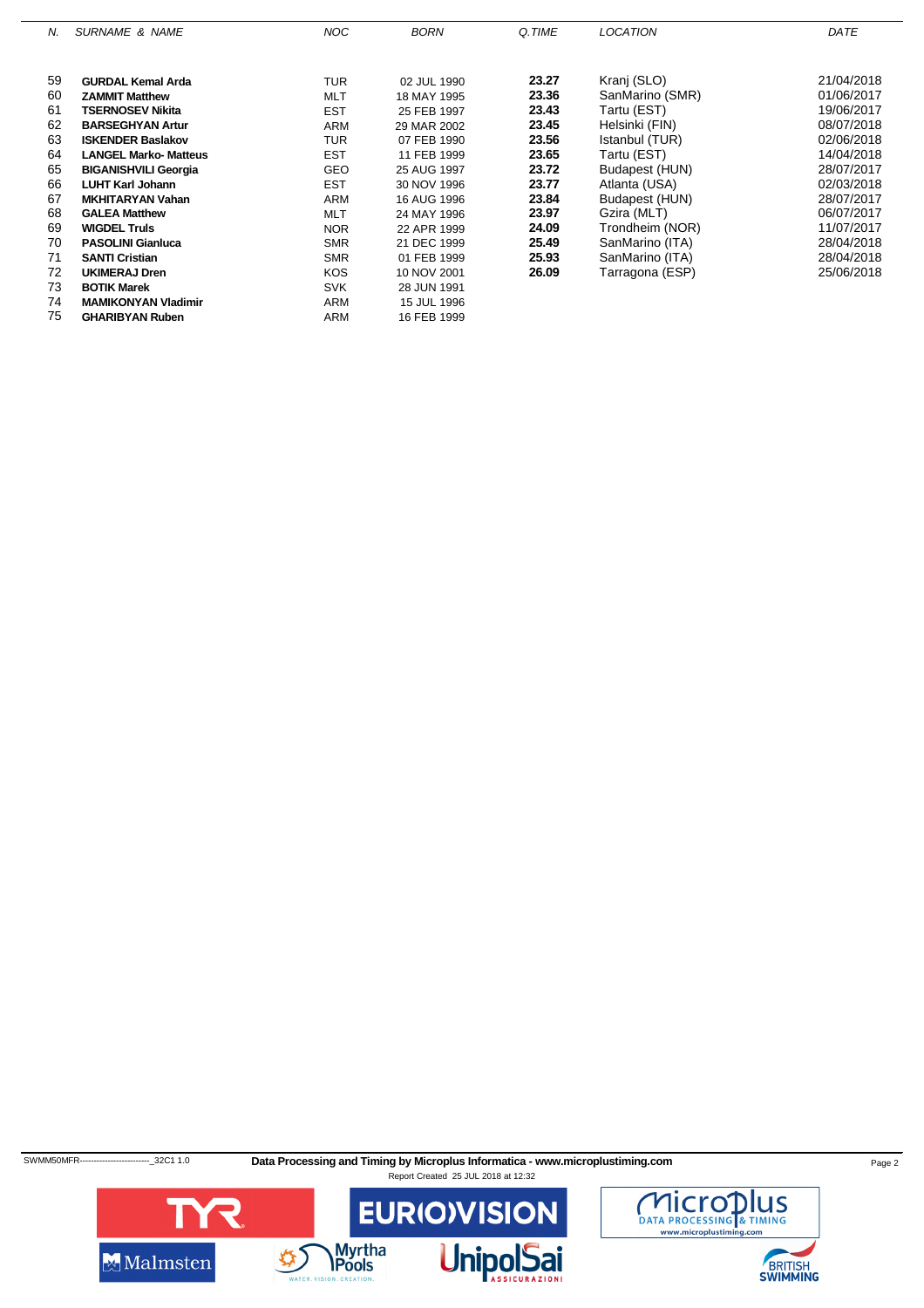| N. | SURNAME & NAME | NOC | BORN | Q.TIME | LOCATION | DATE |
|---|---|---|---|---|---|---|
| 59 | **GURDAL Kemal Arda** | TUR | 02 JUL 1990 | **23.27** | Kranj (SLO) | 21/04/2018 |
| 60 | **ZAMMIT Matthew** | MLT | 18 MAY 1995 | **23.36** | SanMarino (SMR) | 01/06/2017 |
| 61 | **TSERNOSEV Nikita** | EST | 25 FEB 1997 | **23.43** | Tartu (EST) | 19/06/2017 |
| 62 | **BARSEGHYAN Artur** | ARM | 29 MAR 2002 | **23.45** | Helsinki (FIN) | 08/07/2018 |
| 63 | **ISKENDER Baslakov** | TUR | 07 FEB 1990 | **23.56** | Istanbul (TUR) | 02/06/2018 |
| 64 | **LANGEL Marko- Matteus** | EST | 11 FEB 1999 | **23.65** | Tartu (EST) | 14/04/2018 |
| 65 | **BIGANISHVILI Georgia** | GEO | 25 AUG 1997 | **23.72** | Budapest (HUN) | 28/07/2017 |
| 66 | **LUHT Karl Johann** | EST | 30 NOV 1996 | **23.77** | Atlanta (USA) | 02/03/2018 |
| 67 | **MKHITARYAN Vahan** | ARM | 16 AUG 1996 | **23.84** | Budapest (HUN) | 28/07/2017 |
| 68 | **GALEA Matthew** | MLT | 24 MAY 1996 | **23.97** | Gzira (MLT) | 06/07/2017 |
| 69 | **WIGDEL Truls** | NOR | 22 APR 1999 | **24.09** | Trondheim (NOR) | 11/07/2017 |
| 70 | **PASOLINI Gianluca** | SMR | 21 DEC 1999 | **25.49** | SanMarino (ITA) | 28/04/2018 |
| 71 | **SANTI Cristian** | SMR | 01 FEB 1999 | **25.93** | SanMarino (ITA) | 28/04/2018 |
| 72 | **UKIMERAJ Dren** | KOS | 10 NOV 2001 | **26.09** | Tarragona (ESP) | 25/06/2018 |
| 73 | **BOTIK Marek** | SVK | 28 JUN 1991 | | | |
| 74 | **MAMIKONYAN Vladimir** | ARM | 15 JUL 1996 | | | |
| 75 | **GHARIBYAN Ruben** | ARM | 16 FEB 1999 | | | |

SWMM50MFR-------------------------_32C1 1.0 **Data Processing and Timing by Microplus Informatica - www.microplustiming.com**

Report Created 25 JUL 2018 at 12:32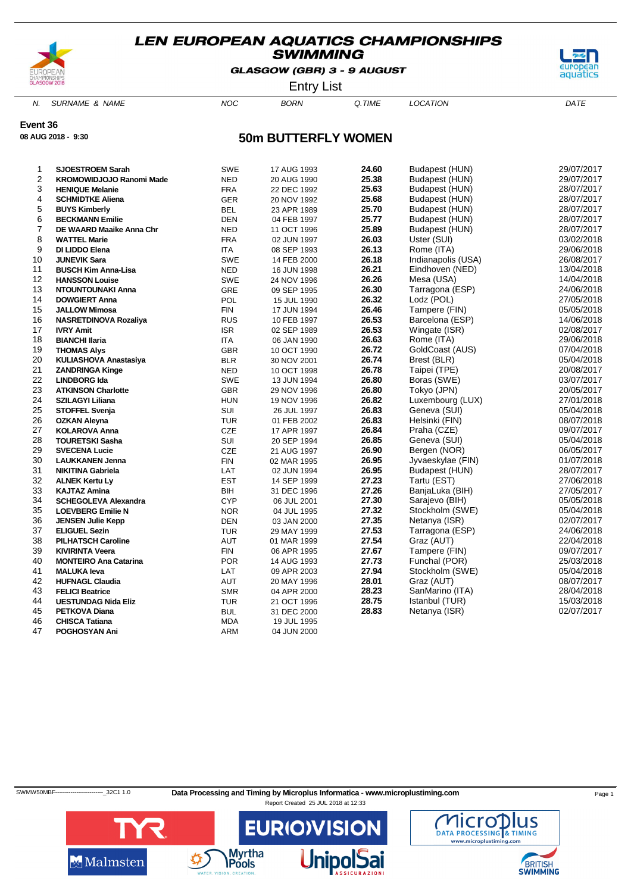# LEN EUROPEAN AQUATICS CHAMPIONSHIPS
## SWIMMING

**GLASGOW (GBR) 3 - 9 AUGUST**

Entry List

**Event 36**

**08 AUG 2018 - 9:30**

## 50m BUTTERFLY WOMEN

| N. | SURNAME & NAME | NOC | BORN | Q.TIME | LOCATION | DATE |
|---|---|---|---|---|---|---|
| 1 | **SJOESTROEM Sarah** | SWE | 17 AUG 1993 | **24.60** | Budapest (HUN) | 29/07/2017 |
| 2 | **KROMOWIDJOJO Ranomi Made** | NED | 20 AUG 1990 | **25.38** | Budapest (HUN) | 29/07/2017 |
| 3 | **HENIQUE Melanie** | FRA | 22 DEC 1992 | **25.63** | Budapest (HUN) | 28/07/2017 |
| 4 | **SCHMIDTKE Aliena** | GER | 20 NOV 1992 | **25.68** | Budapest (HUN) | 28/07/2017 |
| 5 | **BUYS Kimberly** | BEL | 23 APR 1989 | **25.70** | Budapest (HUN) | 28/07/2017 |
| 6 | **BECKMANN Emilie** | DEN | 04 FEB 1997 | **25.77** | Budapest (HUN) | 28/07/2017 |
| 7 | **DE WAARD Maaike Anna Chr** | NED | 11 OCT 1996 | **25.89** | Budapest (HUN) | 28/07/2017 |
| 8 | **WATTEL Marie** | FRA | 02 JUN 1997 | **26.03** | Uster (SUI) | 03/02/2018 |
| 9 | **DI LIDDO Elena** | ITA | 08 SEP 1993 | **26.13** | Rome (ITA) | 29/06/2018 |
| 10 | **JUNEVIK Sara** | SWE | 14 FEB 2000 | **26.18** | Indianapolis (USA) | 26/08/2017 |
| 11 | **BUSCH Kim Anna-Lisa** | NED | 16 JUN 1998 | **26.21** | Eindhoven (NED) | 13/04/2018 |
| 12 | **HANSSON Louise** | SWE | 24 NOV 1996 | **26.26** | Mesa (USA) | 14/04/2018 |
| 13 | **NTOUNTOUNAKI Anna** | GRE | 09 SEP 1995 | **26.30** | Tarragona (ESP) | 24/06/2018 |
| 14 | **DOWGIERT Anna** | POL | 15 JUL 1990 | **26.32** | Lodz (POL) | 27/05/2018 |
| 15 | **JALLOW Mimosa** | FIN | 17 JUN 1994 | **26.46** | Tampere (FIN) | 05/05/2018 |
| 16 | **NASRETDINOVA Rozaliya** | RUS | 10 FEB 1997 | **26.53** | Barcelona (ESP) | 14/06/2018 |
| 17 | **IVRY Amit** | ISR | 02 SEP 1989 | **26.53** | Wingate (ISR) | 02/08/2017 |
| 18 | **BIANCHI Ilaria** | ITA | 06 JAN 1990 | **26.63** | Rome (ITA) | 29/06/2018 |
| 19 | **THOMAS Alys** | GBR | 10 OCT 1990 | **26.72** | GoldCoast (AUS) | 07/04/2018 |
| 20 | **KULIASHOVA Anastasiya** | BLR | 30 NOV 2001 | **26.74** | Brest (BLR) | 05/04/2018 |
| 21 | **ZANDRINGA Kinge** | NED | 10 OCT 1998 | **26.78** | Taipei (TPE) | 20/08/2017 |
| 22 | **LINDBORG Ida** | SWE | 13 JUN 1994 | **26.80** | Boras (SWE) | 03/07/2017 |
| 23 | **ATKINSON Charlotte** | GBR | 29 NOV 1996 | **26.80** | Tokyo (JPN) | 20/05/2017 |
| 24 | **SZILAGYI Liliana** | HUN | 19 NOV 1996 | **26.82** | Luxembourg (LUX) | 27/01/2018 |
| 25 | **STOFFEL Svenja** | SUI | 26 JUL 1997 | **26.83** | Geneva (SUI) | 05/04/2018 |
| 26 | **OZKAN Aleyna** | TUR | 01 FEB 2002 | **26.83** | Helsinki (FIN) | 08/07/2018 |
| 27 | **KOLAROVA Anna** | CZE | 17 APR 1997 | **26.84** | Praha (CZE) | 09/07/2017 |
| 28 | **TOURETSKI Sasha** | SUI | 20 SEP 1994 | **26.85** | Geneva (SUI) | 05/04/2018 |
| 29 | **SVECENA Lucie** | CZE | 21 AUG 1997 | **26.90** | Bergen (NOR) | 06/05/2017 |
| 30 | **LAUKKANEN Jenna** | FIN | 02 MAR 1995 | **26.95** | Jyvaeskylae (FIN) | 01/07/2018 |
| 31 | **NIKITINA Gabriela** | LAT | 02 JUN 1994 | **26.95** | Budapest (HUN) | 28/07/2017 |
| 32 | **ALNEK Kertu Ly** | EST | 14 SEP 1999 | **27.23** | Tartu (EST) | 27/06/2018 |
| 33 | **KAJTAZ Amina** | BIH | 31 DEC 1996 | **27.26** | BanjaLuka (BIH) | 27/05/2017 |
| 34 | **SCHEGOLEVA Alexandra** | CYP | 06 JUL 2001 | **27.30** | Sarajevo (BIH) | 05/05/2018 |
| 35 | **LOEVBERG Emilie N** | NOR | 04 JUL 1995 | **27.32** | Stockholm (SWE) | 05/04/2018 |
| 36 | **JENSEN Julie Kepp** | DEN | 03 JAN 2000 | **27.35** | Netanya (ISR) | 02/07/2017 |
| 37 | **ELIGUEL Sezin** | TUR | 29 MAY 1999 | **27.53** | Tarragona (ESP) | 24/06/2018 |
| 38 | **PILHATSCH Caroline** | AUT | 01 MAR 1999 | **27.54** | Graz (AUT) | 22/04/2018 |
| 39 | **KIVIRINTA Veera** | FIN | 06 APR 1995 | **27.67** | Tampere (FIN) | 09/07/2017 |
| 40 | **MONTEIRO Ana Catarina** | POR | 14 AUG 1993 | **27.73** | Funchal (POR) | 25/03/2018 |
| 41 | **MALUKA Ieva** | LAT | 09 APR 2003 | **27.94** | Stockholm (SWE) | 05/04/2018 |
| 42 | **HUFNAGL Claudia** | AUT | 20 MAY 1996 | **28.01** | Graz (AUT) | 08/07/2017 |
| 43 | **FELICI Beatrice** | SMR | 04 APR 2000 | **28.23** | SanMarino (ITA) | 28/04/2018 |
| 44 | **UESTUNDAG Nida Eliz** | TUR | 21 OCT 1996 | **28.75** | Istanbul (TUR) | 15/03/2018 |
| 45 | **PETKOVA Diana** | BUL | 31 DEC 2000 | **28.83** | Netanya (ISR) | 02/07/2017 |
| 46 | **CHISCA Tatiana** | MDA | 19 JUL 1995 | | | |
| 47 | **POGHOSYAN Ani** | ARM | 04 JUN 2000 | | | |

SWMW50MBF------------------------_32C1 1.0 **Data Processing and Timing by Microplus Informatica - www.microplustiming.com**

Report Created 25 JUL 2018 at 12:33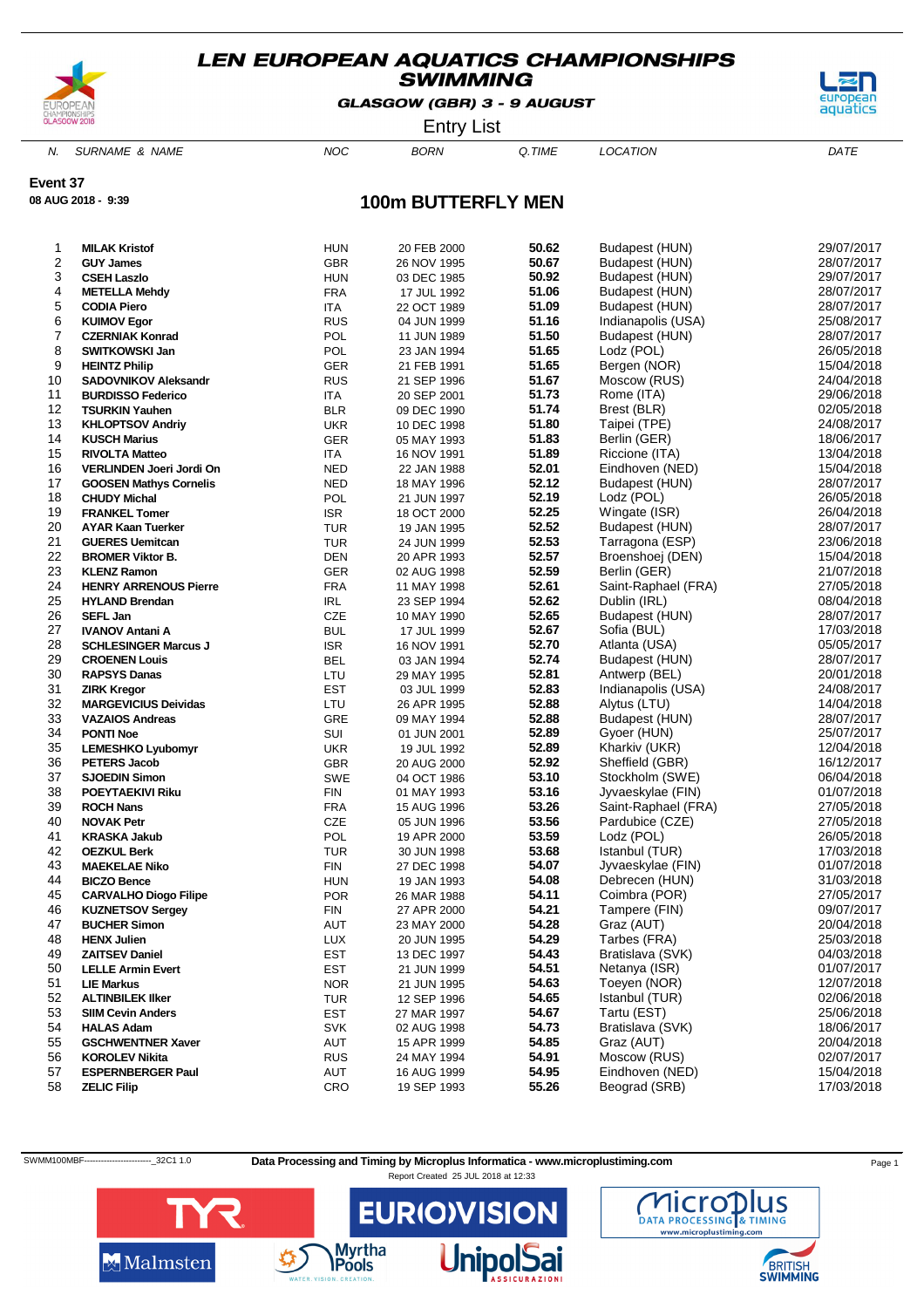# LEN EUROPEAN AQUATICS CHAMPIONSHIPS
## SWIMMING

GLASGOW (GBR) 3 - 9 AUGUST

Entry List

**Event 37**

**08 AUG 2018 - 9:39**

## 100m BUTTERFLY MEN

| N. | SURNAME & NAME | NOC | BORN | Q.TIME | LOCATION | DATE |
|---|---|---|---|---|---|---|
| 1 | **MILAK Kristof** | HUN | 20 FEB 2000 | **50.62** | Budapest (HUN) | 29/07/2017 |
| 2 | **GUY James** | GBR | 26 NOV 1995 | **50.67** | Budapest (HUN) | 28/07/2017 |
| 3 | **CSEH Laszlo** | HUN | 03 DEC 1985 | **50.92** | Budapest (HUN) | 29/07/2017 |
| 4 | **METELLA Mehdy** | FRA | 17 JUL 1992 | **51.06** | Budapest (HUN) | 28/07/2017 |
| 5 | **CODIA Piero** | ITA | 22 OCT 1989 | **51.09** | Budapest (HUN) | 28/07/2017 |
| 6 | **KUIMOV Egor** | RUS | 04 JUN 1999 | **51.16** | Indianapolis (USA) | 25/08/2017 |
| 7 | **CZERNIAK Konrad** | POL | 11 JUN 1989 | **51.50** | Budapest (HUN) | 28/07/2017 |
| 8 | **SWITKOWSKI Jan** | POL | 23 JAN 1994 | **51.65** | Lodz (POL) | 26/05/2018 |
| 9 | **HEINTZ Philip** | GER | 21 FEB 1991 | **51.65** | Bergen (NOR) | 15/04/2018 |
| 10 | **SADOVNIKOV Aleksandr** | RUS | 21 SEP 1996 | **51.67** | Moscow (RUS) | 24/04/2018 |
| 11 | **BURDISSO Federico** | ITA | 20 SEP 2001 | **51.73** | Rome (ITA) | 29/06/2018 |
| 12 | **TSURKIN Yauhen** | BLR | 09 DEC 1990 | **51.74** | Brest (BLR) | 02/05/2018 |
| 13 | **KHLOPTSOV Andriy** | UKR | 10 DEC 1998 | **51.80** | Taipei (TPE) | 24/08/2017 |
| 14 | **KUSCH Marius** | GER | 05 MAY 1993 | **51.83** | Berlin (GER) | 18/06/2017 |
| 15 | **RIVOLTA Matteo** | ITA | 16 NOV 1991 | **51.89** | Riccione (ITA) | 13/04/2018 |
| 16 | **VERLINDEN Joeri Jordi On** | NED | 22 JAN 1988 | **52.01** | Eindhoven (NED) | 15/04/2018 |
| 17 | **GOOSEN Mathys Cornelis** | NED | 18 MAY 1996 | **52.12** | Budapest (HUN) | 28/07/2017 |
| 18 | **CHUDY Michal** | POL | 21 JUN 1997 | **52.19** | Lodz (POL) | 26/05/2018 |
| 19 | **FRANKEL Tomer** | ISR | 18 OCT 2000 | **52.25** | Wingate (ISR) | 26/04/2018 |
| 20 | **AYAR Kaan Tuerker** | TUR | 19 JAN 1995 | **52.52** | Budapest (HUN) | 28/07/2017 |
| 21 | **GUERES Uemitcan** | TUR | 24 JUN 1999 | **52.53** | Tarragona (ESP) | 23/06/2018 |
| 22 | **BROMER Viktor B.** | DEN | 20 APR 1993 | **52.57** | Broenshoej (DEN) | 15/04/2018 |
| 23 | **KLENZ Ramon** | GER | 02 AUG 1998 | **52.59** | Berlin (GER) | 21/07/2017 |
| 24 | **HENRY ARRENOUS Pierre** | FRA | 11 MAY 1998 | **52.61** | Saint-Raphael (FRA) | 27/05/2018 |
| 25 | **HYLAND Brendan** | IRL | 23 SEP 1994 | **52.62** | Dublin (IRL) | 08/04/2018 |
| 26 | **SEFL Jan** | CZE | 10 MAY 1990 | **52.65** | Budapest (HUN) | 28/07/2017 |
| 27 | **IVANOV Antani A** | BUL | 17 JUL 1999 | **52.67** | Sofia (BUL) | 17/03/2018 |
| 28 | **SCHLESINGER Marcus J** | ISR | 16 NOV 1991 | **52.70** | Atlanta (USA) | 05/05/2017 |
| 29 | **CROENEN Louis** | BEL | 03 JAN 1994 | **52.74** | Budapest (HUN) | 28/07/2017 |
| 30 | **RAPSYS Danas** | LTU | 29 MAY 1995 | **52.81** | Antwerp (BEL) | 20/01/2018 |
| 31 | **ZIRK Kregor** | EST | 03 JUL 1999 | **52.83** | Indianapolis (USA) | 24/08/2017 |
| 32 | **MARGEVICIUS Deividas** | LTU | 26 APR 1995 | **52.88** | Alytus (LTU) | 14/04/2018 |
| 33 | **VAZAIOS Andreas** | GRE | 09 MAY 1994 | **52.88** | Budapest (HUN) | 28/07/2017 |
| 34 | **PONTI Noe** | SUI | 01 JUN 2001 | **52.89** | Gyoer (HUN) | 25/07/2017 |
| 35 | **LEMESHKO Lyubomyr** | UKR | 19 JUL 1992 | **52.89** | Kharkiv (UKR) | 12/04/2018 |
| 36 | **PETERS Jacob** | GBR | 20 AUG 2000 | **52.92** | Sheffield (GBR) | 16/12/2017 |
| 37 | **SJOEDIN Simon** | SWE | 04 OCT 1986 | **53.10** | Stockholm (SWE) | 06/04/2018 |
| 38 | **POEYTAEKIVI Riku** | FIN | 01 MAY 1993 | **53.16** | Jyvaeskylae (FIN) | 01/07/2018 |
| 39 | **ROCH Nans** | FRA | 15 AUG 1996 | **53.26** | Saint-Raphael (FRA) | 27/05/2018 |
| 40 | **NOVAK Petr** | CZE | 05 JUN 1996 | **53.56** | Pardubice (CZE) | 27/05/2018 |
| 41 | **KRASKA Jakub** | POL | 19 APR 2000 | **53.59** | Lodz (POL) | 26/05/2018 |
| 42 | **OEZKUL Berk** | TUR | 30 JUN 1998 | **53.68** | Istanbul (TUR) | 17/03/2018 |
| 43 | **MAEKELAE Niko** | FIN | 27 DEC 1998 | **54.07** | Jyvaeskylae (FIN) | 01/07/2018 |
| 44 | **BICZO Bence** | HUN | 19 JAN 1993 | **54.08** | Debrecen (HUN) | 31/03/2018 |
| 45 | **CARVALHO Diogo Filipe** | POR | 26 MAR 1988 | **54.11** | Coimbra (POR) | 27/05/2017 |
| 46 | **KUZNETSOV Sergey** | FIN | 27 APR 2000 | **54.21** | Tampere (FIN) | 09/07/2017 |
| 47 | **BUCHER Simon** | AUT | 23 MAY 2000 | **54.28** | Graz (AUT) | 20/04/2018 |
| 48 | **HENX Julien** | LUX | 20 JUN 1995 | **54.29** | Tarbes (FRA) | 25/03/2018 |
| 49 | **ZAITSEV Daniel** | EST | 13 DEC 1997 | **54.43** | Bratislava (SVK) | 04/03/2018 |
| 50 | **LELLE Armin Evert** | EST | 21 JUN 1999 | **54.51** | Netanya (ISR) | 01/07/2017 |
| 51 | **LIE Markus** | NOR | 21 JUN 1995 | **54.63** | Toeyen (NOR) | 12/07/2018 |
| 52 | **ALTINBILEK Ilker** | TUR | 12 SEP 1996 | **54.65** | Istanbul (TUR) | 02/06/2018 |
| 53 | **SIIM Cevin Anders** | EST | 27 MAR 1997 | **54.67** | Tartu (EST) | 25/06/2018 |
| 54 | **HALAS Adam** | SVK | 02 AUG 1998 | **54.73** | Bratislava (SVK) | 18/06/2017 |
| 55 | **GSCHWENTNER Xaver** | AUT | 15 APR 1999 | **54.85** | Graz (AUT) | 20/04/2018 |
| 56 | **KOROLEV Nikita** | RUS | 24 MAY 1994 | **54.91** | Moscow (RUS) | 02/07/2017 |
| 57 | **ESPERNBERGER Paul** | AUT | 16 AUG 1999 | **54.95** | Eindhoven (NED) | 15/04/2018 |
| 58 | **ZELIC Filip** | CRO | 19 SEP 1993 | **55.26** | Beograd (SRB) | 17/03/2018 |

SWMM100MBF------------------------_32C1 1.0

**Data Processing and Timing by Microplus Informatica - www.microplustiming.com**

Report Created 25 JUL 2018 at 12:33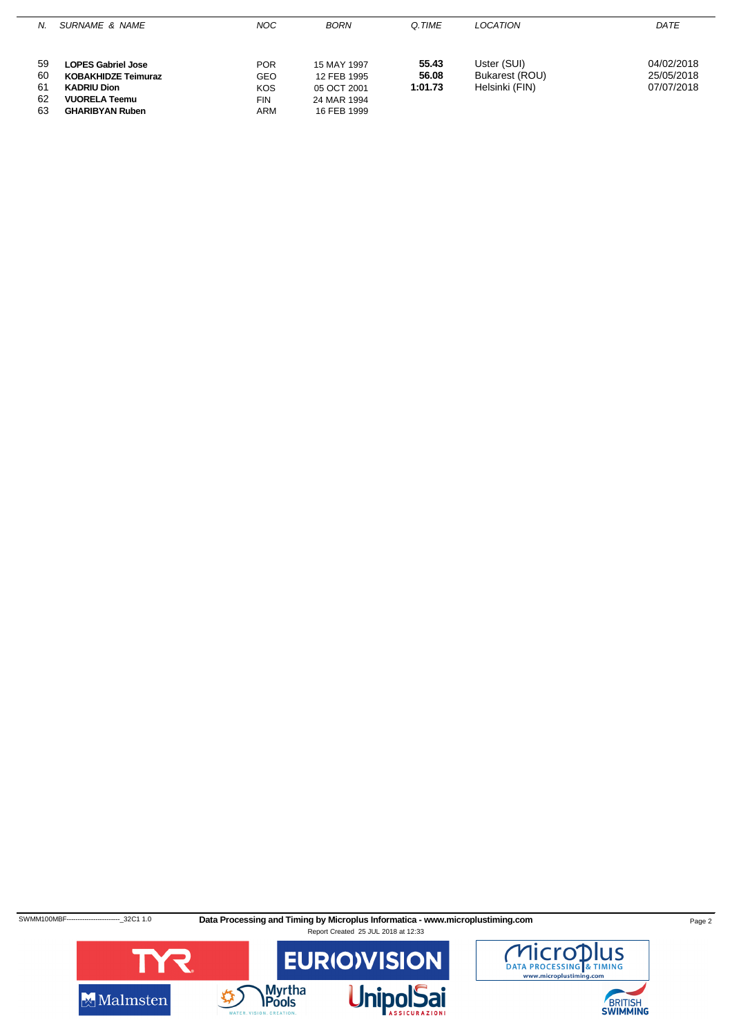| N. | SURNAME & NAME | NOC | BORN | Q.TIME | LOCATION | DATE |
|---|---|---|---|---|---|---|
| 59 | **LOPES Gabriel Jose** | POR | 15 MAY 1997 | **55.43** | Uster (SUI) | 04/02/2018 |
| 60 | **KOBAKHIDZE Teimuraz** | GEO | 12 FEB 1995 | **56.08** | Bukarest (ROU) | 25/05/2018 |
| 61 | **KADRIU Dion** | KOS | 05 OCT 2001 | **1:01.73** | Helsinki (FIN) | 07/07/2018 |
| 62 | **VUORELA Teemu** | FIN | 24 MAR 1994 | | | |
| 63 | **GHARIBYAN Ruben** | ARM | 16 FEB 1999 | | | |

SWMM100MBF------------------------_32C1 1.0 **Data Processing and Timing by Microplus Informatica - www.microplustiming.com**

Report Created 25 JUL 2018 at 12:33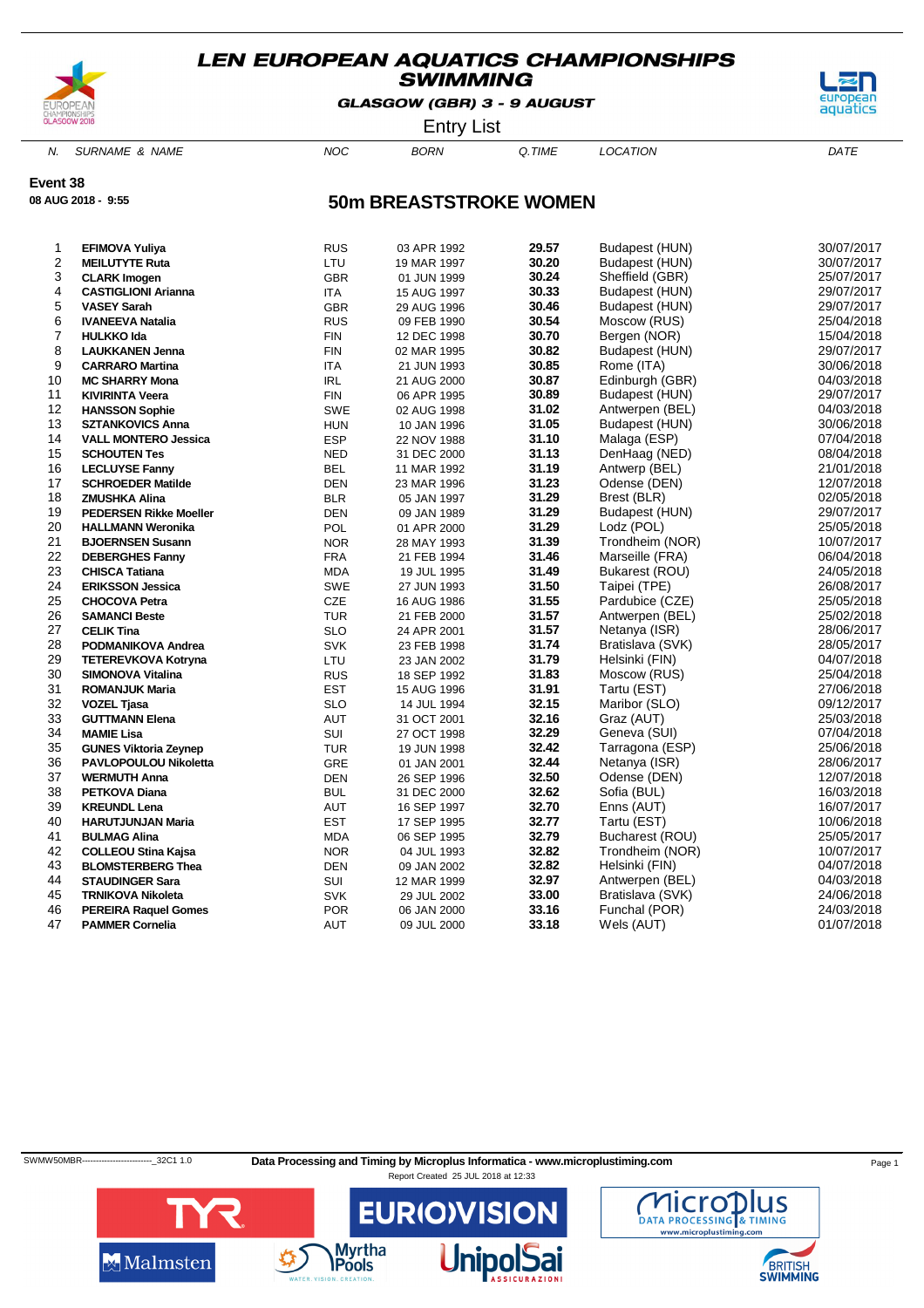# LEN EUROPEAN AQUATICS CHAMPIONSHIPS
## SWIMMING

**GLASGOW (GBR) 3 - 9 AUGUST**

Entry List

**Event 38**

**08 AUG 2018 - 9:55**

## 50m BREASTSTROKE WOMEN

| N. | SURNAME & NAME | NOC | BORN | Q.TIME | LOCATION | DATE |
|---|---|---|---|---|---|---|
| 1 | **EFIMOVA Yuliya** | RUS | 03 APR 1992 | **29.57** | Budapest (HUN) | 30/07/2017 |
| 2 | **MEILUTYTE Ruta** | LTU | 19 MAR 1997 | **30.20** | Budapest (HUN) | 30/07/2017 |
| 3 | **CLARK Imogen** | GBR | 01 JUN 1999 | **30.24** | Sheffield (GBR) | 25/07/2017 |
| 4 | **CASTIGLIONI Arianna** | ITA | 15 AUG 1997 | **30.33** | Budapest (HUN) | 29/07/2017 |
| 5 | **VASEY Sarah** | GBR | 29 AUG 1996 | **30.46** | Budapest (HUN) | 29/07/2017 |
| 6 | **IVANEEVA Natalia** | RUS | 09 FEB 1990 | **30.54** | Moscow (RUS) | 25/04/2018 |
| 7 | **HULKKO Ida** | FIN | 12 DEC 1998 | **30.70** | Bergen (NOR) | 15/04/2018 |
| 8 | **LAUKKANEN Jenna** | FIN | 02 MAR 1995 | **30.82** | Budapest (HUN) | 29/07/2017 |
| 9 | **CARRARO Martina** | ITA | 21 JUN 1993 | **30.85** | Rome (ITA) | 30/06/2018 |
| 10 | **MC SHARRY Mona** | IRL | 21 AUG 2000 | **30.87** | Edinburgh (GBR) | 04/03/2018 |
| 11 | **KIVIRINTA Veera** | FIN | 06 APR 1995 | **30.89** | Budapest (HUN) | 29/07/2017 |
| 12 | **HANSSON Sophie** | SWE | 02 AUG 1998 | **31.02** | Antwerpen (BEL) | 04/03/2018 |
| 13 | **SZTANKOVICS Anna** | HUN | 10 JAN 1996 | **31.05** | Budapest (HUN) | 30/06/2018 |
| 14 | **VALL MONTERO Jessica** | ESP | 22 NOV 1988 | **31.10** | Malaga (ESP) | 07/04/2018 |
| 15 | **SCHOUTEN Tes** | NED | 31 DEC 2000 | **31.13** | DenHaag (NED) | 08/04/2018 |
| 16 | **LECLUYSE Fanny** | BEL | 11 MAR 1992 | **31.19** | Antwerp (BEL) | 21/01/2018 |
| 17 | **SCHROEDER Matilde** | DEN | 23 MAR 1996 | **31.23** | Odense (DEN) | 12/07/2018 |
| 18 | **ZMUSHKA Alina** | BLR | 05 JAN 1997 | **31.29** | Brest (BLR) | 02/05/2018 |
| 19 | **PEDERSEN Rikke Moeller** | DEN | 09 JAN 1989 | **31.29** | Budapest (HUN) | 29/07/2017 |
| 20 | **HALLMANN Weronika** | POL | 01 APR 2000 | **31.29** | Lodz (POL) | 25/05/2018 |
| 21 | **BJOERNSEN Susann** | NOR | 28 MAY 1993 | **31.39** | Trondheim (NOR) | 10/07/2017 |
| 22 | **DEBERGHES Fanny** | FRA | 21 FEB 1994 | **31.46** | Marseille (FRA) | 06/04/2018 |
| 23 | **CHISCA Tatiana** | MDA | 19 JUL 1995 | **31.49** | Bukarest (ROU) | 24/05/2018 |
| 24 | **ERIKSSON Jessica** | SWE | 27 JUN 1993 | **31.50** | Taipei (TPE) | 26/08/2017 |
| 25 | **CHOCOVA Petra** | CZE | 16 AUG 1986 | **31.55** | Pardubice (CZE) | 25/05/2018 |
| 26 | **SAMANCI Beste** | TUR | 21 FEB 2000 | **31.57** | Antwerpen (BEL) | 25/02/2018 |
| 27 | **CELIK Tina** | SLO | 24 APR 2001 | **31.57** | Netanya (ISR) | 28/06/2017 |
| 28 | **PODMANIKOVA Andrea** | SVK | 23 FEB 1998 | **31.74** | Bratislava (SVK) | 28/05/2017 |
| 29 | **TETEREVKOVA Kotryna** | LTU | 23 JAN 2002 | **31.79** | Helsinki (FIN) | 04/07/2018 |
| 30 | **SIMONOVA Vitalina** | RUS | 18 SEP 1992 | **31.83** | Moscow (RUS) | 25/04/2018 |
| 31 | **ROMANJUK Maria** | EST | 15 AUG 1996 | **31.91** | Tartu (EST) | 27/06/2018 |
| 32 | **VOZEL Tjasa** | SLO | 14 JUL 1994 | **32.15** | Maribor (SLO) | 09/12/2017 |
| 33 | **GUTTMANN Elena** | AUT | 31 OCT 2001 | **32.16** | Graz (AUT) | 25/03/2018 |
| 34 | **MAMIE Lisa** | SUI | 27 OCT 1998 | **32.29** | Geneva (SUI) | 07/04/2018 |
| 35 | **GUNES Viktoria Zeynep** | TUR | 19 JUN 1998 | **32.42** | Tarragona (ESP) | 25/06/2018 |
| 36 | **PAVLOPOULOU Nikoletta** | GRE | 01 JAN 2001 | **32.44** | Netanya (ISR) | 28/06/2017 |
| 37 | **WERMUTH Anna** | DEN | 26 SEP 1996 | **32.50** | Odense (DEN) | 12/07/2018 |
| 38 | **PETKOVA Diana** | BUL | 31 DEC 2000 | **32.62** | Sofia (BUL) | 16/03/2018 |
| 39 | **KREUNDL Lena** | AUT | 16 SEP 1997 | **32.70** | Enns (AUT) | 16/07/2017 |
| 40 | **HARUTJUNJAN Maria** | EST | 17 SEP 1995 | **32.77** | Tartu (EST) | 10/06/2018 |
| 41 | **BULMAG Alina** | MDA | 06 SEP 1995 | **32.79** | Bucharest (ROU) | 25/05/2017 |
| 42 | **COLLEOU Stina Kajsa** | NOR | 04 JUL 1993 | **32.82** | Trondheim (NOR) | 10/07/2017 |
| 43 | **BLOMSTERBERG Thea** | DEN | 09 JAN 2002 | **32.82** | Helsinki (FIN) | 04/07/2018 |
| 44 | **STAUDINGER Sara** | SUI | 12 MAR 1999 | **32.97** | Antwerpen (BEL) | 04/03/2018 |
| 45 | **TRNIKOVA Nikoleta** | SVK | 29 JUL 2002 | **33.00** | Bratislava (SVK) | 24/06/2018 |
| 46 | **PEREIRA Raquel Gomes** | POR | 06 JAN 2000 | **33.16** | Funchal (POR) | 24/03/2018 |
| 47 | **PAMMER Cornelia** | AUT | 09 JUL 2000 | **33.18** | Wels (AUT) | 01/07/2018 |

SWMW50MBR------------------------_32C1 1.0

**Data Processing and Timing by Microplus Informatica - www.microplustiming.com**

Report Created 25 JUL 2018 at 12:33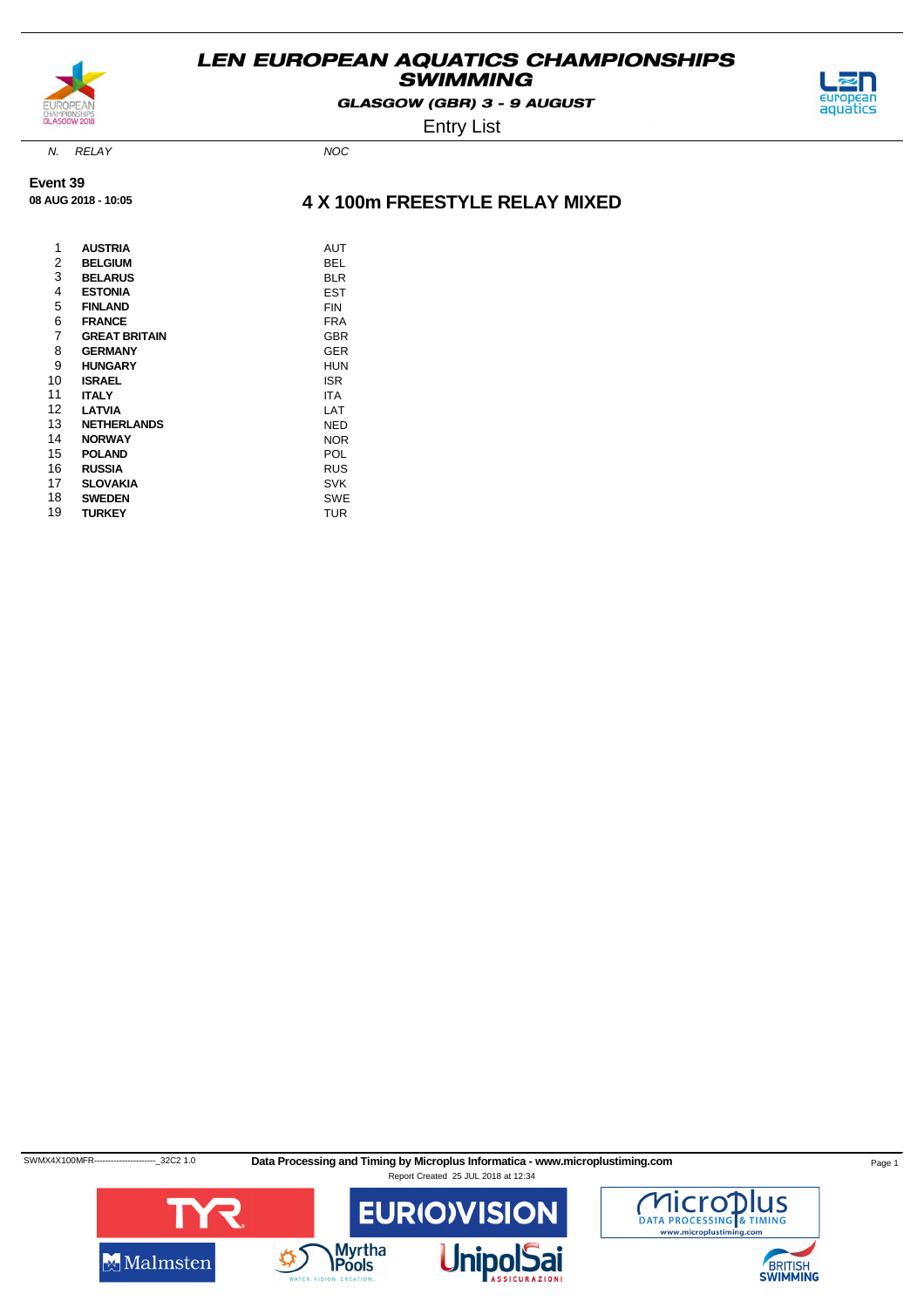# LEN EUROPEAN AQUATICS CHAMPIONSHIPS SWIMMING

**GLASGOW (GBR) 3 - 9 AUGUST**

Entry List

**Event 39**

**08 AUG 2018 - 10:05**

## 4 X 100m FREESTYLE RELAY MIXED

| N. | RELAY | NOC |
|---|---|---|
| 1 | **AUSTRIA** | AUT |
| 2 | **BELGIUM** | BEL |
| 3 | **BELARUS** | BLR |
| 4 | **ESTONIA** | EST |
| 5 | **FINLAND** | FIN |
| 6 | **FRANCE** | FRA |
| 7 | **GREAT BRITAIN** | GBR |
| 8 | **GERMANY** | GER |
| 9 | **HUNGARY** | HUN |
| 10 | **ISRAEL** | ISR |
| 11 | **ITALY** | ITA |
| 12 | **LATVIA** | LAT |
| 13 | **NETHERLANDS** | NED |
| 14 | **NORWAY** | NOR |
| 15 | **POLAND** | POL |
| 16 | **RUSSIA** | RUS |
| 17 | **SLOVAKIA** | SVK |
| 18 | **SWEDEN** | SWE |
| 19 | **TURKEY** | TUR |

SWMX4X100MFR-----------------------_32C2 1.0

**Data Processing and Timing by Microplus Informatica - www.microplustiming.com**

Report Created 25 JUL 2018 at 12:34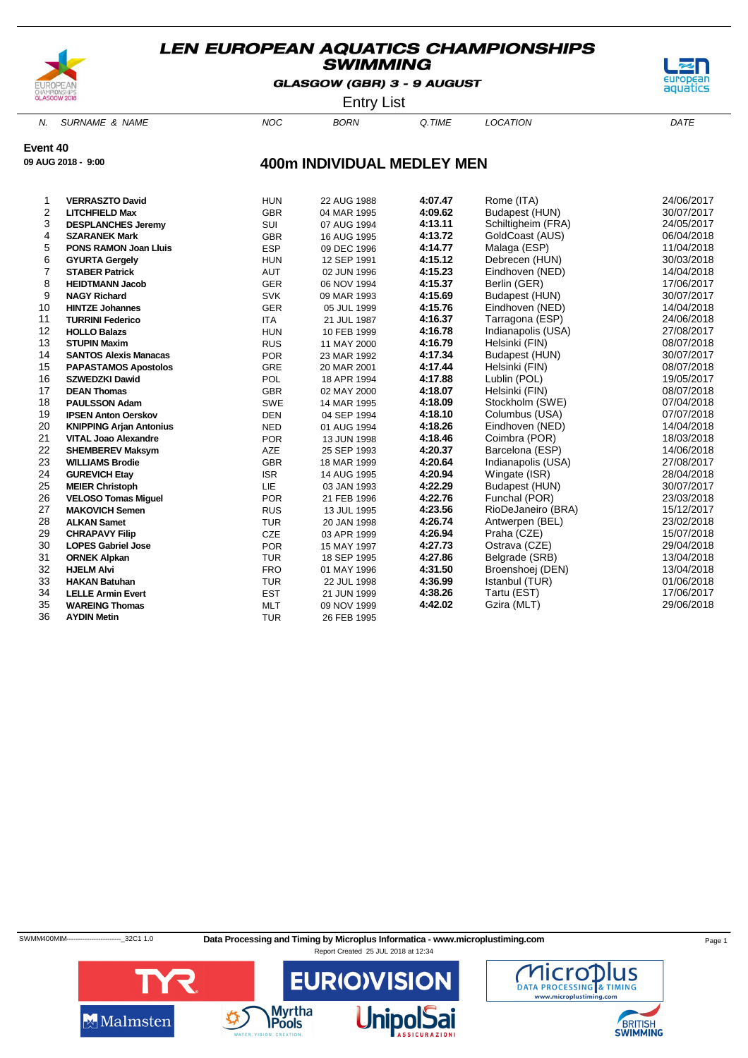# LEN EUROPEAN AQUATICS CHAMPIONSHIPS SWIMMING

**GLASGOW (GBR) 3 - 9 AUGUST**

Entry List

**Event 40**
**09 AUG 2018 - 9:00**

## 400m INDIVIDUAL MEDLEY MEN

| N. | SURNAME & NAME | NOC | BORN | Q.TIME | LOCATION | DATE |
|---|---|---|---|---|---|---|
| 1 | **VERRASZTO David** | HUN | 22 AUG 1988 | **4:07.47** | Rome (ITA) | 24/06/2017 |
| 2 | **LITCHFIELD Max** | GBR | 04 MAR 1995 | **4:09.62** | Budapest (HUN) | 30/07/2017 |
| 3 | **DESPLANCHES Jeremy** | SUI | 07 AUG 1994 | **4:13.11** | Schiltigheim (FRA) | 24/05/2017 |
| 4 | **SZARANEK Mark** | GBR | 16 AUG 1995 | **4:13.72** | GoldCoast (AUS) | 06/04/2018 |
| 5 | **PONS RAMON Joan Lluis** | ESP | 09 DEC 1996 | **4:14.77** | Malaga (ESP) | 11/04/2018 |
| 6 | **GYURTA Gergely** | HUN | 12 SEP 1991 | **4:15.12** | Debrecen (HUN) | 30/03/2018 |
| 7 | **STABER Patrick** | AUT | 02 JUN 1996 | **4:15.23** | Eindhoven (NED) | 14/04/2018 |
| 8 | **HEIDTMANN Jacob** | GER | 06 NOV 1994 | **4:15.37** | Berlin (GER) | 17/06/2017 |
| 9 | **NAGY Richard** | SVK | 09 MAR 1993 | **4:15.69** | Budapest (HUN) | 30/07/2017 |
| 10 | **HINTZE Johannes** | GER | 05 JUL 1999 | **4:15.76** | Eindhoven (NED) | 14/04/2018 |
| 11 | **TURRINI Federico** | ITA | 21 JUL 1987 | **4:16.37** | Tarragona (ESP) | 24/06/2018 |
| 12 | **HOLLO Balazs** | HUN | 10 FEB 1999 | **4:16.78** | Indianapolis (USA) | 27/08/2017 |
| 13 | **STUPIN Maxim** | RUS | 11 MAY 2000 | **4:16.79** | Helsinki (FIN) | 08/07/2018 |
| 14 | **SANTOS Alexis Manacas** | POR | 23 MAR 1992 | **4:17.34** | Budapest (HUN) | 30/07/2017 |
| 15 | **PAPASTAMOS Apostolos** | GRE | 20 MAR 2001 | **4:17.44** | Helsinki (FIN) | 08/07/2018 |
| 16 | **SZWEDZKI Dawid** | POL | 18 APR 1994 | **4:17.88** | Lublin (POL) | 19/05/2017 |
| 17 | **DEAN Thomas** | GBR | 02 MAY 2000 | **4:18.07** | Helsinki (FIN) | 08/07/2018 |
| 18 | **PAULSSON Adam** | SWE | 14 MAR 1995 | **4:18.09** | Stockholm (SWE) | 07/04/2018 |
| 19 | **IPSEN Anton Oerskov** | DEN | 04 SEP 1994 | **4:18.10** | Columbus (USA) | 07/07/2018 |
| 20 | **KNIPPING Arjan Antonius** | NED | 01 AUG 1994 | **4:18.26** | Eindhoven (NED) | 14/04/2018 |
| 21 | **VITAL Joao Alexandre** | POR | 13 JUN 1998 | **4:18.46** | Coimbra (POR) | 18/03/2018 |
| 22 | **SHEMBEREV Maksym** | AZE | 25 SEP 1993 | **4:20.37** | Barcelona (ESP) | 14/06/2018 |
| 23 | **WILLIAMS Brodie** | GBR | 18 MAR 1999 | **4:20.64** | Indianapolis (USA) | 27/08/2017 |
| 24 | **GUREVICH Etay** | ISR | 14 AUG 1995 | **4:20.94** | Wingate (ISR) | 28/04/2018 |
| 25 | **MEIER Christoph** | LIE | 03 JAN 1993 | **4:22.29** | Budapest (HUN) | 30/07/2017 |
| 26 | **VELOSO Tomas Miguel** | POR | 21 FEB 1996 | **4:22.76** | Funchal (POR) | 23/03/2018 |
| 27 | **MAKOVICH Semen** | RUS | 13 JUL 1995 | **4:23.56** | RioDeJaneiro (BRA) | 15/12/2017 |
| 28 | **ALKAN Samet** | TUR | 20 JAN 1998 | **4:26.74** | Antwerpen (BEL) | 23/02/2018 |
| 29 | **CHRAPAVY Filip** | CZE | 03 APR 1999 | **4:26.94** | Praha (CZE) | 15/07/2018 |
| 30 | **LOPES Gabriel Jose** | POR | 15 MAY 1997 | **4:27.73** | Ostrava (CZE) | 29/04/2018 |
| 31 | **ORNEK Alpkan** | TUR | 18 SEP 1995 | **4:27.86** | Belgrade (SRB) | 13/04/2018 |
| 32 | **HJELM Alvi** | FRO | 01 MAY 1996 | **4:31.50** | Broenshoej (DEN) | 13/04/2018 |
| 33 | **HAKAN Batuhan** | TUR | 22 JUL 1998 | **4:36.99** | Istanbul (TUR) | 01/06/2018 |
| 34 | **LELLE Armin Evert** | EST | 21 JUN 1999 | **4:38.26** | Tartu (EST) | 17/06/2017 |
| 35 | **WAREING Thomas** | MLT | 09 NOV 1999 | **4:42.02** | Gzira (MLT) | 29/06/2018 |
| 36 | **AYDIN Metin** | TUR | 26 FEB 1995 | | | |

SWMM400MIM------------------------_32C1 1.0 **Data Processing and Timing by Microplus Informatica - www.microplustiming.com**

Report Created 25 JUL 2018 at 12:34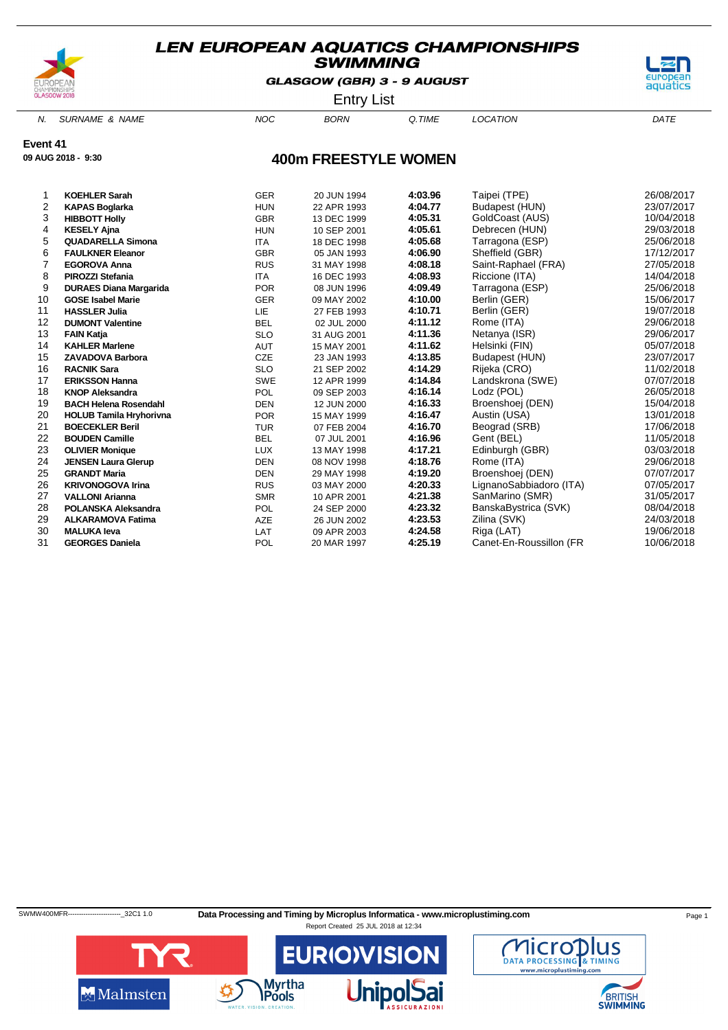# LEN EUROPEAN AQUATICS CHAMPIONSHIPS
## SWIMMING

GLASGOW (GBR) 3 - 9 AUGUST

Entry List

**Event 41**
**09 AUG 2018 - 9:30**

## 400m FREESTYLE WOMEN

| N. | SURNAME & NAME | NOC | BORN | Q.TIME | LOCATION | DATE |
|---|---|---|---|---|---|---|
| 1 | **KOEHLER Sarah** | GER | 20 JUN 1994 | **4:03.96** | Taipei (TPE) | 26/08/2017 |
| 2 | **KAPAS Boglarka** | HUN | 22 APR 1993 | **4:04.77** | Budapest (HUN) | 23/07/2017 |
| 3 | **HIBBOTT Holly** | GBR | 13 DEC 1999 | **4:05.31** | GoldCoast (AUS) | 10/04/2018 |
| 4 | **KESELY Ajna** | HUN | 10 SEP 2001 | **4:05.61** | Debrecen (HUN) | 29/03/2018 |
| 5 | **QUADARELLA Simona** | ITA | 18 DEC 1998 | **4:05.68** | Tarragona (ESP) | 25/06/2018 |
| 6 | **FAULKNER Eleanor** | GBR | 05 JAN 1993 | **4:06.90** | Sheffield (GBR) | 17/12/2017 |
| 7 | **EGOROVA Anna** | RUS | 31 MAY 1998 | **4:08.18** | Saint-Raphael (FRA) | 27/05/2018 |
| 8 | **PIROZZI Stefania** | ITA | 16 DEC 1993 | **4:08.93** | Riccione (ITA) | 14/04/2018 |
| 9 | **DURAES Diana Margarida** | POR | 08 JUN 1996 | **4:09.49** | Tarragona (ESP) | 25/06/2018 |
| 10 | **GOSE Isabel Marie** | GER | 09 MAY 2002 | **4:10.00** | Berlin (GER) | 15/06/2017 |
| 11 | **HASSLER Julia** | LIE | 27 FEB 1993 | **4:10.71** | Berlin (GER) | 19/07/2018 |
| 12 | **DUMONT Valentine** | BEL | 02 JUL 2000 | **4:11.12** | Rome (ITA) | 29/06/2018 |
| 13 | **FAIN Katja** | SLO | 31 AUG 2001 | **4:11.36** | Netanya (ISR) | 29/06/2017 |
| 14 | **KAHLER Marlene** | AUT | 15 MAY 2001 | **4:11.62** | Helsinki (FIN) | 05/07/2018 |
| 15 | **ZAVADOVA Barbora** | CZE | 23 JAN 1993 | **4:13.85** | Budapest (HUN) | 23/07/2017 |
| 16 | **RACNIK Sara** | SLO | 21 SEP 2002 | **4:14.29** | Rijeka (CRO) | 11/02/2018 |
| 17 | **ERIKSSON Hanna** | SWE | 12 APR 1999 | **4:14.84** | Landskrona (SWE) | 07/07/2018 |
| 18 | **KNOP Aleksandra** | POL | 09 SEP 2003 | **4:16.14** | Lodz (POL) | 26/05/2018 |
| 19 | **BACH Helena Rosendahl** | DEN | 12 JUN 2000 | **4:16.33** | Broenshoej (DEN) | 15/04/2018 |
| 20 | **HOLUB Tamila Hryhorivna** | POR | 15 MAY 1999 | **4:16.47** | Austin (USA) | 13/01/2018 |
| 21 | **BOECEKLER Beril** | TUR | 07 FEB 2004 | **4:16.70** | Beograd (SRB) | 17/06/2018 |
| 22 | **BOUDEN Camille** | BEL | 07 JUL 2001 | **4:16.96** | Gent (BEL) | 11/05/2018 |
| 23 | **OLIVIER Monique** | LUX | 13 MAY 1998 | **4:17.21** | Edinburgh (GBR) | 03/03/2018 |
| 24 | **JENSEN Laura Glerup** | DEN | 08 NOV 1998 | **4:18.76** | Rome (ITA) | 29/06/2018 |
| 25 | **GRANDT Maria** | DEN | 29 MAY 1998 | **4:19.20** | Broenshoej (DEN) | 07/07/2017 |
| 26 | **KRIVONOGOVA Irina** | RUS | 03 MAY 2000 | **4:20.33** | LignanoSabbiadoro (ITA) | 07/05/2017 |
| 27 | **VALLONI Arianna** | SMR | 10 APR 2001 | **4:21.38** | SanMarino (SMR) | 31/05/2017 |
| 28 | **POLANSKA Aleksandra** | POL | 24 SEP 2000 | **4:23.32** | BanskaBystrica (SVK) | 08/04/2018 |
| 29 | **ALKARAMOVA Fatima** | AZE | 26 JUN 2002 | **4:23.53** | Zilina (SVK) | 24/03/2018 |
| 30 | **MALUKA Ieva** | LAT | 09 APR 2003 | **4:24.58** | Riga (LAT) | 19/06/2018 |
| 31 | **GEORGES Daniela** | POL | 20 MAR 1997 | **4:25.19** | Canet-En-Roussillon (FR | 10/06/2018 |

SWMW400MFR------------------------_32C1 1.0 **Data Processing and Timing by Microplus Informatica - www.microplustiming.com**

Report Created 25 JUL 2018 at 12:34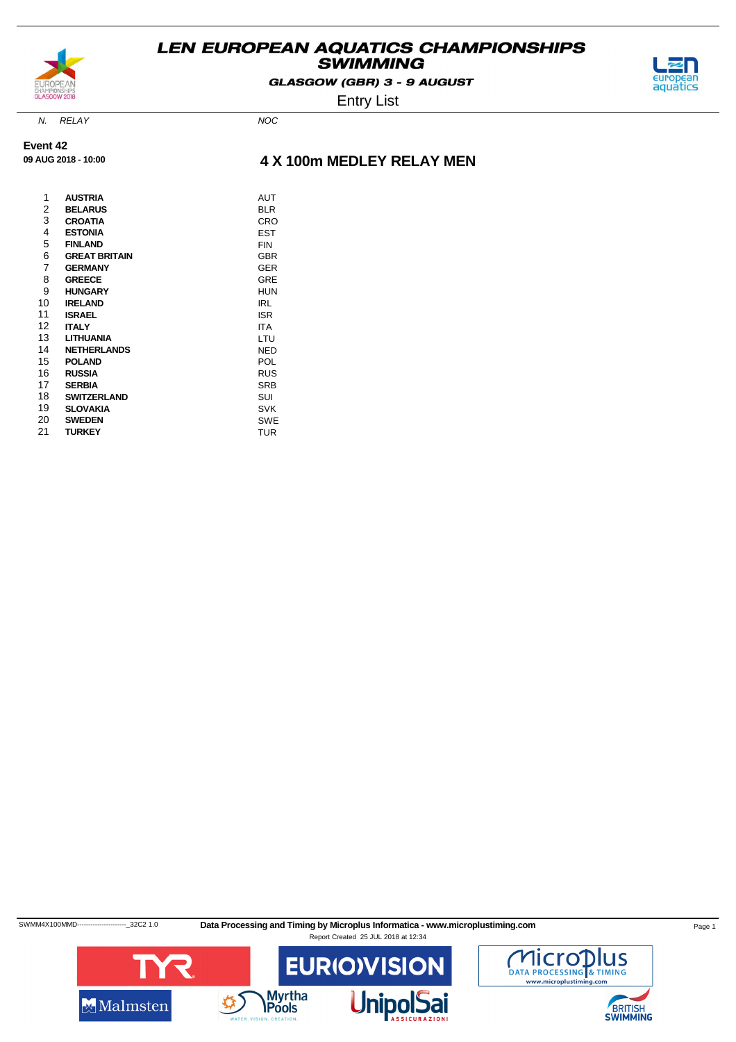# LEN EUROPEAN AQUATICS CHAMPIONSHIPS SWIMMING

**GLASGOW (GBR) 3 - 9 AUGUST**

Entry List

**Event 42**
**09 AUG 2018 - 10:00**

## 4 X 100m MEDLEY RELAY MEN

| N. | RELAY | NOC |
|---|---|---|
| 1 | **AUSTRIA** | AUT |
| 2 | **BELARUS** | BLR |
| 3 | **CROATIA** | CRO |
| 4 | **ESTONIA** | EST |
| 5 | **FINLAND** | FIN |
| 6 | **GREAT BRITAIN** | GBR |
| 7 | **GERMANY** | GER |
| 8 | **GREECE** | GRE |
| 9 | **HUNGARY** | HUN |
| 10 | **IRELAND** | IRL |
| 11 | **ISRAEL** | ISR |
| 12 | **ITALY** | ITA |
| 13 | **LITHUANIA** | LTU |
| 14 | **NETHERLANDS** | NED |
| 15 | **POLAND** | POL |
| 16 | **RUSSIA** | RUS |
| 17 | **SERBIA** | SRB |
| 18 | **SWITZERLAND** | SUI |
| 19 | **SLOVAKIA** | SVK |
| 20 | **SWEDEN** | SWE |
| 21 | **TURKEY** | TUR |

SWMM4X100MMD----------------------_32C2 1.0 **Data Processing and Timing by Microplus Informatica - www.microplustiming.com**
Report Created 25 JUL 2018 at 12:34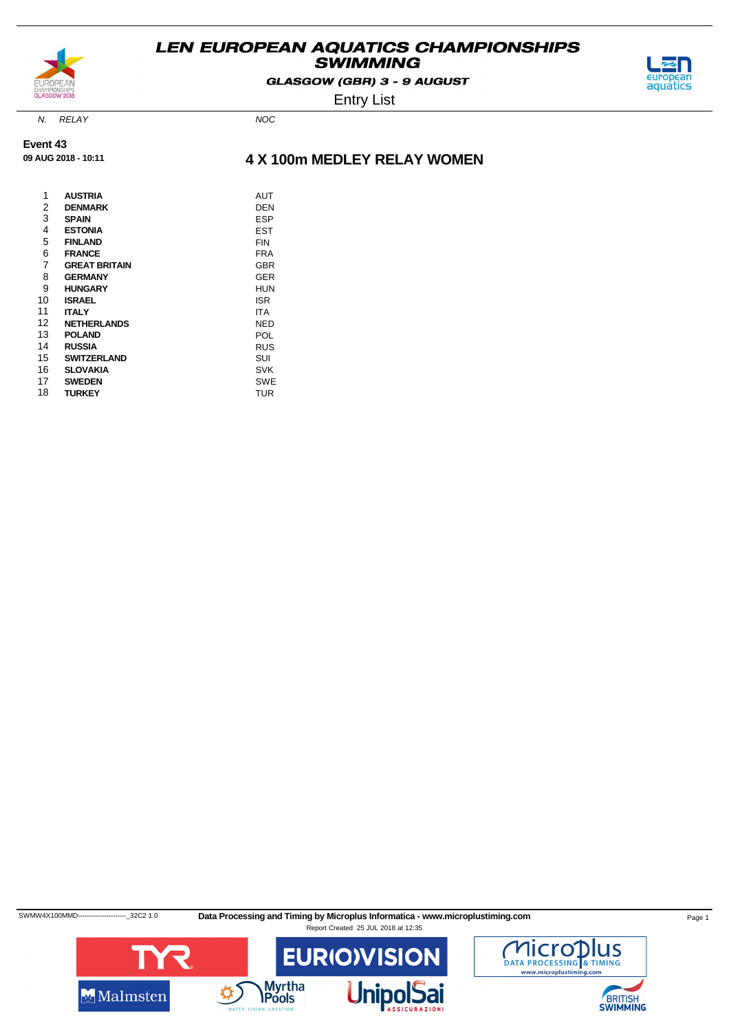# LEN EUROPEAN AQUATICS CHAMPIONSHIPS SWIMMING

GLASGOW (GBR) 3 - 9 AUGUST

Entry List

**Event 43**

**09 AUG 2018 - 10:11**

## 4 X 100m MEDLEY RELAY WOMEN

| N. | RELAY | NOC |
|---|---|---|
| 1 | **AUSTRIA** | AUT |
| 2 | **DENMARK** | DEN |
| 3 | **SPAIN** | ESP |
| 4 | **ESTONIA** | EST |
| 5 | **FINLAND** | FIN |
| 6 | **FRANCE** | FRA |
| 7 | **GREAT BRITAIN** | GBR |
| 8 | **GERMANY** | GER |
| 9 | **HUNGARY** | HUN |
| 10 | **ISRAEL** | ISR |
| 11 | **ITALY** | ITA |
| 12 | **NETHERLANDS** | NED |
| 13 | **POLAND** | POL |
| 14 | **RUSSIA** | RUS |
| 15 | **SWITZERLAND** | SUI |
| 16 | **SLOVAKIA** | SVK |
| 17 | **SWEDEN** | SWE |
| 18 | **TURKEY** | TUR |

SWMW4X100MMD----------------------_32C2 1.0 **Data Processing and Timing by Microplus Informatica - www.microplustiming.com**

Report Created 25 JUL 2018 at 12:35